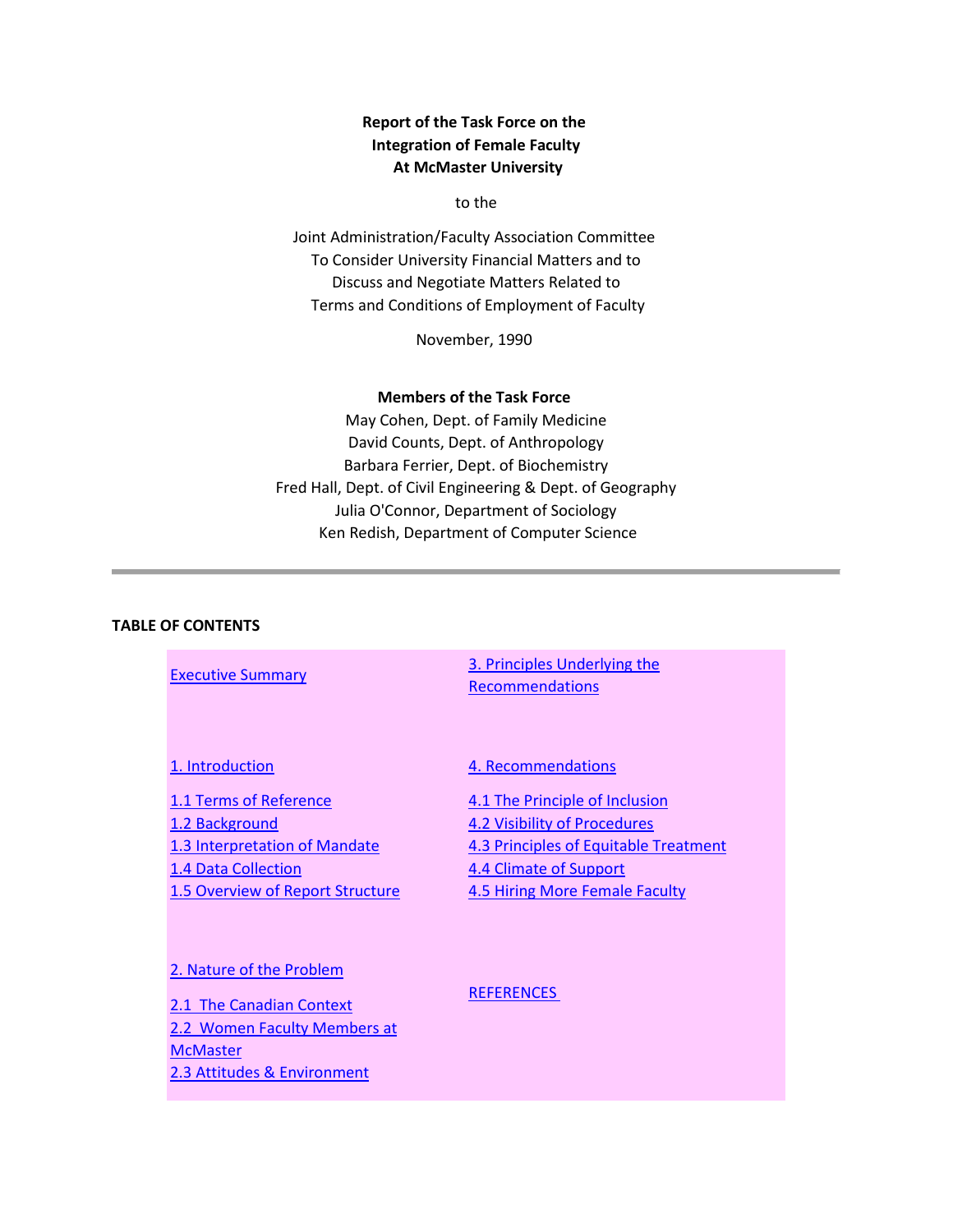**Report of the Task Force on the Integration of Female Faculty At McMaster University**

to the

Joint Administration/Faculty Association Committee
To Consider University Financial Matters and to
Discuss and Negotiate Matters Related to
Terms and Conditions of Employment of Faculty

November, 1990

**Members of the Task Force**

May Cohen, Dept. of Family Medicine
David Counts, Dept. of Anthropology
Barbara Ferrier, Dept. of Biochemistry
Fred Hall, Dept. of Civil Engineering & Dept. of Geography
Julia O'Connor, Department of Sociology
Ken Redish, Department of Computer Science

---

**TABLE OF CONTENTS**

Executive Summary

1. Introduction

- 1.1 Terms of Reference
- 1.2 Background
- 1.3 Interpretation of Mandate
- 1.4 Data Collection
- 1.5 Overview of Report Structure

2. Nature of the Problem

- 2.1 The Canadian Context
- 2.2 Women Faculty Members at McMaster
- 2.3 Attitudes & Environment

3. Principles Underlying the Recommendations

4. Recommendations

- 4.1 The Principle of Inclusion
- 4.2 Visibility of Procedures
- 4.3 Principles of Equitable Treatment
- 4.4 Climate of Support
- 4.5 Hiring More Female Faculty

REFERENCES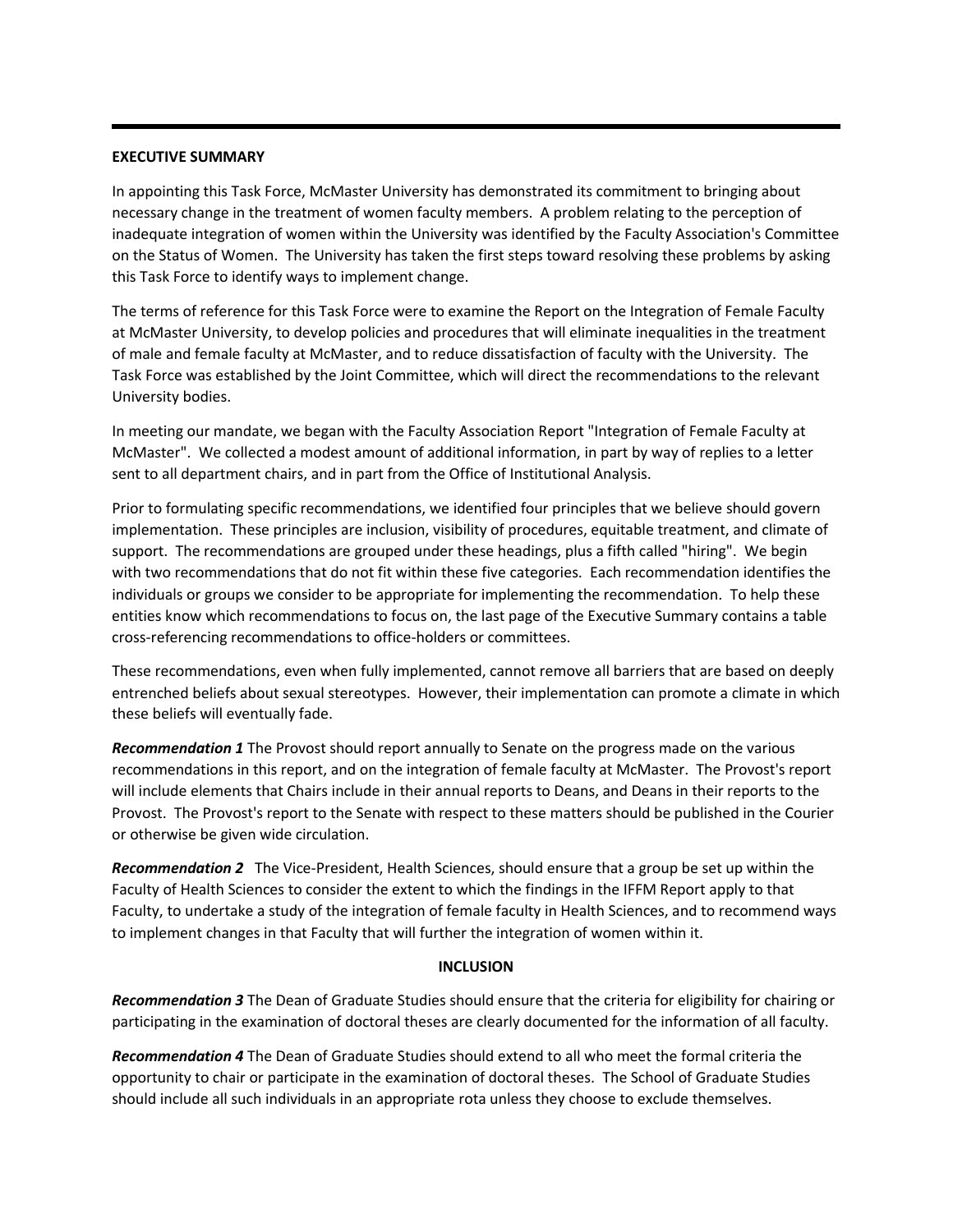## EXECUTIVE SUMMARY

In appointing this Task Force, McMaster University has demonstrated its commitment to bringing about necessary change in the treatment of women faculty members. A problem relating to the perception of inadequate integration of women within the University was identified by the Faculty Association's Committee on the Status of Women. The University has taken the first steps toward resolving these problems by asking this Task Force to identify ways to implement change.

The terms of reference for this Task Force were to examine the Report on the Integration of Female Faculty at McMaster University, to develop policies and procedures that will eliminate inequalities in the treatment of male and female faculty at McMaster, and to reduce dissatisfaction of faculty with the University. The Task Force was established by the Joint Committee, which will direct the recommendations to the relevant University bodies.

In meeting our mandate, we began with the Faculty Association Report "Integration of Female Faculty at McMaster". We collected a modest amount of additional information, in part by way of replies to a letter sent to all department chairs, and in part from the Office of Institutional Analysis.

Prior to formulating specific recommendations, we identified four principles that we believe should govern implementation. These principles are inclusion, visibility of procedures, equitable treatment, and climate of support. The recommendations are grouped under these headings, plus a fifth called "hiring". We begin with two recommendations that do not fit within these five categories. Each recommendation identifies the individuals or groups we consider to be appropriate for implementing the recommendation. To help these entities know which recommendations to focus on, the last page of the Executive Summary contains a table cross-referencing recommendations to office-holders or committees.

These recommendations, even when fully implemented, cannot remove all barriers that are based on deeply entrenched beliefs about sexual stereotypes. However, their implementation can promote a climate in which these beliefs will eventually fade.

***Recommendation 1*** The Provost should report annually to Senate on the progress made on the various recommendations in this report, and on the integration of female faculty at McMaster. The Provost's report will include elements that Chairs include in their annual reports to Deans, and Deans in their reports to the Provost. The Provost's report to the Senate with respect to these matters should be published in the Courier or otherwise be given wide circulation.

***Recommendation 2*** The Vice-President, Health Sciences, should ensure that a group be set up within the Faculty of Health Sciences to consider the extent to which the findings in the IFFM Report apply to that Faculty, to undertake a study of the integration of female faculty in Health Sciences, and to recommend ways to implement changes in that Faculty that will further the integration of women within it.

### INCLUSION

***Recommendation 3*** The Dean of Graduate Studies should ensure that the criteria for eligibility for chairing or participating in the examination of doctoral theses are clearly documented for the information of all faculty.

***Recommendation 4*** The Dean of Graduate Studies should extend to all who meet the formal criteria the opportunity to chair or participate in the examination of doctoral theses. The School of Graduate Studies should include all such individuals in an appropriate rota unless they choose to exclude themselves.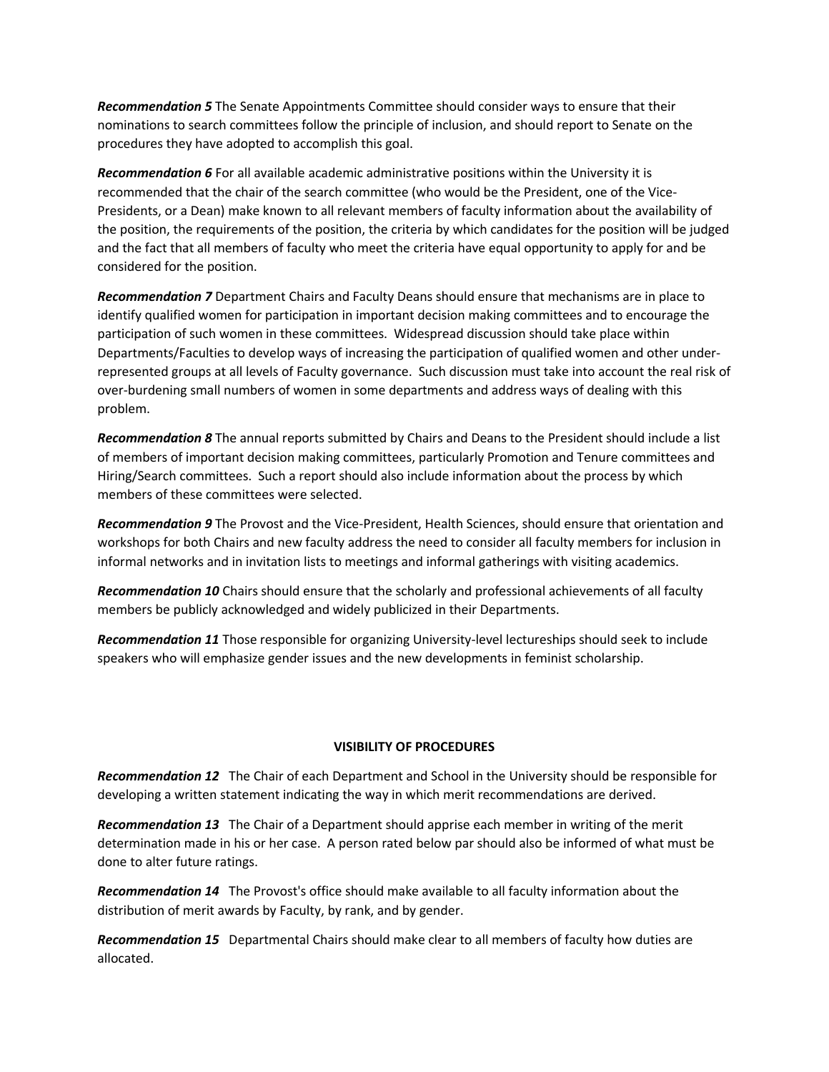***Recommendation 5*** The Senate Appointments Committee should consider ways to ensure that their nominations to search committees follow the principle of inclusion, and should report to Senate on the procedures they have adopted to accomplish this goal.

***Recommendation 6*** For all available academic administrative positions within the University it is recommended that the chair of the search committee (who would be the President, one of the Vice-Presidents, or a Dean) make known to all relevant members of faculty information about the availability of the position, the requirements of the position, the criteria by which candidates for the position will be judged and the fact that all members of faculty who meet the criteria have equal opportunity to apply for and be considered for the position.

***Recommendation 7*** Department Chairs and Faculty Deans should ensure that mechanisms are in place to identify qualified women for participation in important decision making committees and to encourage the participation of such women in these committees. Widespread discussion should take place within Departments/Faculties to develop ways of increasing the participation of qualified women and other under-represented groups at all levels of Faculty governance. Such discussion must take into account the real risk of over-burdening small numbers of women in some departments and address ways of dealing with this problem.

***Recommendation 8*** The annual reports submitted by Chairs and Deans to the President should include a list of members of important decision making committees, particularly Promotion and Tenure committees and Hiring/Search committees. Such a report should also include information about the process by which members of these committees were selected.

***Recommendation 9*** The Provost and the Vice-President, Health Sciences, should ensure that orientation and workshops for both Chairs and new faculty address the need to consider all faculty members for inclusion in informal networks and in invitation lists to meetings and informal gatherings with visiting academics.

***Recommendation 10*** Chairs should ensure that the scholarly and professional achievements of all faculty members be publicly acknowledged and widely publicized in their Departments.

***Recommendation 11*** Those responsible for organizing University-level lectureships should seek to include speakers who will emphasize gender issues and the new developments in feminist scholarship.

## VISIBILITY OF PROCEDURES

***Recommendation 12*** The Chair of each Department and School in the University should be responsible for developing a written statement indicating the way in which merit recommendations are derived.

***Recommendation 13*** The Chair of a Department should apprise each member in writing of the merit determination made in his or her case. A person rated below par should also be informed of what must be done to alter future ratings.

***Recommendation 14*** The Provost's office should make available to all faculty information about the distribution of merit awards by Faculty, by rank, and by gender.

***Recommendation 15*** Departmental Chairs should make clear to all members of faculty how duties are allocated.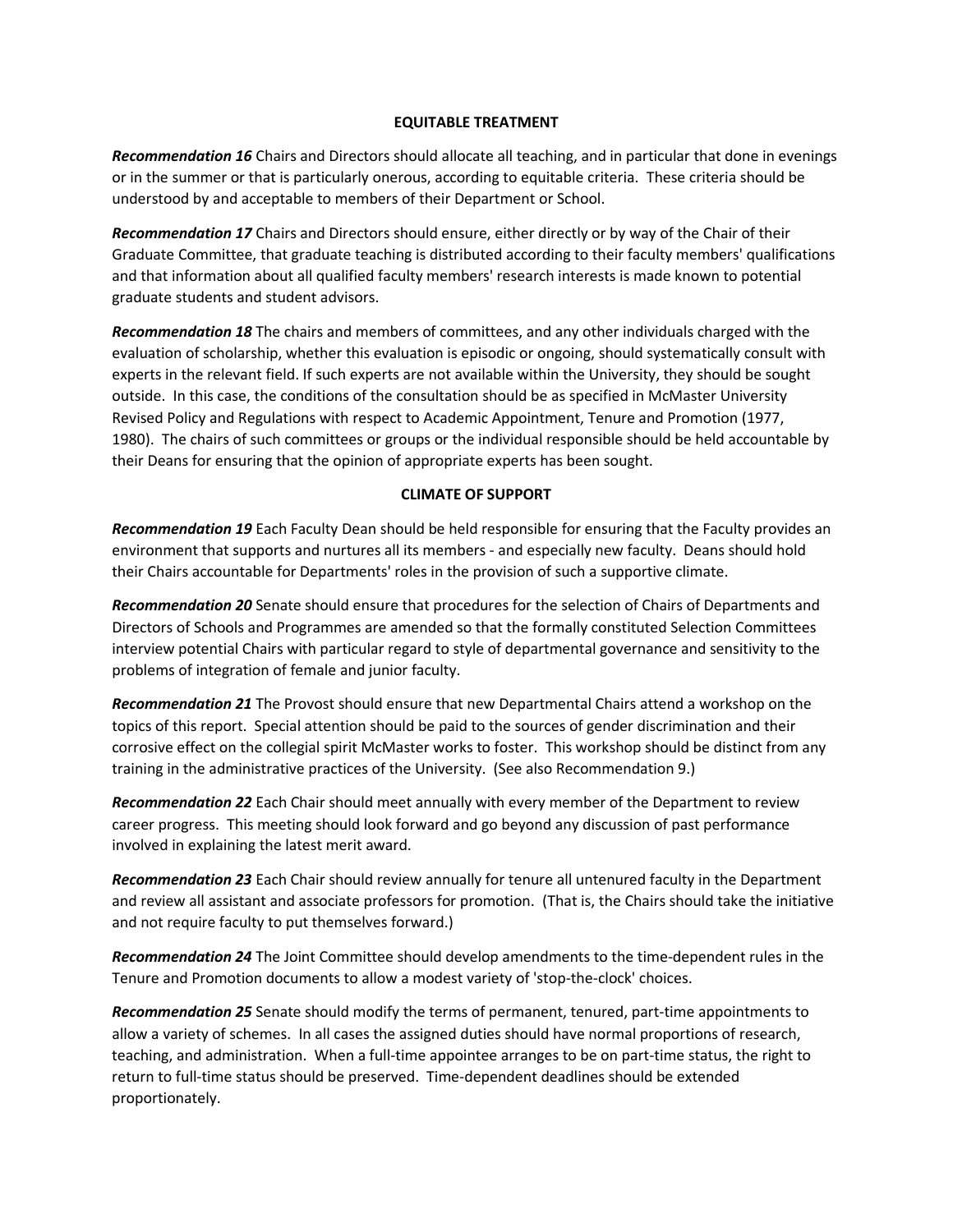## EQUITABLE TREATMENT

***Recommendation 16*** Chairs and Directors should allocate all teaching, and in particular that done in evenings or in the summer or that is particularly onerous, according to equitable criteria. These criteria should be understood by and acceptable to members of their Department or School.

***Recommendation 17*** Chairs and Directors should ensure, either directly or by way of the Chair of their Graduate Committee, that graduate teaching is distributed according to their faculty members' qualifications and that information about all qualified faculty members' research interests is made known to potential graduate students and student advisors.

***Recommendation 18*** The chairs and members of committees, and any other individuals charged with the evaluation of scholarship, whether this evaluation is episodic or ongoing, should systematically consult with experts in the relevant field. If such experts are not available within the University, they should be sought outside. In this case, the conditions of the consultation should be as specified in McMaster University Revised Policy and Regulations with respect to Academic Appointment, Tenure and Promotion (1977, 1980). The chairs of such committees or groups or the individual responsible should be held accountable by their Deans for ensuring that the opinion of appropriate experts has been sought.

## CLIMATE OF SUPPORT

***Recommendation 19*** Each Faculty Dean should be held responsible for ensuring that the Faculty provides an environment that supports and nurtures all its members - and especially new faculty. Deans should hold their Chairs accountable for Departments' roles in the provision of such a supportive climate.

***Recommendation 20*** Senate should ensure that procedures for the selection of Chairs of Departments and Directors of Schools and Programmes are amended so that the formally constituted Selection Committees interview potential Chairs with particular regard to style of departmental governance and sensitivity to the problems of integration of female and junior faculty.

***Recommendation 21*** The Provost should ensure that new Departmental Chairs attend a workshop on the topics of this report. Special attention should be paid to the sources of gender discrimination and their corrosive effect on the collegial spirit McMaster works to foster. This workshop should be distinct from any training in the administrative practices of the University. (See also Recommendation 9.)

***Recommendation 22*** Each Chair should meet annually with every member of the Department to review career progress. This meeting should look forward and go beyond any discussion of past performance involved in explaining the latest merit award.

***Recommendation 23*** Each Chair should review annually for tenure all untenured faculty in the Department and review all assistant and associate professors for promotion. (That is, the Chairs should take the initiative and not require faculty to put themselves forward.)

***Recommendation 24*** The Joint Committee should develop amendments to the time-dependent rules in the Tenure and Promotion documents to allow a modest variety of 'stop-the-clock' choices.

***Recommendation 25*** Senate should modify the terms of permanent, tenured, part-time appointments to allow a variety of schemes. In all cases the assigned duties should have normal proportions of research, teaching, and administration. When a full-time appointee arranges to be on part-time status, the right to return to full-time status should be preserved. Time-dependent deadlines should be extended proportionately.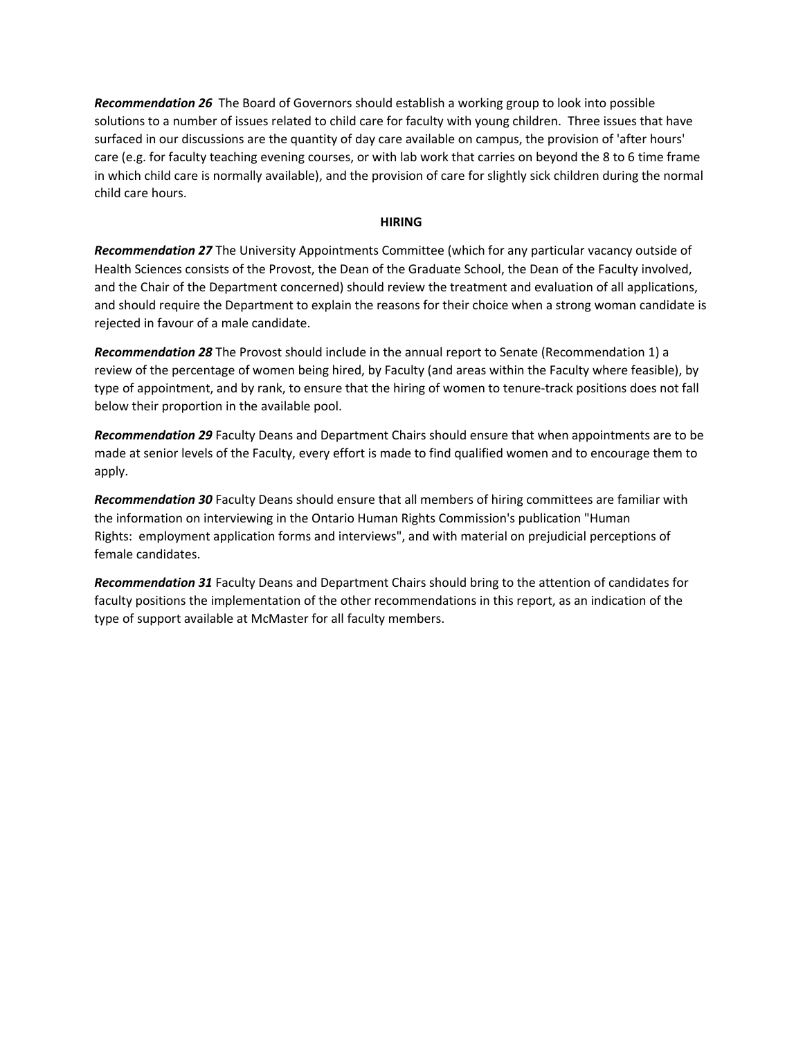***Recommendation 26*** The Board of Governors should establish a working group to look into possible solutions to a number of issues related to child care for faculty with young children. Three issues that have surfaced in our discussions are the quantity of day care available on campus, the provision of 'after hours' care (e.g. for faculty teaching evening courses, or with lab work that carries on beyond the 8 to 6 time frame in which child care is normally available), and the provision of care for slightly sick children during the normal child care hours.

**HIRING**

***Recommendation 27*** The University Appointments Committee (which for any particular vacancy outside of Health Sciences consists of the Provost, the Dean of the Graduate School, the Dean of the Faculty involved, and the Chair of the Department concerned) should review the treatment and evaluation of all applications, and should require the Department to explain the reasons for their choice when a strong woman candidate is rejected in favour of a male candidate.

***Recommendation 28*** The Provost should include in the annual report to Senate (Recommendation 1) a review of the percentage of women being hired, by Faculty (and areas within the Faculty where feasible), by type of appointment, and by rank, to ensure that the hiring of women to tenure-track positions does not fall below their proportion in the available pool.

***Recommendation 29*** Faculty Deans and Department Chairs should ensure that when appointments are to be made at senior levels of the Faculty, every effort is made to find qualified women and to encourage them to apply.

***Recommendation 30*** Faculty Deans should ensure that all members of hiring committees are familiar with the information on interviewing in the Ontario Human Rights Commission's publication "Human Rights: employment application forms and interviews", and with material on prejudicial perceptions of female candidates.

***Recommendation 31*** Faculty Deans and Department Chairs should bring to the attention of candidates for faculty positions the implementation of the other recommendations in this report, as an indication of the type of support available at McMaster for all faculty members.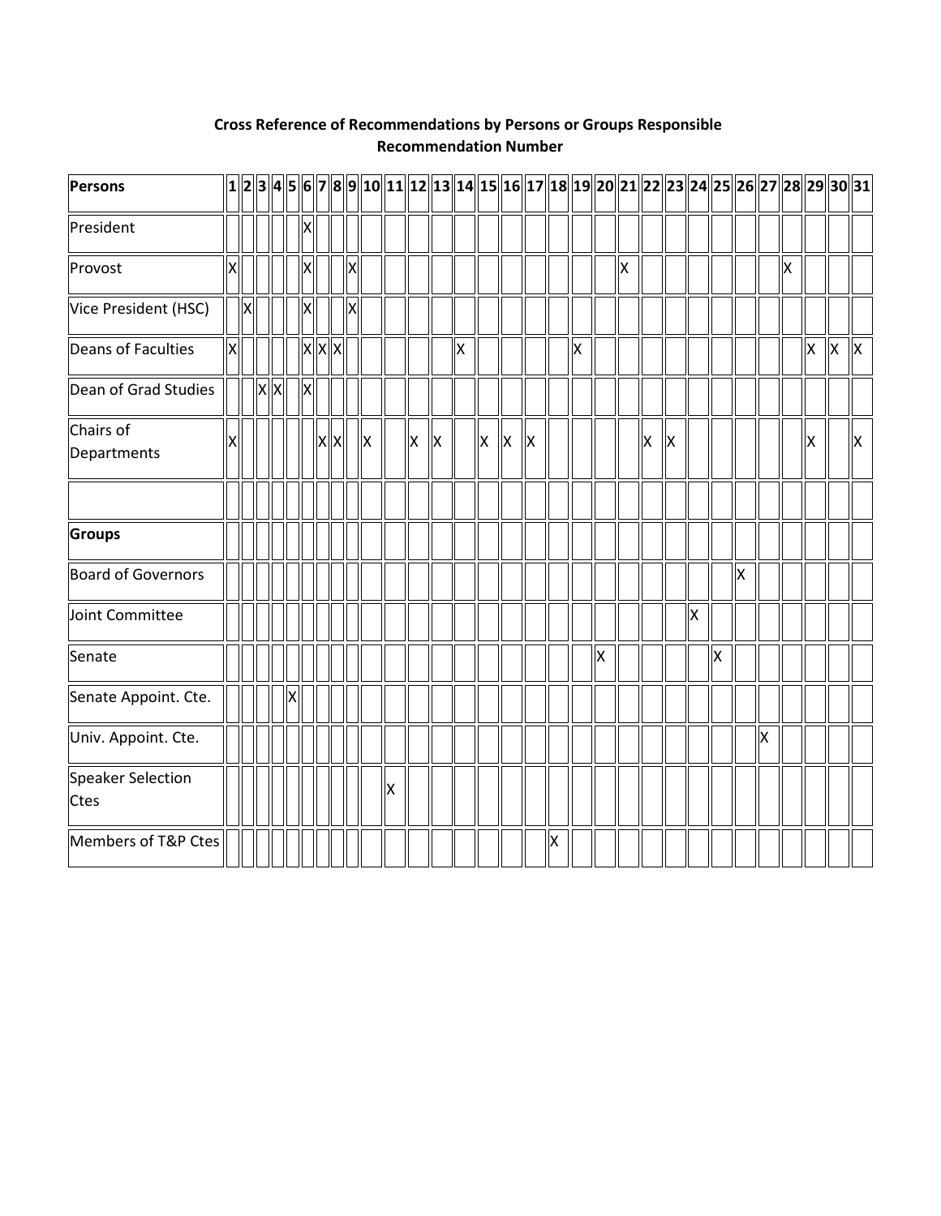**Cross Reference of Recommendations by Persons or Groups Responsible**
**Recommendation Number**

| **Persons** | 1 | 2 | 3 | 4 | 5 | 6 | 7 | 8 | 9 | 10 | 11 | 12 | 13 | 14 | 15 | 16 | 17 | 18 | 19 | 20 | 21 | 22 | 23 | 24 | 25 | 26 | 27 | 28 | 29 | 30 | 31 |
|---|---|---|---|---|---|---|---|---|---|---|---|---|---|---|---|---|---|---|---|---|---|---|---|---|---|---|---|---|---|---|---|
| President | | | | | | X | | | | | | | | | | | | | | | | | | | | | | | | | |
| Provost | X | | | | | X | | | X | | | | | | | | | | | | X | | | | | | | X | | | |
| Vice President (HSC) | | X | | | | X | | | X | | | | | | | | | | | | | | | | | | | | | | |
| Deans of Faculties | X | | | | | X | X | X | | | | | | X | | | | | X | | | | | | | | | | X | X | X |
| Dean of Grad Studies | | | X | X | | X | | | | | | | | | | | | | | | | | | | | | | | | | |
| Chairs of Departments | X | | | | | | X | X | | X | | X | X | | X | X | X | | | | | X | X | | | | | | X | | X |
| | | | | | | | | | | | | | | | | | | | | | | | | | | | | | | | |
| **Groups** | | | | | | | | | | | | | | | | | | | | | | | | | | | | | | | |
| Board of Governors | | | | | | | | | | | | | | | | | | | | | | | | | | X | | | | | |
| Joint Committee | | | | | | | | | | | | | | | | | | | | | | | | X | | | | | | | |
| Senate | | | | | | | | | | | | | | | | | | | | X | | | | | X | | | | | | |
| Senate Appoint. Cte. | | | | | X | | | | | | | | | | | | | | | | | | | | | | | | | | |
| Univ. Appoint. Cte. | | | | | | | | | | | | | | | | | | | | | | | | | | | X | | | | |
| Speaker Selection Ctes | | | | | | | | | | | X | | | | | | | | | | | | | | | | | | | | |
| Members of T&P Ctes | | | | | | | | | | | | | | | | | | X | | | | | | | | | | | | | |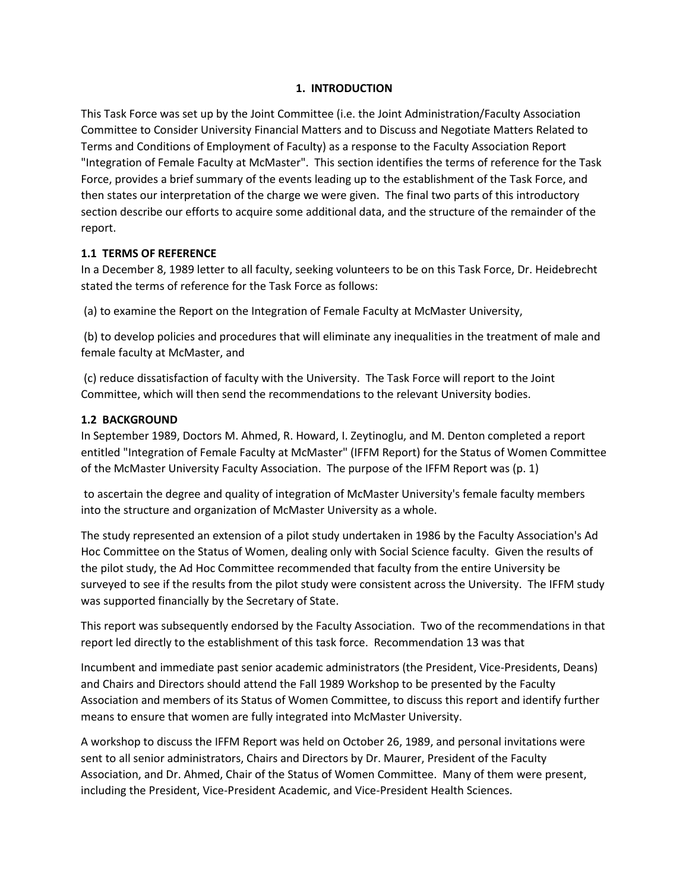## 1. INTRODUCTION

This Task Force was set up by the Joint Committee (i.e. the Joint Administration/Faculty Association Committee to Consider University Financial Matters and to Discuss and Negotiate Matters Related to Terms and Conditions of Employment of Faculty) as a response to the Faculty Association Report "Integration of Female Faculty at McMaster". This section identifies the terms of reference for the Task Force, provides a brief summary of the events leading up to the establishment of the Task Force, and then states our interpretation of the charge we were given. The final two parts of this introductory section describe our efforts to acquire some additional data, and the structure of the remainder of the report.

### 1.1 TERMS OF REFERENCE

In a December 8, 1989 letter to all faculty, seeking volunteers to be on this Task Force, Dr. Heidebrecht stated the terms of reference for the Task Force as follows:

(a) to examine the Report on the Integration of Female Faculty at McMaster University,

(b) to develop policies and procedures that will eliminate any inequalities in the treatment of male and female faculty at McMaster, and

(c) reduce dissatisfaction of faculty with the University. The Task Force will report to the Joint Committee, which will then send the recommendations to the relevant University bodies.

### 1.2 BACKGROUND

In September 1989, Doctors M. Ahmed, R. Howard, I. Zeytinoglu, and M. Denton completed a report entitled "Integration of Female Faculty at McMaster" (IFFM Report) for the Status of Women Committee of the McMaster University Faculty Association. The purpose of the IFFM Report was (p. 1)

> to ascertain the degree and quality of integration of McMaster University's female faculty members into the structure and organization of McMaster University as a whole.

The study represented an extension of a pilot study undertaken in 1986 by the Faculty Association's Ad Hoc Committee on the Status of Women, dealing only with Social Science faculty. Given the results of the pilot study, the Ad Hoc Committee recommended that faculty from the entire University be surveyed to see if the results from the pilot study were consistent across the University. The IFFM study was supported financially by the Secretary of State.

This report was subsequently endorsed by the Faculty Association. Two of the recommendations in that report led directly to the establishment of this task force. Recommendation 13 was that

> Incumbent and immediate past senior academic administrators (the President, Vice-Presidents, Deans) and Chairs and Directors should attend the Fall 1989 Workshop to be presented by the Faculty Association and members of its Status of Women Committee, to discuss this report and identify further means to ensure that women are fully integrated into McMaster University.

A workshop to discuss the IFFM Report was held on October 26, 1989, and personal invitations were sent to all senior administrators, Chairs and Directors by Dr. Maurer, President of the Faculty Association, and Dr. Ahmed, Chair of the Status of Women Committee. Many of them were present, including the President, Vice-President Academic, and Vice-President Health Sciences.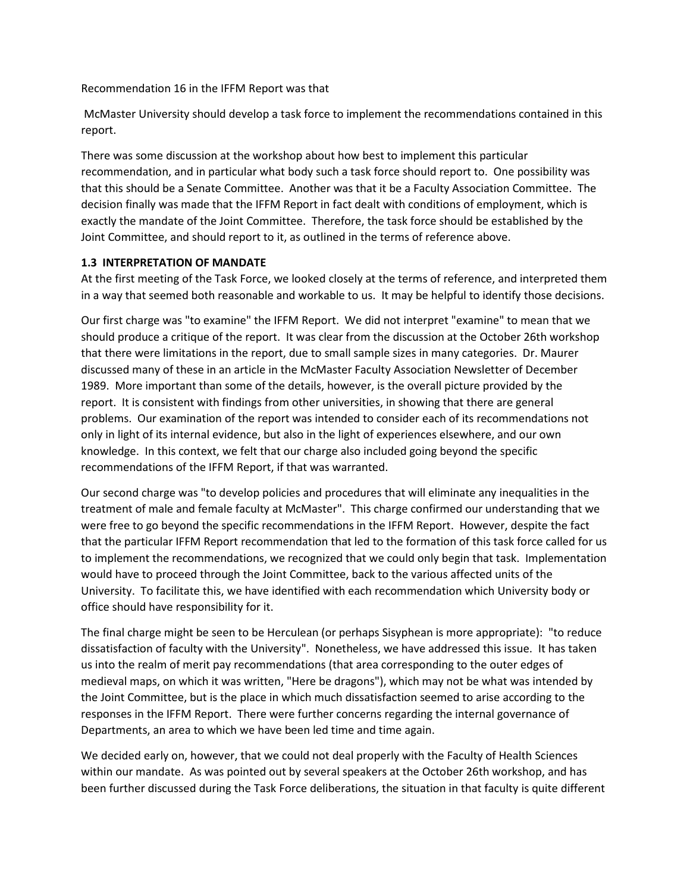Recommendation 16 in the IFFM Report was that

> McMaster University should develop a task force to implement the recommendations contained in this report.

There was some discussion at the workshop about how best to implement this particular recommendation, and in particular what body such a task force should report to. One possibility was that this should be a Senate Committee. Another was that it be a Faculty Association Committee. The decision finally was made that the IFFM Report in fact dealt with conditions of employment, which is exactly the mandate of the Joint Committee. Therefore, the task force should be established by the Joint Committee, and should report to it, as outlined in the terms of reference above.

### 1.3 INTERPRETATION OF MANDATE

At the first meeting of the Task Force, we looked closely at the terms of reference, and interpreted them in a way that seemed both reasonable and workable to us. It may be helpful to identify those decisions.

Our first charge was "to examine" the IFFM Report. We did not interpret "examine" to mean that we should produce a critique of the report. It was clear from the discussion at the October 26th workshop that there were limitations in the report, due to small sample sizes in many categories. Dr. Maurer discussed many of these in an article in the McMaster Faculty Association Newsletter of December 1989. More important than some of the details, however, is the overall picture provided by the report. It is consistent with findings from other universities, in showing that there are general problems. Our examination of the report was intended to consider each of its recommendations not only in light of its internal evidence, but also in the light of experiences elsewhere, and our own knowledge. In this context, we felt that our charge also included going beyond the specific recommendations of the IFFM Report, if that was warranted.

Our second charge was "to develop policies and procedures that will eliminate any inequalities in the treatment of male and female faculty at McMaster". This charge confirmed our understanding that we were free to go beyond the specific recommendations in the IFFM Report. However, despite the fact that the particular IFFM Report recommendation that led to the formation of this task force called for us to implement the recommendations, we recognized that we could only begin that task. Implementation would have to proceed through the Joint Committee, back to the various affected units of the University. To facilitate this, we have identified with each recommendation which University body or office should have responsibility for it.

The final charge might be seen to be Herculean (or perhaps Sisyphean is more appropriate): "to reduce dissatisfaction of faculty with the University". Nonetheless, we have addressed this issue. It has taken us into the realm of merit pay recommendations (that area corresponding to the outer edges of medieval maps, on which it was written, "Here be dragons"), which may not be what was intended by the Joint Committee, but is the place in which much dissatisfaction seemed to arise according to the responses in the IFFM Report. There were further concerns regarding the internal governance of Departments, an area to which we have been led time and time again.

We decided early on, however, that we could not deal properly with the Faculty of Health Sciences within our mandate. As was pointed out by several speakers at the October 26th workshop, and has been further discussed during the Task Force deliberations, the situation in that faculty is quite different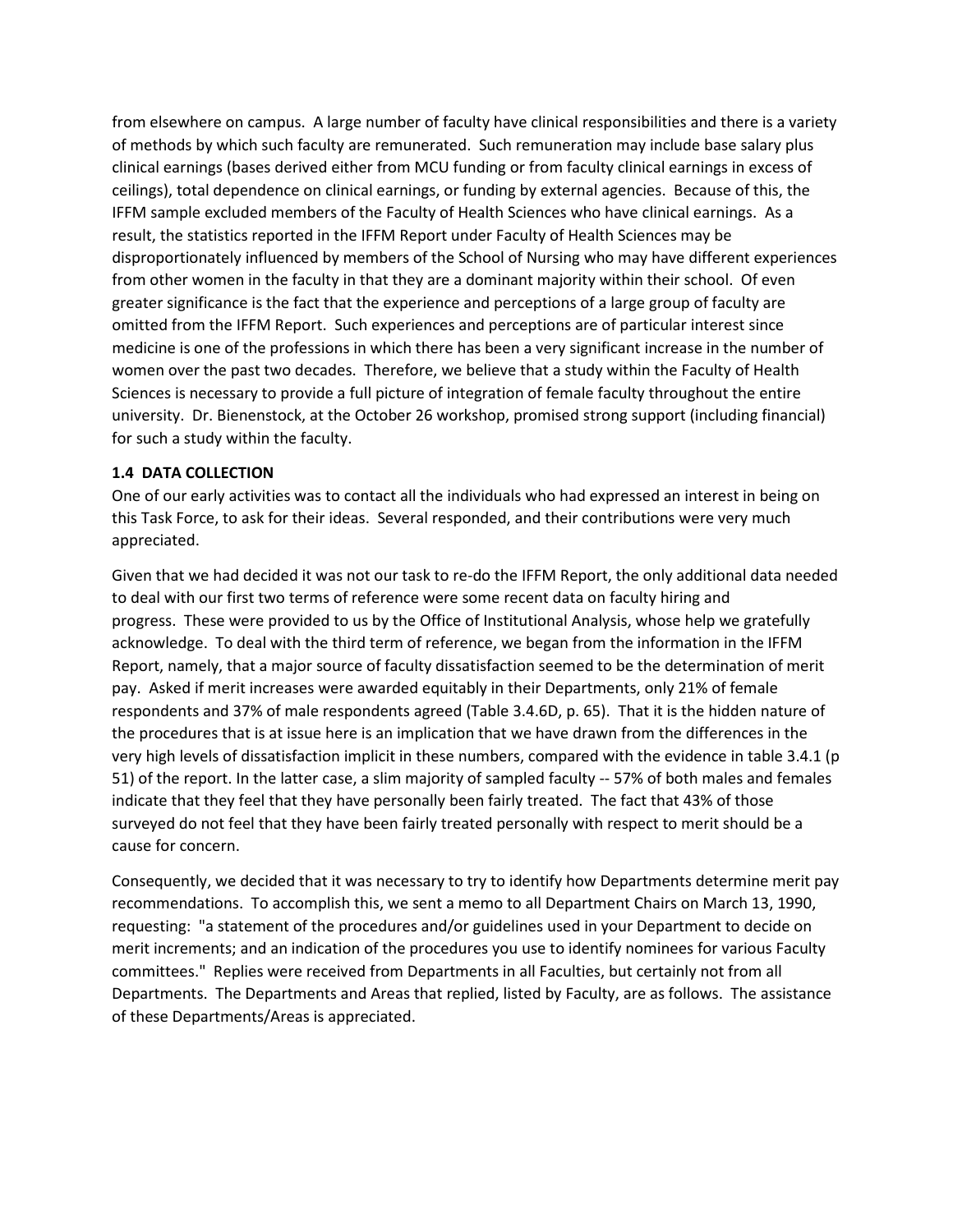from elsewhere on campus. A large number of faculty have clinical responsibilities and there is a variety of methods by which such faculty are remunerated. Such remuneration may include base salary plus clinical earnings (bases derived either from MCU funding or from faculty clinical earnings in excess of ceilings), total dependence on clinical earnings, or funding by external agencies. Because of this, the IFFM sample excluded members of the Faculty of Health Sciences who have clinical earnings. As a result, the statistics reported in the IFFM Report under Faculty of Health Sciences may be disproportionately influenced by members of the School of Nursing who may have different experiences from other women in the faculty in that they are a dominant majority within their school. Of even greater significance is the fact that the experience and perceptions of a large group of faculty are omitted from the IFFM Report. Such experiences and perceptions are of particular interest since medicine is one of the professions in which there has been a very significant increase in the number of women over the past two decades. Therefore, we believe that a study within the Faculty of Health Sciences is necessary to provide a full picture of integration of female faculty throughout the entire university. Dr. Bienenstock, at the October 26 workshop, promised strong support (including financial) for such a study within the faculty.

### 1.4 DATA COLLECTION

One of our early activities was to contact all the individuals who had expressed an interest in being on this Task Force, to ask for their ideas. Several responded, and their contributions were very much appreciated.

Given that we had decided it was not our task to re-do the IFFM Report, the only additional data needed to deal with our first two terms of reference were some recent data on faculty hiring and progress. These were provided to us by the Office of Institutional Analysis, whose help we gratefully acknowledge. To deal with the third term of reference, we began from the information in the IFFM Report, namely, that a major source of faculty dissatisfaction seemed to be the determination of merit pay. Asked if merit increases were awarded equitably in their Departments, only 21% of female respondents and 37% of male respondents agreed (Table 3.4.6D, p. 65). That it is the hidden nature of the procedures that is at issue here is an implication that we have drawn from the differences in the very high levels of dissatisfaction implicit in these numbers, compared with the evidence in table 3.4.1 (p 51) of the report. In the latter case, a slim majority of sampled faculty -- 57% of both males and females indicate that they feel that they have personally been fairly treated. The fact that 43% of those surveyed do not feel that they have been fairly treated personally with respect to merit should be a cause for concern.

Consequently, we decided that it was necessary to try to identify how Departments determine merit pay recommendations. To accomplish this, we sent a memo to all Department Chairs on March 13, 1990, requesting: "a statement of the procedures and/or guidelines used in your Department to decide on merit increments; and an indication of the procedures you use to identify nominees for various Faculty committees." Replies were received from Departments in all Faculties, but certainly not from all Departments. The Departments and Areas that replied, listed by Faculty, are as follows. The assistance of these Departments/Areas is appreciated.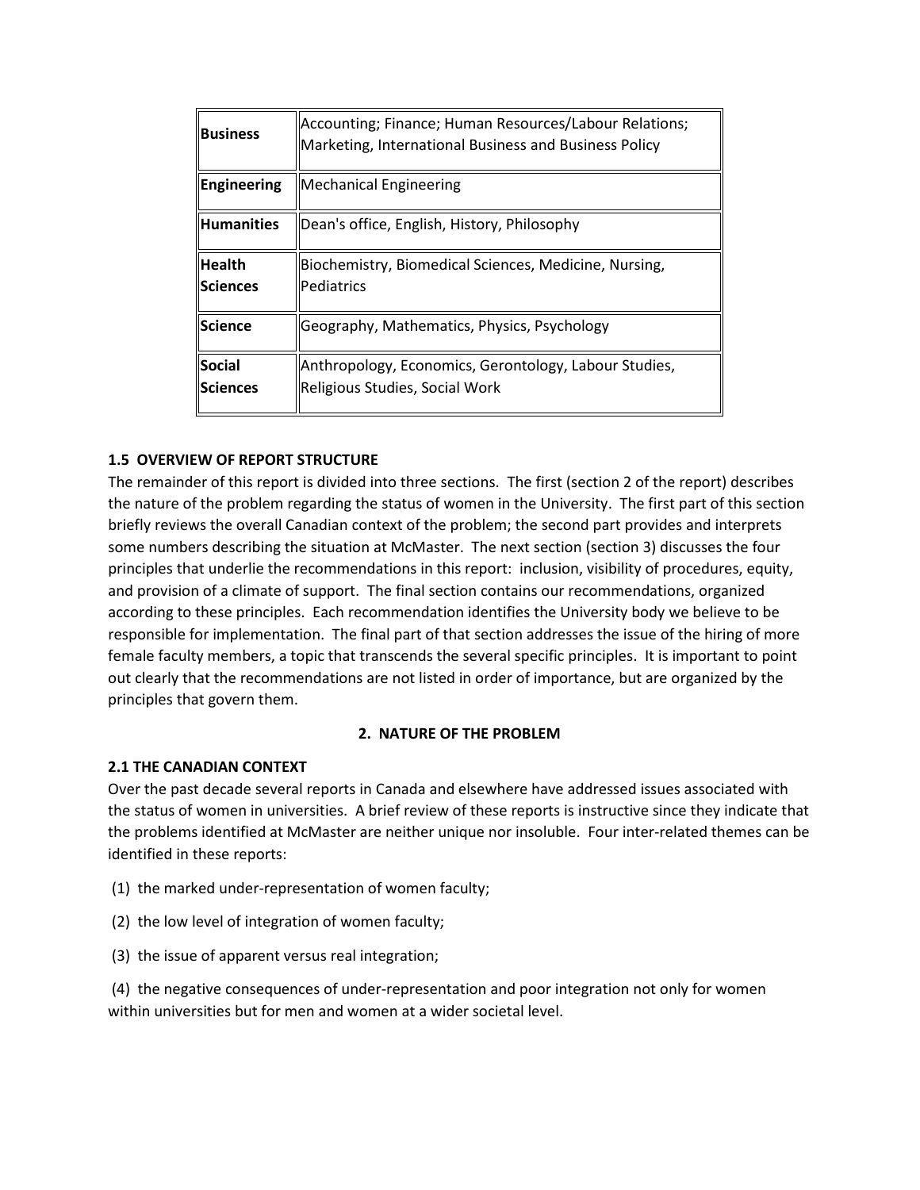| **Business** | Accounting; Finance; Human Resources/Labour Relations; Marketing, International Business and Business Policy |
|---|---|
| **Engineering** | Mechanical Engineering |
| **Humanities** | Dean's office, English, History, Philosophy |
| **Health Sciences** | Biochemistry, Biomedical Sciences, Medicine, Nursing, Pediatrics |
| **Science** | Geography, Mathematics, Physics, Psychology |
| **Social Sciences** | Anthropology, Economics, Gerontology, Labour Studies, Religious Studies, Social Work |

### 1.5 OVERVIEW OF REPORT STRUCTURE

The remainder of this report is divided into three sections. The first (section 2 of the report) describes the nature of the problem regarding the status of women in the University. The first part of this section briefly reviews the overall Canadian context of the problem; the second part provides and interprets some numbers describing the situation at McMaster. The next section (section 3) discusses the four principles that underlie the recommendations in this report: inclusion, visibility of procedures, equity, and provision of a climate of support. The final section contains our recommendations, organized according to these principles. Each recommendation identifies the University body we believe to be responsible for implementation. The final part of that section addresses the issue of the hiring of more female faculty members, a topic that transcends the several specific principles. It is important to point out clearly that the recommendations are not listed in order of importance, but are organized by the principles that govern them.

## 2. NATURE OF THE PROBLEM

### 2.1 THE CANADIAN CONTEXT

Over the past decade several reports in Canada and elsewhere have addressed issues associated with the status of women in universities. A brief review of these reports is instructive since they indicate that the problems identified at McMaster are neither unique nor insoluble. Four inter-related themes can be identified in these reports:

(1) the marked under-representation of women faculty;

(2) the low level of integration of women faculty;

(3) the issue of apparent versus real integration;

(4) the negative consequences of under-representation and poor integration not only for women within universities but for men and women at a wider societal level.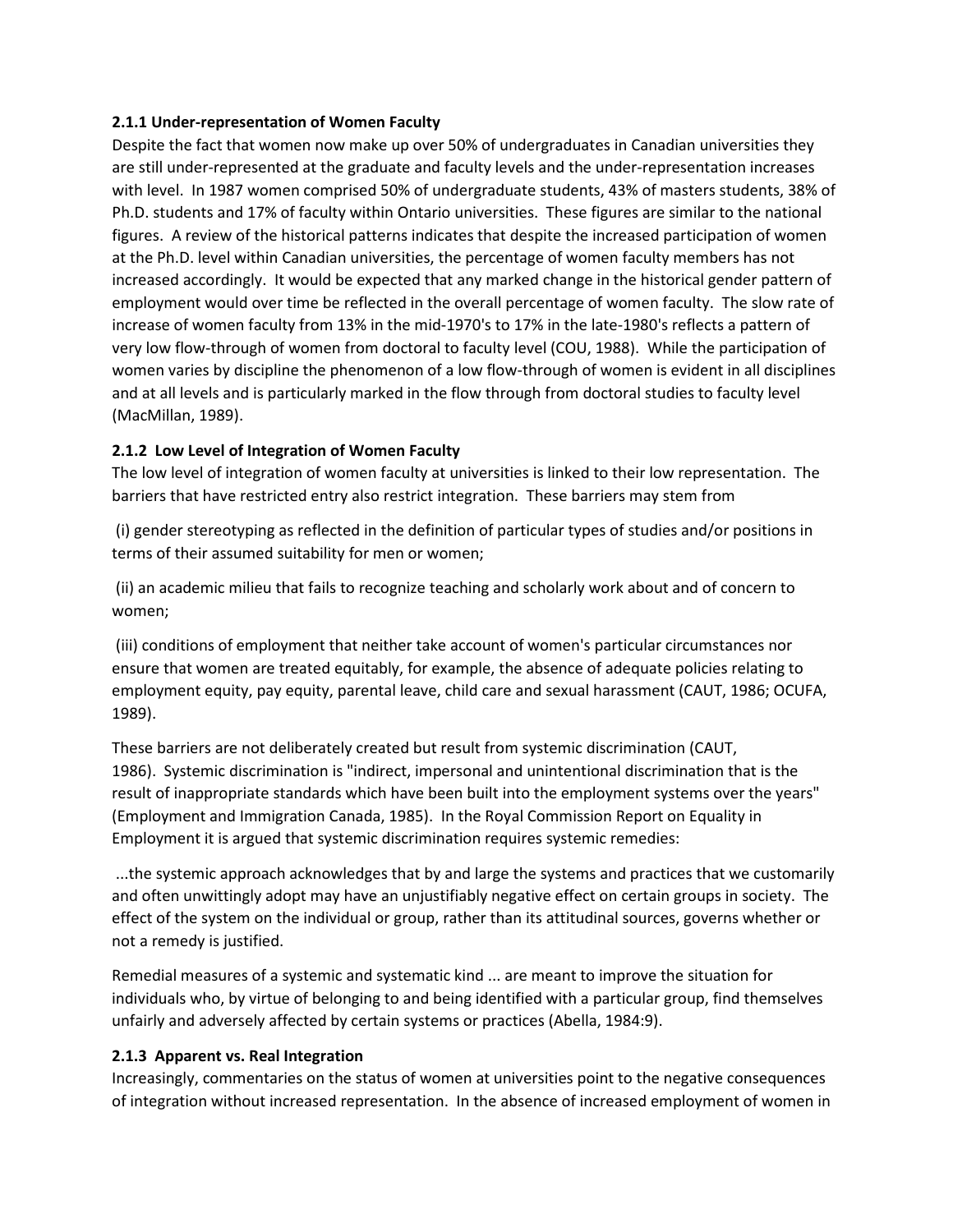### 2.1.1 Under-representation of Women Faculty

Despite the fact that women now make up over 50% of undergraduates in Canadian universities they are still under-represented at the graduate and faculty levels and the under-representation increases with level. In 1987 women comprised 50% of undergraduate students, 43% of masters students, 38% of Ph.D. students and 17% of faculty within Ontario universities. These figures are similar to the national figures. A review of the historical patterns indicates that despite the increased participation of women at the Ph.D. level within Canadian universities, the percentage of women faculty members has not increased accordingly. It would be expected that any marked change in the historical gender pattern of employment would over time be reflected in the overall percentage of women faculty. The slow rate of increase of women faculty from 13% in the mid-1970's to 17% in the late-1980's reflects a pattern of very low flow-through of women from doctoral to faculty level (COU, 1988). While the participation of women varies by discipline the phenomenon of a low flow-through of women is evident in all disciplines and at all levels and is particularly marked in the flow through from doctoral studies to faculty level (MacMillan, 1989).

### 2.1.2 Low Level of Integration of Women Faculty

The low level of integration of women faculty at universities is linked to their low representation. The barriers that have restricted entry also restrict integration. These barriers may stem from

(i) gender stereotyping as reflected in the definition of particular types of studies and/or positions in terms of their assumed suitability for men or women;

(ii) an academic milieu that fails to recognize teaching and scholarly work about and of concern to women;

(iii) conditions of employment that neither take account of women's particular circumstances nor ensure that women are treated equitably, for example, the absence of adequate policies relating to employment equity, pay equity, parental leave, child care and sexual harassment (CAUT, 1986; OCUFA, 1989).

These barriers are not deliberately created but result from systemic discrimination (CAUT, 1986). Systemic discrimination is "indirect, impersonal and unintentional discrimination that is the result of inappropriate standards which have been built into the employment systems over the years" (Employment and Immigration Canada, 1985). In the Royal Commission Report on Equality in Employment it is argued that systemic discrimination requires systemic remedies:

...the systemic approach acknowledges that by and large the systems and practices that we customarily and often unwittingly adopt may have an unjustifiably negative effect on certain groups in society. The effect of the system on the individual or group, rather than its attitudinal sources, governs whether or not a remedy is justified.

Remedial measures of a systemic and systematic kind ... are meant to improve the situation for individuals who, by virtue of belonging to and being identified with a particular group, find themselves unfairly and adversely affected by certain systems or practices (Abella, 1984:9).

### 2.1.3 Apparent vs. Real Integration

Increasingly, commentaries on the status of women at universities point to the negative consequences of integration without increased representation. In the absence of increased employment of women in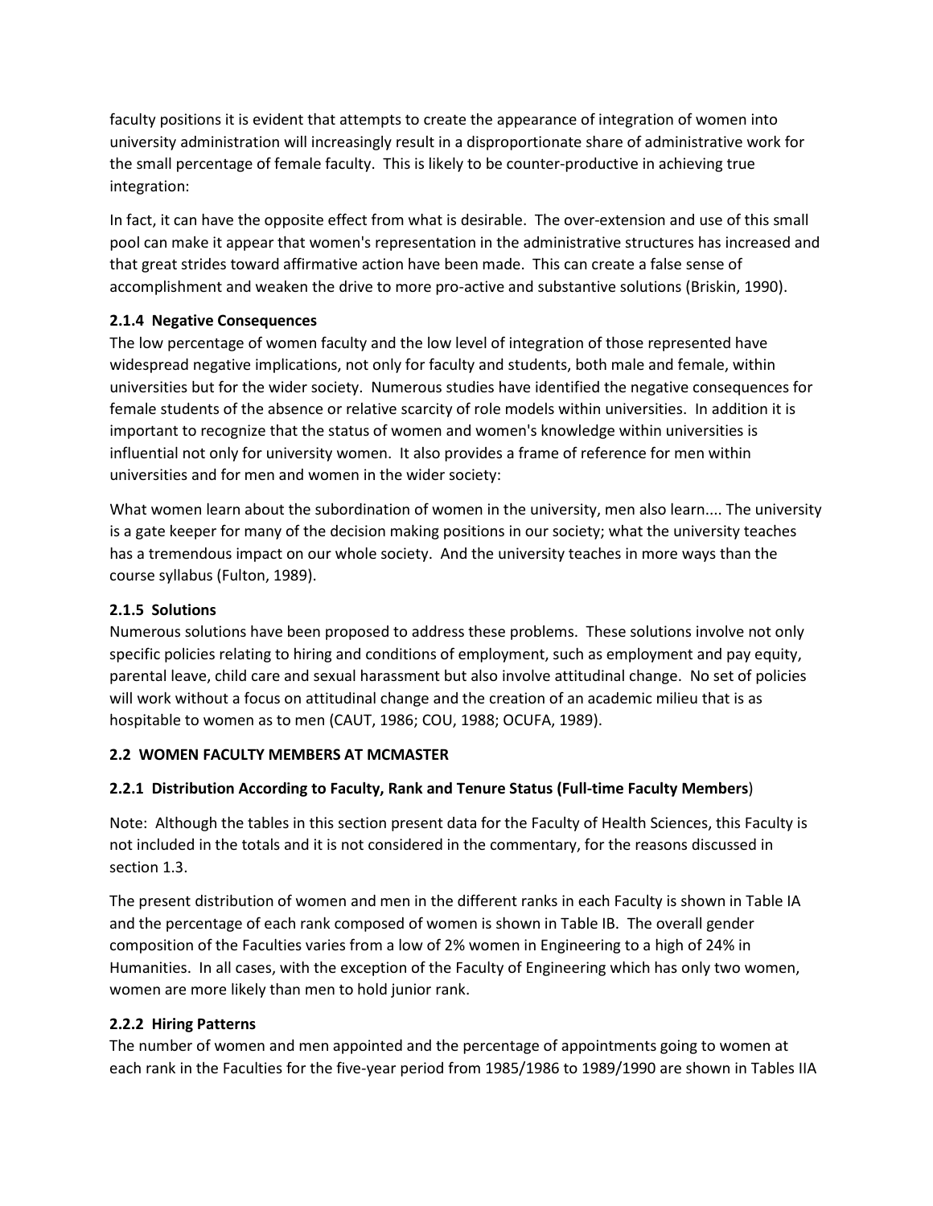faculty positions it is evident that attempts to create the appearance of integration of women into university administration will increasingly result in a disproportionate share of administrative work for the small percentage of female faculty. This is likely to be counter-productive in achieving true integration:

In fact, it can have the opposite effect from what is desirable. The over-extension and use of this small pool can make it appear that women's representation in the administrative structures has increased and that great strides toward affirmative action have been made. This can create a false sense of accomplishment and weaken the drive to more pro-active and substantive solutions (Briskin, 1990).

#### 2.1.4 Negative Consequences

The low percentage of women faculty and the low level of integration of those represented have widespread negative implications, not only for faculty and students, both male and female, within universities but for the wider society. Numerous studies have identified the negative consequences for female students of the absence or relative scarcity of role models within universities. In addition it is important to recognize that the status of women and women's knowledge within universities is influential not only for university women. It also provides a frame of reference for men within universities and for men and women in the wider society:

What women learn about the subordination of women in the university, men also learn.... The university is a gate keeper for many of the decision making positions in our society; what the university teaches has a tremendous impact on our whole society. And the university teaches in more ways than the course syllabus (Fulton, 1989).

#### 2.1.5 Solutions

Numerous solutions have been proposed to address these problems. These solutions involve not only specific policies relating to hiring and conditions of employment, such as employment and pay equity, parental leave, child care and sexual harassment but also involve attitudinal change. No set of policies will work without a focus on attitudinal change and the creation of an academic milieu that is as hospitable to women as to men (CAUT, 1986; COU, 1988; OCUFA, 1989).

### 2.2 WOMEN FACULTY MEMBERS AT MCMASTER

#### 2.2.1 Distribution According to Faculty, Rank and Tenure Status (Full-time Faculty Members)

Note: Although the tables in this section present data for the Faculty of Health Sciences, this Faculty is not included in the totals and it is not considered in the commentary, for the reasons discussed in section 1.3.

The present distribution of women and men in the different ranks in each Faculty is shown in Table IA and the percentage of each rank composed of women is shown in Table IB. The overall gender composition of the Faculties varies from a low of 2% women in Engineering to a high of 24% in Humanities. In all cases, with the exception of the Faculty of Engineering which has only two women, women are more likely than men to hold junior rank.

#### 2.2.2 Hiring Patterns

The number of women and men appointed and the percentage of appointments going to women at each rank in the Faculties for the five-year period from 1985/1986 to 1989/1990 are shown in Tables IIA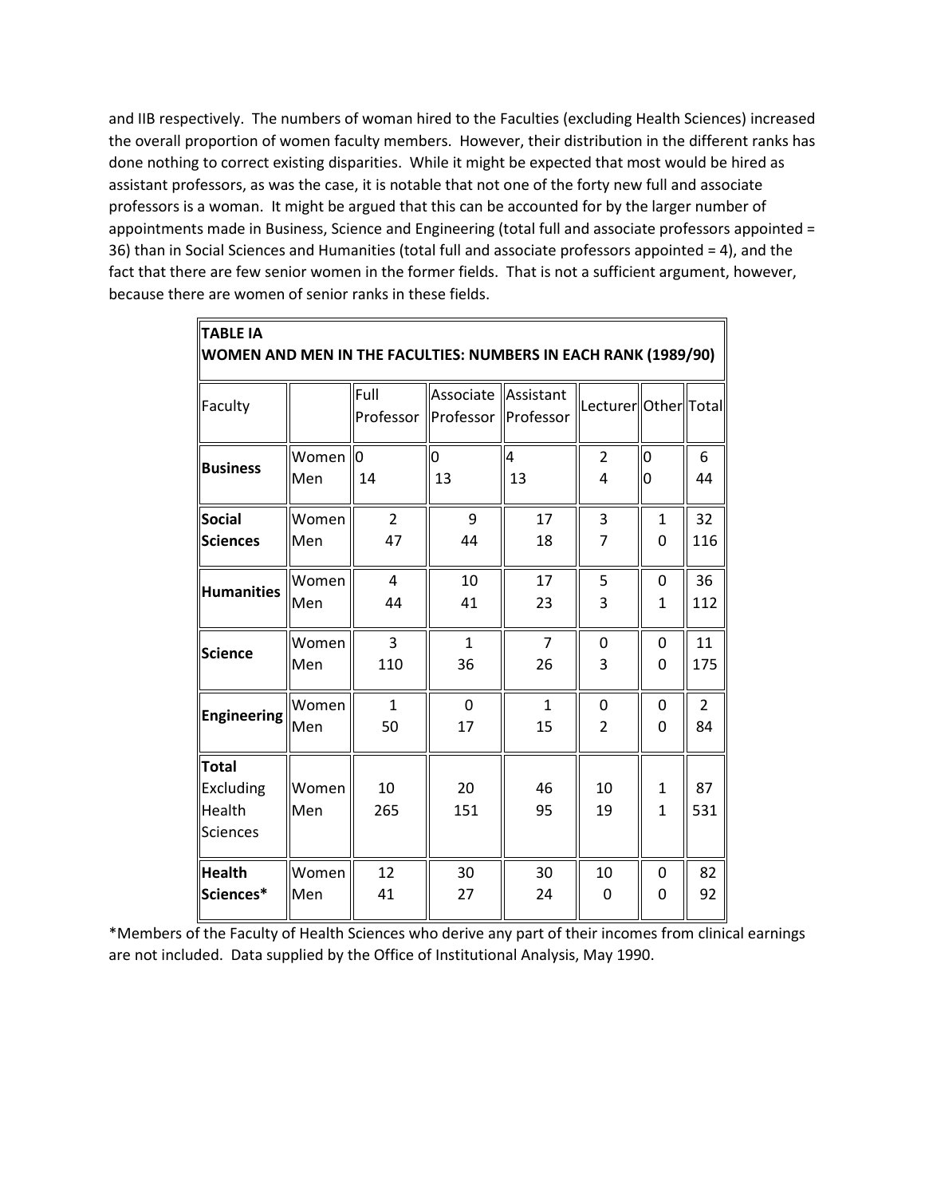and IIB respectively. The numbers of woman hired to the Faculties (excluding Health Sciences) increased the overall proportion of women faculty members. However, their distribution in the different ranks has done nothing to correct existing disparities. While it might be expected that most would be hired as assistant professors, as was the case, it is notable that not one of the forty new full and associate professors is a woman. It might be argued that this can be accounted for by the larger number of appointments made in Business, Science and Engineering (total full and associate professors appointed = 36) than in Social Sciences and Humanities (total full and associate professors appointed = 4), and the fact that there are few senior women in the former fields. That is not a sufficient argument, however, because there are women of senior ranks in these fields.

**TABLE IA**
**WOMEN AND MEN IN THE FACULTIES: NUMBERS IN EACH RANK (1989/90)**

| Faculty | | Full Professor | Associate Professor | Assistant Professor | Lecturer | Other | Total |
|---|---|---|---|---|---|---|---|
| **Business** | Women | 0 | 0 | 4 | 2 | 0 | 6 |
| | Men | 14 | 13 | 13 | 4 | 0 | 44 |
| **Social Sciences** | Women | 2 | 9 | 17 | 3 | 1 | 32 |
| | Men | 47 | 44 | 18 | 7 | 0 | 116 |
| **Humanities** | Women | 4 | 10 | 17 | 5 | 0 | 36 |
| | Men | 44 | 41 | 23 | 3 | 1 | 112 |
| **Science** | Women | 3 | 1 | 7 | 0 | 0 | 11 |
| | Men | 110 | 36 | 26 | 3 | 0 | 175 |
| **Engineering** | Women | 1 | 0 | 1 | 0 | 0 | 2 |
| | Men | 50 | 17 | 15 | 2 | 0 | 84 |
| **Total** Excluding Health Sciences | Women | 10 | 20 | 46 | 10 | 1 | 87 |
| | Men | 265 | 151 | 95 | 19 | 1 | 531 |
| **Health Sciences*** | Women | 12 | 30 | 30 | 10 | 0 | 82 |
| | Men | 41 | 27 | 24 | 0 | 0 | 92 |

*Members of the Faculty of Health Sciences who derive any part of their incomes from clinical earnings are not included. Data supplied by the Office of Institutional Analysis, May 1990.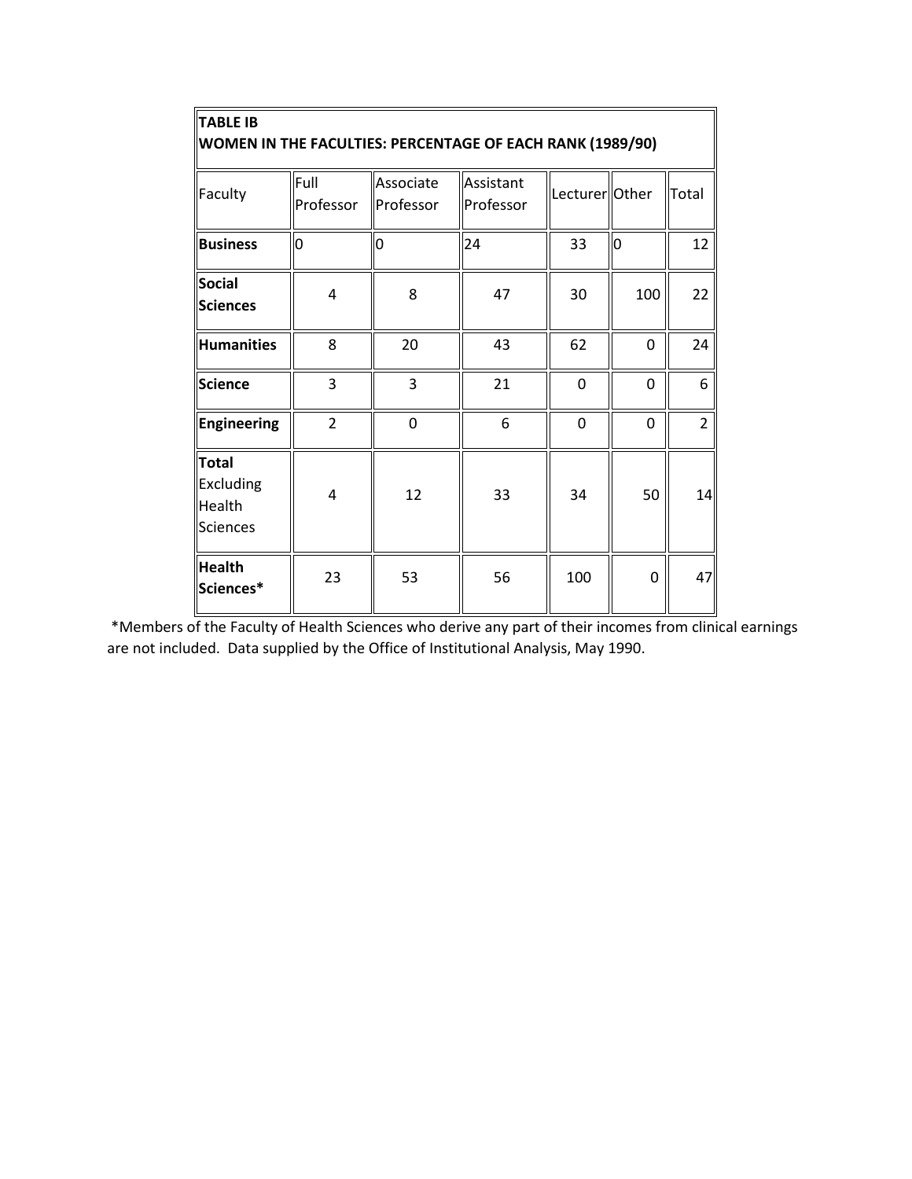**TABLE IB**
**WOMEN IN THE FACULTIES: PERCENTAGE OF EACH RANK (1989/90)**

| Faculty | Full Professor | Associate Professor | Assistant Professor | Lecturer | Other | Total |
|---|---|---|---|---|---|---|
| **Business** | 0 | 0 | 24 | 33 | 0 | 12 |
| **Social Sciences** | 4 | 8 | 47 | 30 | 100 | 22 |
| **Humanities** | 8 | 20 | 43 | 62 | 0 | 24 |
| **Science** | 3 | 3 | 21 | 0 | 0 | 6 |
| **Engineering** | 2 | 0 | 6 | 0 | 0 | 2 |
| **Total** Excluding Health Sciences | 4 | 12 | 33 | 34 | 50 | 14 |
| **Health Sciences*** | 23 | 53 | 56 | 100 | 0 | 47 |

*Members of the Faculty of Health Sciences who derive any part of their incomes from clinical earnings are not included. Data supplied by the Office of Institutional Analysis, May 1990.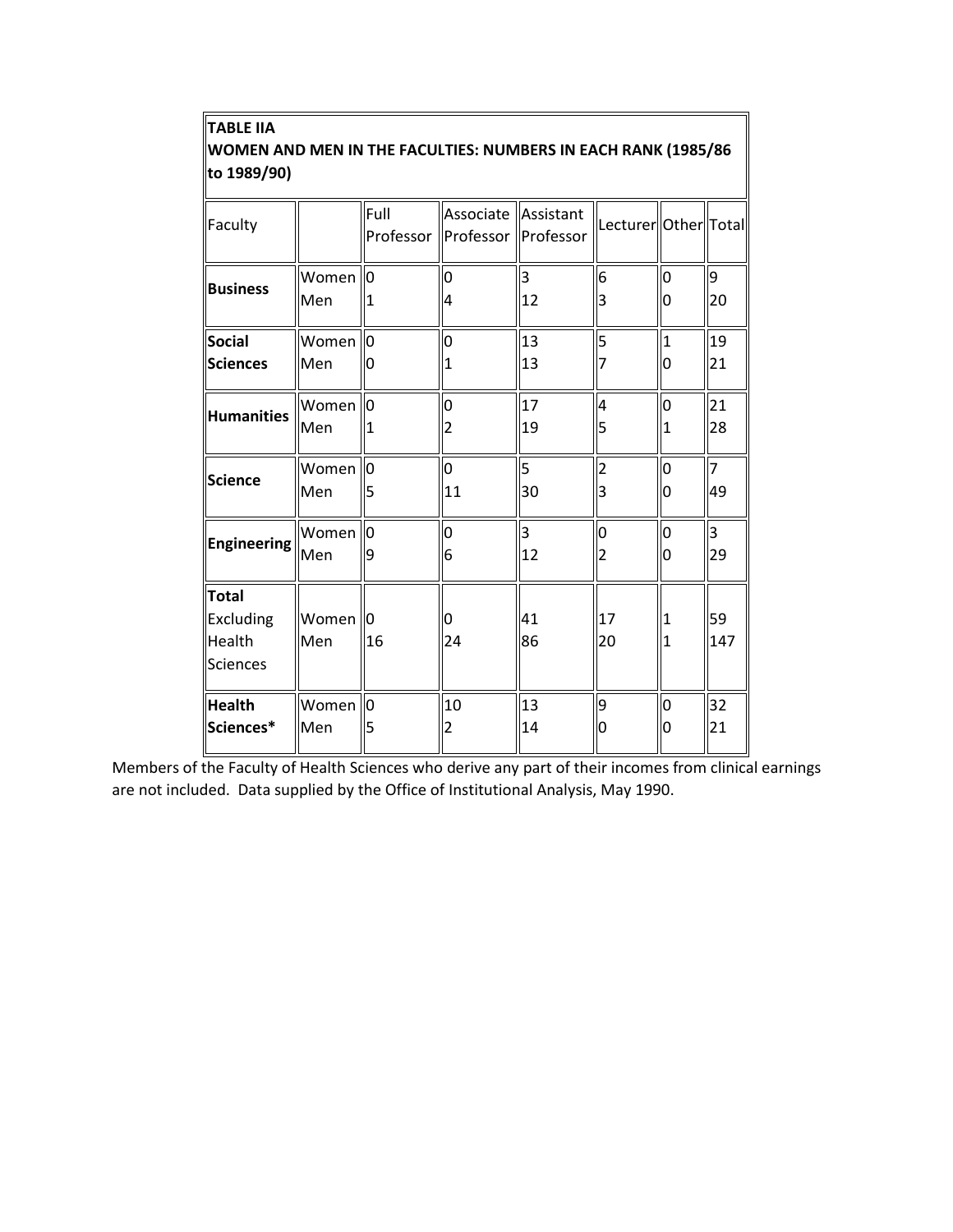**TABLE IIA**
**WOMEN AND MEN IN THE FACULTIES: NUMBERS IN EACH RANK (1985/86 to 1989/90)**

| Faculty | | Full Professor | Associate Professor | Assistant Professor | Lecturer | Other | Total |
|---|---|---|---|---|---|---|---|
| **Business** | Women | 0 | 0 | 3 | 6 | 0 | 9 |
| | Men | 1 | 4 | 12 | 3 | 0 | 20 |
| **Social Sciences** | Women | 0 | 0 | 13 | 5 | 1 | 19 |
| | Men | 0 | 1 | 13 | 7 | 0 | 21 |
| **Humanities** | Women | 0 | 0 | 17 | 4 | 0 | 21 |
| | Men | 1 | 2 | 19 | 5 | 1 | 28 |
| **Science** | Women | 0 | 0 | 5 | 2 | 0 | 7 |
| | Men | 5 | 11 | 30 | 3 | 0 | 49 |
| **Engineering** | Women | 0 | 0 | 3 | 0 | 0 | 3 |
| | Men | 9 | 6 | 12 | 2 | 0 | 29 |
| **Total** Excluding Health Sciences | Women | 0 | 0 | 41 | 17 | 1 | 59 |
| | Men | 16 | 24 | 86 | 20 | 1 | 147 |
| **Health Sciences*** | Women | 0 | 10 | 13 | 9 | 0 | 32 |
| | Men | 5 | 2 | 14 | 0 | 0 | 21 |

Members of the Faculty of Health Sciences who derive any part of their incomes from clinical earnings are not included. Data supplied by the Office of Institutional Analysis, May 1990.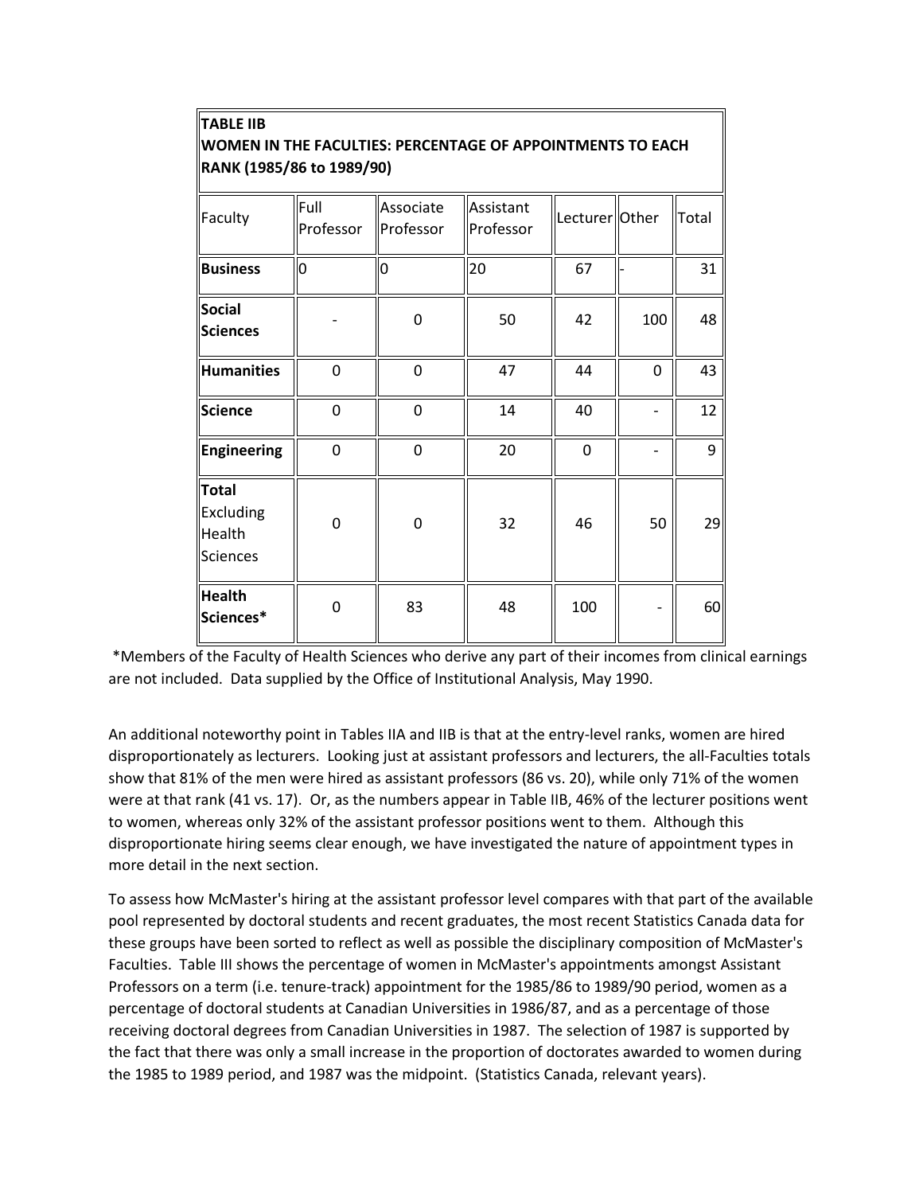**TABLE IIB**
**WOMEN IN THE FACULTIES: PERCENTAGE OF APPOINTMENTS TO EACH RANK (1985/86 to 1989/90)**

| Faculty | Full Professor | Associate Professor | Assistant Professor | Lecturer | Other | Total |
|---|---|---|---|---|---|---|
| **Business** | 0 | 0 | 20 | 67 | - | 31 |
| **Social Sciences** | - | 0 | 50 | 42 | 100 | 48 |
| **Humanities** | 0 | 0 | 47 | 44 | 0 | 43 |
| **Science** | 0 | 0 | 14 | 40 | - | 12 |
| **Engineering** | 0 | 0 | 20 | 0 | - | 9 |
| **Total** Excluding Health Sciences | 0 | 0 | 32 | 46 | 50 | 29 |
| **Health Sciences*** | 0 | 83 | 48 | 100 | - | 60 |

*Members of the Faculty of Health Sciences who derive any part of their incomes from clinical earnings are not included. Data supplied by the Office of Institutional Analysis, May 1990.

An additional noteworthy point in Tables IIA and IIB is that at the entry-level ranks, women are hired disproportionately as lecturers. Looking just at assistant professors and lecturers, the all-Faculties totals show that 81% of the men were hired as assistant professors (86 vs. 20), while only 71% of the women were at that rank (41 vs. 17). Or, as the numbers appear in Table IIB, 46% of the lecturer positions went to women, whereas only 32% of the assistant professor positions went to them. Although this disproportionate hiring seems clear enough, we have investigated the nature of appointment types in more detail in the next section.

To assess how McMaster's hiring at the assistant professor level compares with that part of the available pool represented by doctoral students and recent graduates, the most recent Statistics Canada data for these groups have been sorted to reflect as well as possible the disciplinary composition of McMaster's Faculties. Table III shows the percentage of women in McMaster's appointments amongst Assistant Professors on a term (i.e. tenure-track) appointment for the 1985/86 to 1989/90 period, women as a percentage of doctoral students at Canadian Universities in 1986/87, and as a percentage of those receiving doctoral degrees from Canadian Universities in 1987. The selection of 1987 is supported by the fact that there was only a small increase in the proportion of doctorates awarded to women during the 1985 to 1989 period, and 1987 was the midpoint. (Statistics Canada, relevant years).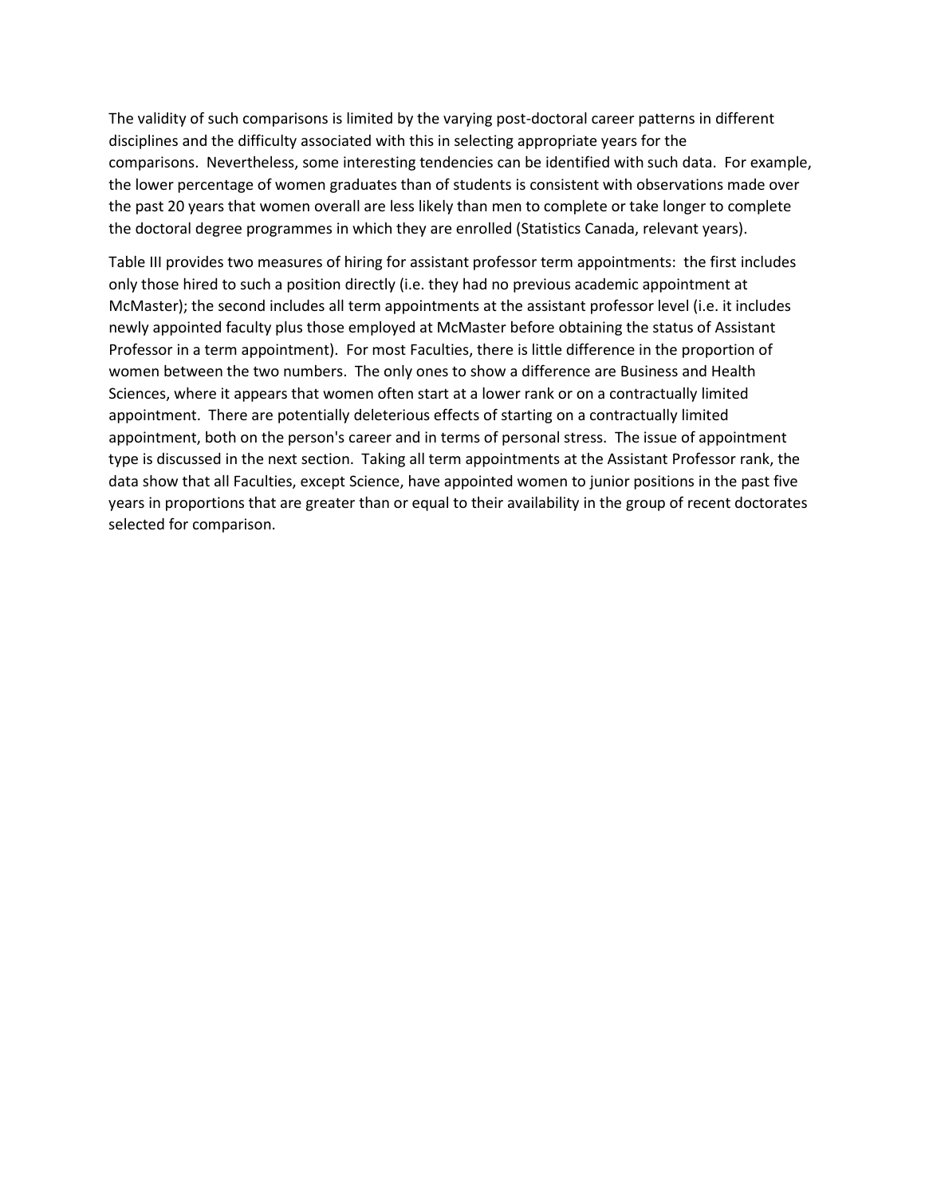The validity of such comparisons is limited by the varying post-doctoral career patterns in different disciplines and the difficulty associated with this in selecting appropriate years for the comparisons. Nevertheless, some interesting tendencies can be identified with such data. For example, the lower percentage of women graduates than of students is consistent with observations made over the past 20 years that women overall are less likely than men to complete or take longer to complete the doctoral degree programmes in which they are enrolled (Statistics Canada, relevant years).

Table III provides two measures of hiring for assistant professor term appointments: the first includes only those hired to such a position directly (i.e. they had no previous academic appointment at McMaster); the second includes all term appointments at the assistant professor level (i.e. it includes newly appointed faculty plus those employed at McMaster before obtaining the status of Assistant Professor in a term appointment). For most Faculties, there is little difference in the proportion of women between the two numbers. The only ones to show a difference are Business and Health Sciences, where it appears that women often start at a lower rank or on a contractually limited appointment. There are potentially deleterious effects of starting on a contractually limited appointment, both on the person's career and in terms of personal stress. The issue of appointment type is discussed in the next section. Taking all term appointments at the Assistant Professor rank, the data show that all Faculties, except Science, have appointed women to junior positions in the past five years in proportions that are greater than or equal to their availability in the group of recent doctorates selected for comparison.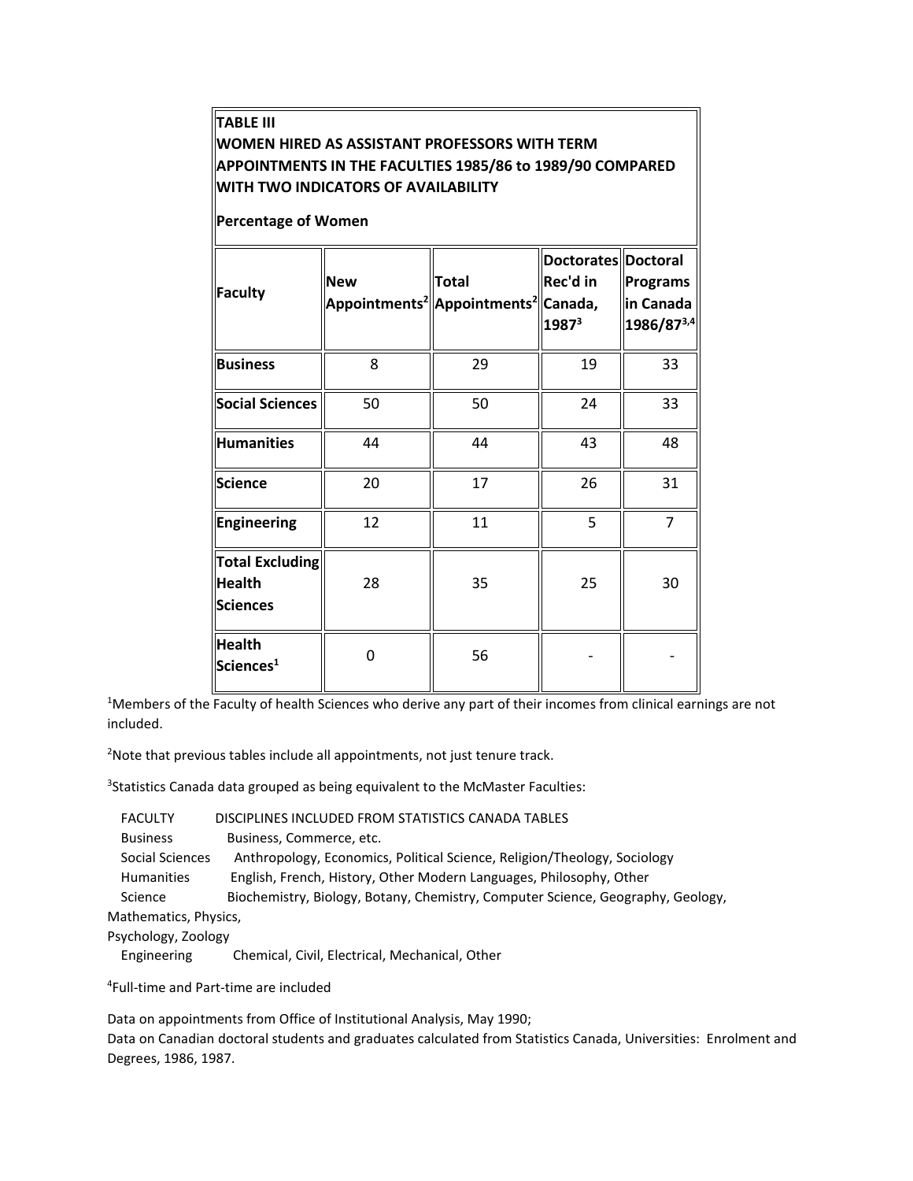**TABLE III**
**WOMEN HIRED AS ASSISTANT PROFESSORS WITH TERM APPOINTMENTS IN THE FACULTIES 1985/86 to 1989/90 COMPARED WITH TWO INDICATORS OF AVAILABILITY**

**Percentage of Women**

| Faculty | New Appointments[2] | Total Appointments[2] | Doctorates Rec'd in Canada, 1987[3] | Doctoral Programs in Canada 1986/87[3,4] |
|---|---|---|---|---|
| **Business** | 8 | 29 | 19 | 33 |
| **Social Sciences** | 50 | 50 | 24 | 33 |
| **Humanities** | 44 | 44 | 43 | 48 |
| **Science** | 20 | 17 | 26 | 31 |
| **Engineering** | 12 | 11 | 5 | 7 |
| **Total Excluding Health Sciences** | 28 | 35 | 25 | 30 |
| **Health Sciences[1]** | 0 | 56 | - | - |

[1]Members of the Faculty of health Sciences who derive any part of their incomes from clinical earnings are not included.

[2]Note that previous tables include all appointments, not just tenure track.

[3]Statistics Canada data grouped as being equivalent to the McMaster Faculties:

| FACULTY | DISCIPLINES INCLUDED FROM STATISTICS CANADA TABLES |
|---|---|
| Business | Business, Commerce, etc. |
| Social Sciences | Anthropology, Economics, Political Science, Religion/Theology, Sociology |
| Humanities | English, French, History, Other Modern Languages, Philosophy, Other |
| Science | Biochemistry, Biology, Botany, Chemistry, Computer Science, Geography, Geology, Mathematics, Physics, Psychology, Zoology |
| Engineering | Chemical, Civil, Electrical, Mechanical, Other |

[4]Full-time and Part-time are included

Data on appointments from Office of Institutional Analysis, May 1990;
Data on Canadian doctoral students and graduates calculated from Statistics Canada, Universities: Enrolment and Degrees, 1986, 1987.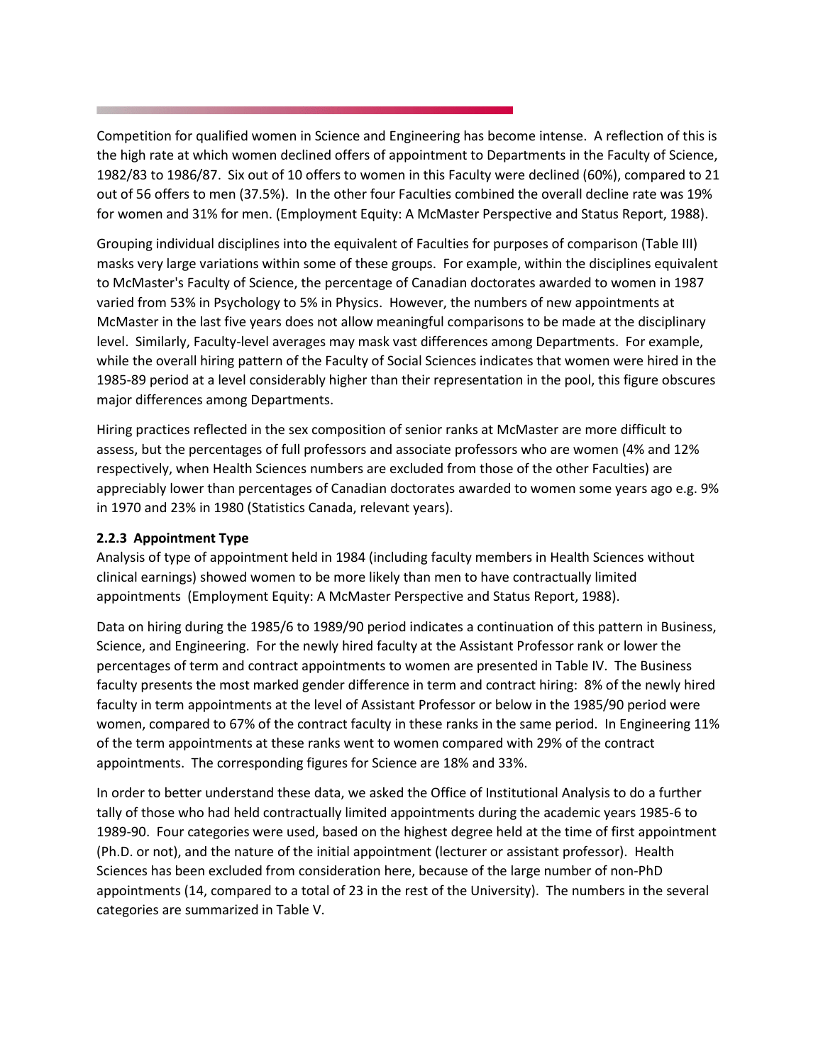Competition for qualified women in Science and Engineering has become intense. A reflection of this is the high rate at which women declined offers of appointment to Departments in the Faculty of Science, 1982/83 to 1986/87. Six out of 10 offers to women in this Faculty were declined (60%), compared to 21 out of 56 offers to men (37.5%). In the other four Faculties combined the overall decline rate was 19% for women and 31% for men. (Employment Equity: A McMaster Perspective and Status Report, 1988).

Grouping individual disciplines into the equivalent of Faculties for purposes of comparison (Table III) masks very large variations within some of these groups. For example, within the disciplines equivalent to McMaster's Faculty of Science, the percentage of Canadian doctorates awarded to women in 1987 varied from 53% in Psychology to 5% in Physics. However, the numbers of new appointments at McMaster in the last five years does not allow meaningful comparisons to be made at the disciplinary level. Similarly, Faculty-level averages may mask vast differences among Departments. For example, while the overall hiring pattern of the Faculty of Social Sciences indicates that women were hired in the 1985-89 period at a level considerably higher than their representation in the pool, this figure obscures major differences among Departments.

Hiring practices reflected in the sex composition of senior ranks at McMaster are more difficult to assess, but the percentages of full professors and associate professors who are women (4% and 12% respectively, when Health Sciences numbers are excluded from those of the other Faculties) are appreciably lower than percentages of Canadian doctorates awarded to women some years ago e.g. 9% in 1970 and 23% in 1980 (Statistics Canada, relevant years).

**2.2.3 Appointment Type**

Analysis of type of appointment held in 1984 (including faculty members in Health Sciences without clinical earnings) showed women to be more likely than men to have contractually limited appointments (Employment Equity: A McMaster Perspective and Status Report, 1988).

Data on hiring during the 1985/6 to 1989/90 period indicates a continuation of this pattern in Business, Science, and Engineering. For the newly hired faculty at the Assistant Professor rank or lower the percentages of term and contract appointments to women are presented in Table IV. The Business faculty presents the most marked gender difference in term and contract hiring: 8% of the newly hired faculty in term appointments at the level of Assistant Professor or below in the 1985/90 period were women, compared to 67% of the contract faculty in these ranks in the same period. In Engineering 11% of the term appointments at these ranks went to women compared with 29% of the contract appointments. The corresponding figures for Science are 18% and 33%.

In order to better understand these data, we asked the Office of Institutional Analysis to do a further tally of those who had held contractually limited appointments during the academic years 1985-6 to 1989-90. Four categories were used, based on the highest degree held at the time of first appointment (Ph.D. or not), and the nature of the initial appointment (lecturer or assistant professor). Health Sciences has been excluded from consideration here, because of the large number of non-PhD appointments (14, compared to a total of 23 in the rest of the University). The numbers in the several categories are summarized in Table V.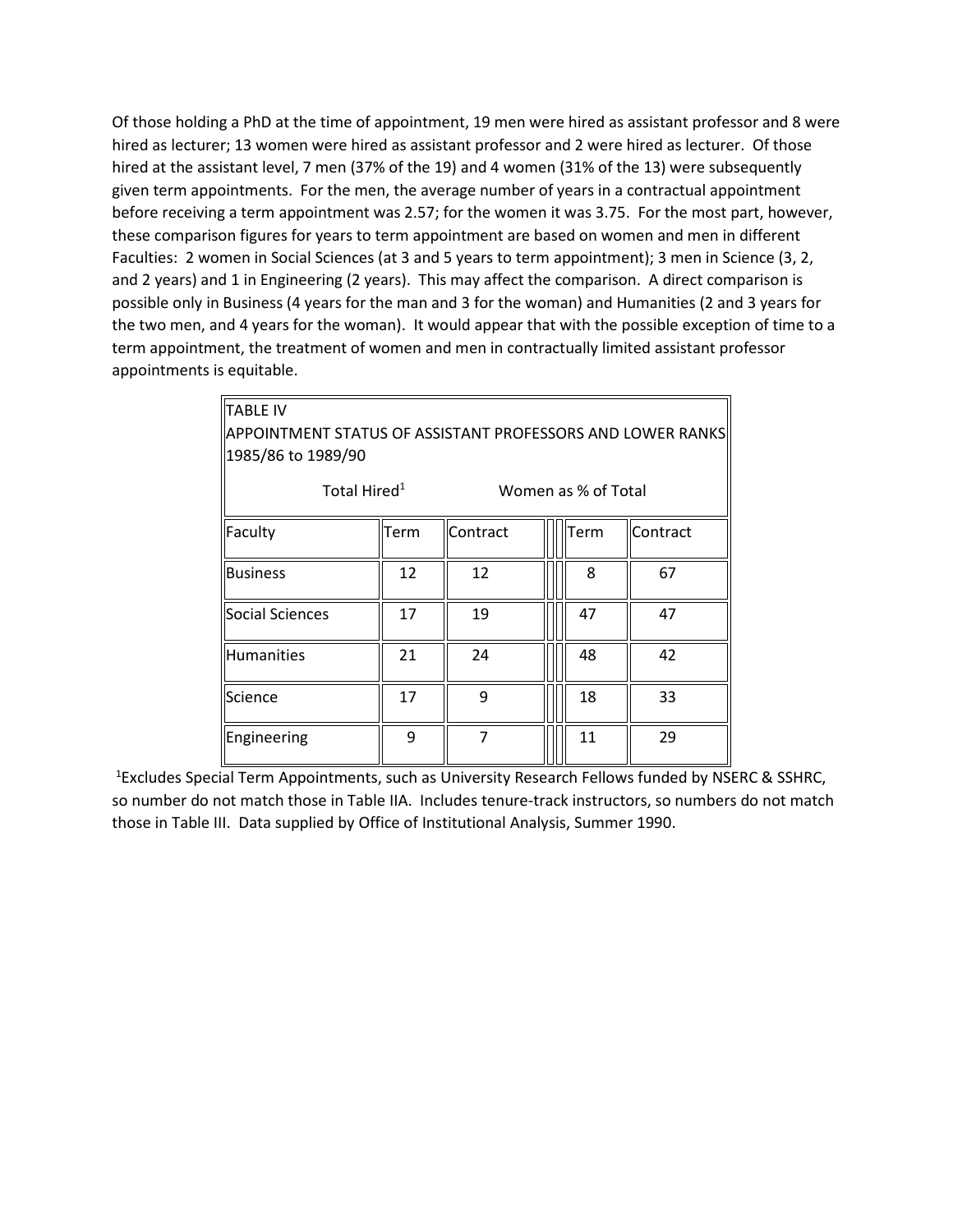Of those holding a PhD at the time of appointment, 19 men were hired as assistant professor and 8 were hired as lecturer; 13 women were hired as assistant professor and 2 were hired as lecturer. Of those hired at the assistant level, 7 men (37% of the 19) and 4 women (31% of the 13) were subsequently given term appointments. For the men, the average number of years in a contractual appointment before receiving a term appointment was 2.57; for the women it was 3.75. For the most part, however, these comparison figures for years to term appointment are based on women and men in different Faculties: 2 women in Social Sciences (at 3 and 5 years to term appointment); 3 men in Science (3, 2, and 2 years) and 1 in Engineering (2 years). This may affect the comparison. A direct comparison is possible only in Business (4 years for the man and 3 for the woman) and Humanities (2 and 3 years for the two men, and 4 years for the woman). It would appear that with the possible exception of time to a term appointment, the treatment of women and men in contractually limited assistant professor appointments is equitable.

TABLE IV
APPOINTMENT STATUS OF ASSISTANT PROFESSORS AND LOWER RANKS
1985/86 to 1989/90

| | Total Hired[1] | | Women as % of Total | |
|---|---|---|---|---|
| Faculty | Term | Contract | Term | Contract |
| Business | 12 | 12 | 8 | 67 |
| Social Sciences | 17 | 19 | 47 | 47 |
| Humanities | 21 | 24 | 48 | 42 |
| Science | 17 | 9 | 18 | 33 |
| Engineering | 9 | 7 | 11 | 29 |

[1]Excludes Special Term Appointments, such as University Research Fellows funded by NSERC & SSHRC, so number do not match those in Table IIA. Includes tenure-track instructors, so numbers do not match those in Table III. Data supplied by Office of Institutional Analysis, Summer 1990.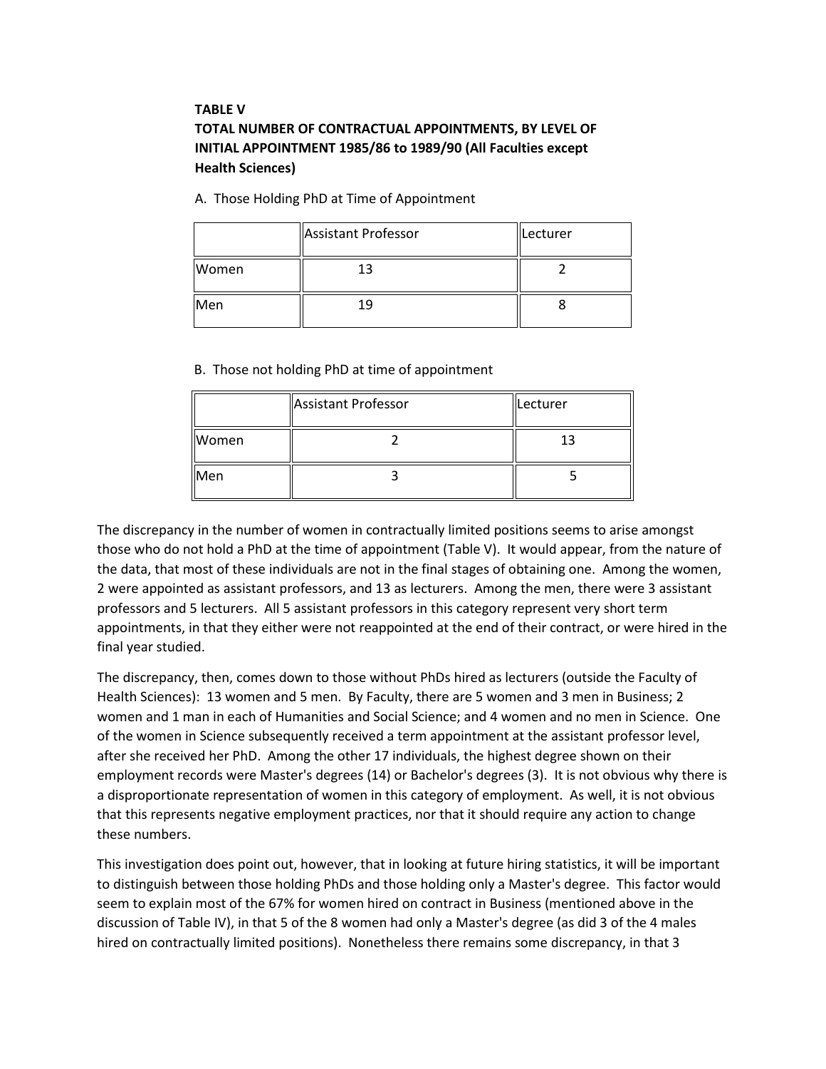**TABLE V**
**TOTAL NUMBER OF CONTRACTUAL APPOINTMENTS, BY LEVEL OF INITIAL APPOINTMENT 1985/86 to 1989/90 (All Faculties except Health Sciences)**

A. Those Holding PhD at Time of Appointment

| | Assistant Professor | Lecturer |
|---|---|---|
| Women | 13 | 2 |
| Men | 19 | 8 |

B. Those not holding PhD at time of appointment

| | Assistant Professor | Lecturer |
|---|---|---|
| Women | 2 | 13 |
| Men | 3 | 5 |

The discrepancy in the number of women in contractually limited positions seems to arise amongst those who do not hold a PhD at the time of appointment (Table V). It would appear, from the nature of the data, that most of these individuals are not in the final stages of obtaining one. Among the women, 2 were appointed as assistant professors, and 13 as lecturers. Among the men, there were 3 assistant professors and 5 lecturers. All 5 assistant professors in this category represent very short term appointments, in that they either were not reappointed at the end of their contract, or were hired in the final year studied.

The discrepancy, then, comes down to those without PhDs hired as lecturers (outside the Faculty of Health Sciences): 13 women and 5 men. By Faculty, there are 5 women and 3 men in Business; 2 women and 1 man in each of Humanities and Social Science; and 4 women and no men in Science. One of the women in Science subsequently received a term appointment at the assistant professor level, after she received her PhD. Among the other 17 individuals, the highest degree shown on their employment records were Master's degrees (14) or Bachelor's degrees (3). It is not obvious why there is a disproportionate representation of women in this category of employment. As well, it is not obvious that this represents negative employment practices, nor that it should require any action to change these numbers.

This investigation does point out, however, that in looking at future hiring statistics, it will be important to distinguish between those holding PhDs and those holding only a Master's degree. This factor would seem to explain most of the 67% for women hired on contract in Business (mentioned above in the discussion of Table IV), in that 5 of the 8 women had only a Master's degree (as did 3 of the 4 males hired on contractually limited positions). Nonetheless there remains some discrepancy, in that 3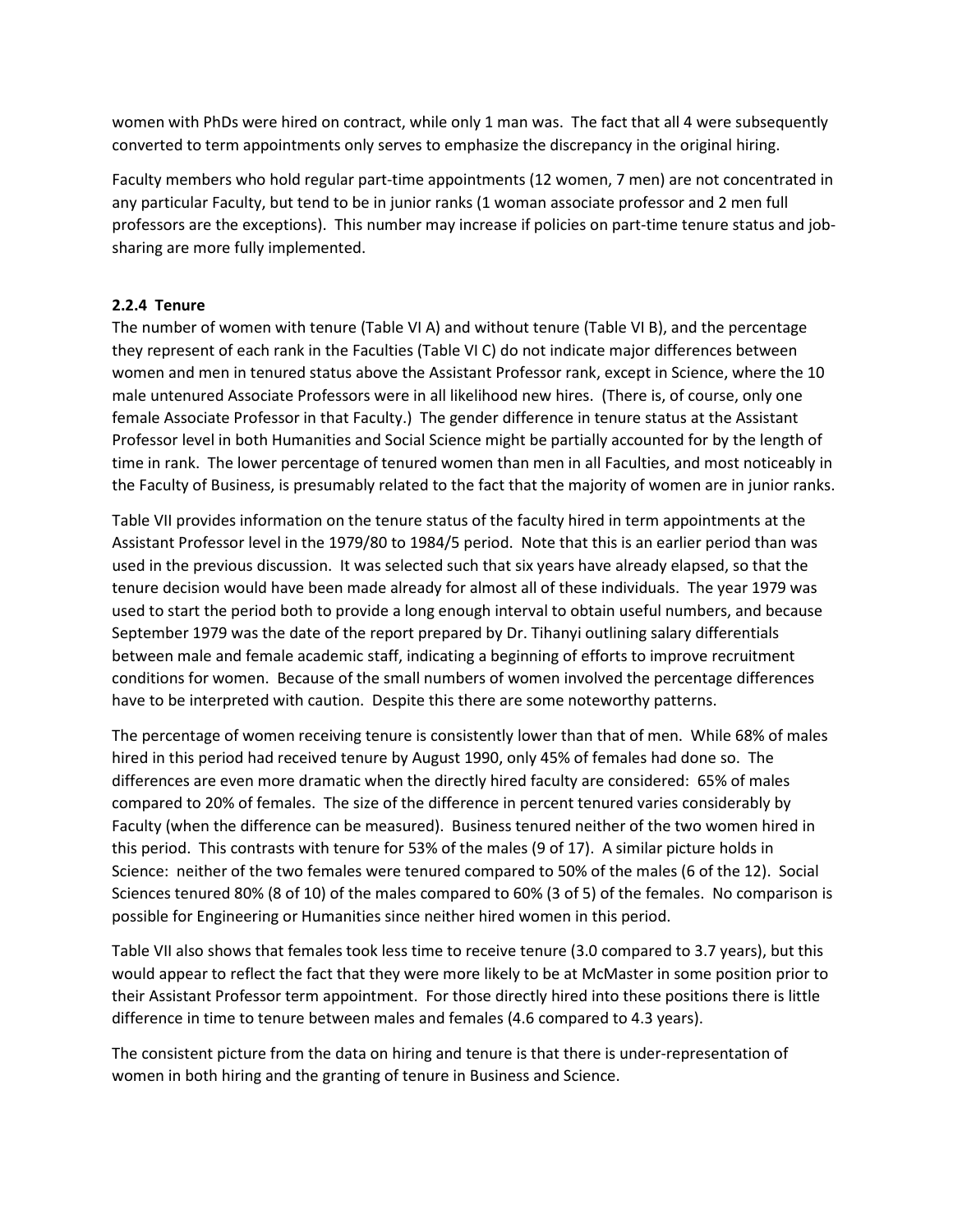women with PhDs were hired on contract, while only 1 man was. The fact that all 4 were subsequently converted to term appointments only serves to emphasize the discrepancy in the original hiring.

Faculty members who hold regular part-time appointments (12 women, 7 men) are not concentrated in any particular Faculty, but tend to be in junior ranks (1 woman associate professor and 2 men full professors are the exceptions). This number may increase if policies on part-time tenure status and job-sharing are more fully implemented.

#### 2.2.4 Tenure

The number of women with tenure (Table VI A) and without tenure (Table VI B), and the percentage they represent of each rank in the Faculties (Table VI C) do not indicate major differences between women and men in tenured status above the Assistant Professor rank, except in Science, where the 10 male untenured Associate Professors were in all likelihood new hires. (There is, of course, only one female Associate Professor in that Faculty.) The gender difference in tenure status at the Assistant Professor level in both Humanities and Social Science might be partially accounted for by the length of time in rank. The lower percentage of tenured women than men in all Faculties, and most noticeably in the Faculty of Business, is presumably related to the fact that the majority of women are in junior ranks.

Table VII provides information on the tenure status of the faculty hired in term appointments at the Assistant Professor level in the 1979/80 to 1984/5 period. Note that this is an earlier period than was used in the previous discussion. It was selected such that six years have already elapsed, so that the tenure decision would have been made already for almost all of these individuals. The year 1979 was used to start the period both to provide a long enough interval to obtain useful numbers, and because September 1979 was the date of the report prepared by Dr. Tihanyi outlining salary differentials between male and female academic staff, indicating a beginning of efforts to improve recruitment conditions for women. Because of the small numbers of women involved the percentage differences have to be interpreted with caution. Despite this there are some noteworthy patterns.

The percentage of women receiving tenure is consistently lower than that of men. While 68% of males hired in this period had received tenure by August 1990, only 45% of females had done so. The differences are even more dramatic when the directly hired faculty are considered: 65% of males compared to 20% of females. The size of the difference in percent tenured varies considerably by Faculty (when the difference can be measured). Business tenured neither of the two women hired in this period. This contrasts with tenure for 53% of the males (9 of 17). A similar picture holds in Science: neither of the two females were tenured compared to 50% of the males (6 of the 12). Social Sciences tenured 80% (8 of 10) of the males compared to 60% (3 of 5) of the females. No comparison is possible for Engineering or Humanities since neither hired women in this period.

Table VII also shows that females took less time to receive tenure (3.0 compared to 3.7 years), but this would appear to reflect the fact that they were more likely to be at McMaster in some position prior to their Assistant Professor term appointment. For those directly hired into these positions there is little difference in time to tenure between males and females (4.6 compared to 4.3 years).

The consistent picture from the data on hiring and tenure is that there is under-representation of women in both hiring and the granting of tenure in Business and Science.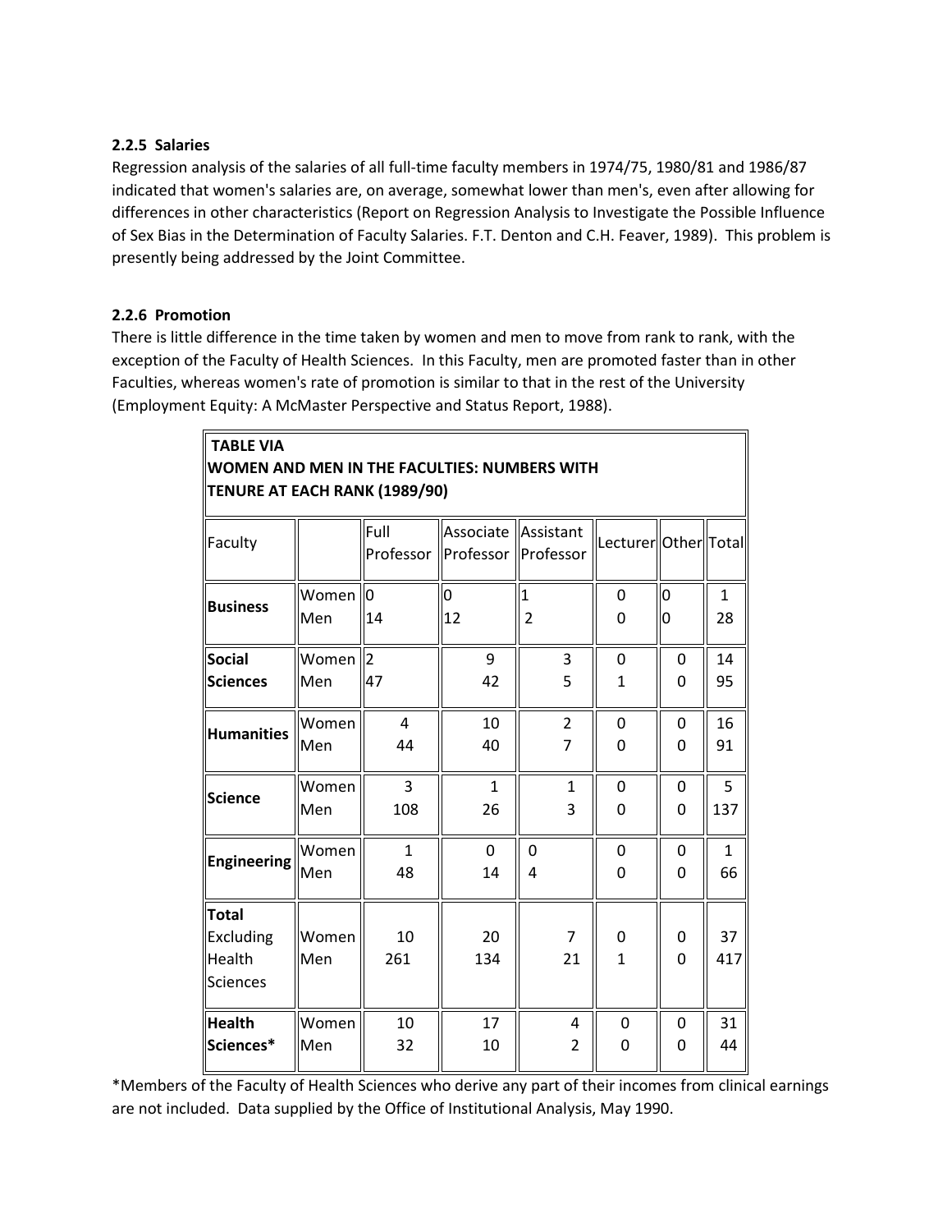### 2.2.5 Salaries

Regression analysis of the salaries of all full-time faculty members in 1974/75, 1980/81 and 1986/87 indicated that women's salaries are, on average, somewhat lower than men's, even after allowing for differences in other characteristics (Report on Regression Analysis to Investigate the Possible Influence of Sex Bias in the Determination of Faculty Salaries. F.T. Denton and C.H. Feaver, 1989). This problem is presently being addressed by the Joint Committee.

### 2.2.6 Promotion

There is little difference in the time taken by women and men to move from rank to rank, with the exception of the Faculty of Health Sciences. In this Faculty, men are promoted faster than in other Faculties, whereas women's rate of promotion is similar to that in the rest of the University (Employment Equity: A McMaster Perspective and Status Report, 1988).

**TABLE VIA**
**WOMEN AND MEN IN THE FACULTIES: NUMBERS WITH TENURE AT EACH RANK (1989/90)**

| Faculty | | Full Professor | Associate Professor | Assistant Professor | Lecturer | Other | Total |
|---|---|---|---|---|---|---|---|
| **Business** | Women | 0 | 0 | 1 | 0 | 0 | 1 |
| | Men | 14 | 12 | 2 | 0 | 0 | 28 |
| **Social Sciences** | Women | 2 | 9 | 3 | 0 | 0 | 14 |
| | Men | 47 | 42 | 5 | 1 | 0 | 95 |
| **Humanities** | Women | 4 | 10 | 2 | 0 | 0 | 16 |
| | Men | 44 | 40 | 7 | 0 | 0 | 91 |
| **Science** | Women | 3 | 1 | 1 | 0 | 0 | 5 |
| | Men | 108 | 26 | 3 | 0 | 0 | 137 |
| **Engineering** | Women | 1 | 0 | 0 | 0 | 0 | 1 |
| | Men | 48 | 14 | 4 | 0 | 0 | 66 |
| **Total** Excluding Health Sciences | Women | 10 | 20 | 7 | 0 | 0 | 37 |
| | Men | 261 | 134 | 21 | 1 | 0 | 417 |
| **Health Sciences*** | Women | 10 | 17 | 4 | 0 | 0 | 31 |
| | Men | 32 | 10 | 2 | 0 | 0 | 44 |

*Members of the Faculty of Health Sciences who derive any part of their incomes from clinical earnings are not included. Data supplied by the Office of Institutional Analysis, May 1990.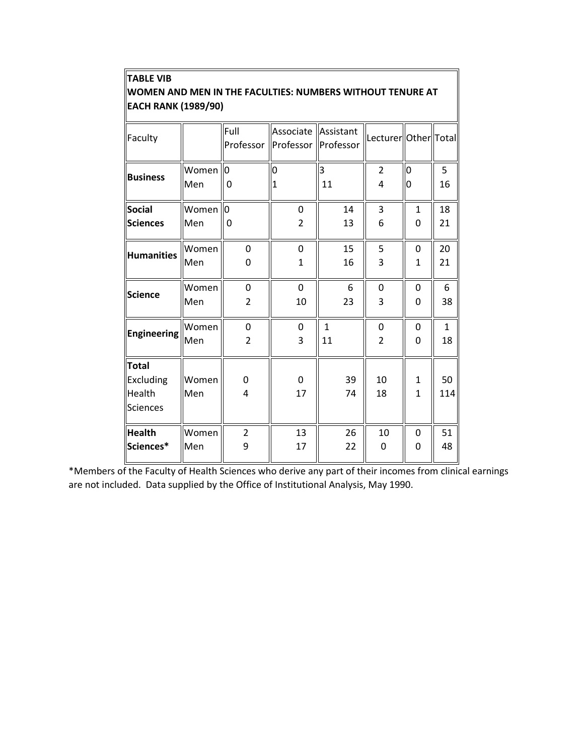**TABLE VIB**
**WOMEN AND MEN IN THE FACULTIES: NUMBERS WITHOUT TENURE AT EACH RANK (1989/90)**

| Faculty | | Full Professor | Associate Professor | Assistant Professor | Lecturer | Other | Total |
|---|---|---|---|---|---|---|---|
| **Business** | Women | 0 | 0 | 3 | 2 | 0 | 5 |
| | Men | 0 | 1 | 11 | 4 | 0 | 16 |
| **Social Sciences** | Women | 0 | 0 | 14 | 3 | 1 | 18 |
| | Men | 0 | 2 | 13 | 6 | 0 | 21 |
| **Humanities** | Women | 0 | 0 | 15 | 5 | 0 | 20 |
| | Men | 0 | 1 | 16 | 3 | 1 | 21 |
| **Science** | Women | 0 | 0 | 6 | 0 | 0 | 6 |
| | Men | 2 | 10 | 23 | 3 | 0 | 38 |
| **Engineering** | Women | 0 | 0 | 1 | 0 | 0 | 1 |
| | Men | 2 | 3 | 11 | 2 | 0 | 18 |
| **Total** Excluding Health Sciences | Women | 0 | 0 | 39 | 10 | 1 | 50 |
| | Men | 4 | 17 | 74 | 18 | 1 | 114 |
| **Health Sciences*** | Women | 2 | 13 | 26 | 10 | 0 | 51 |
| | Men | 9 | 17 | 22 | 0 | 0 | 48 |

*Members of the Faculty of Health Sciences who derive any part of their incomes from clinical earnings are not included. Data supplied by the Office of Institutional Analysis, May 1990.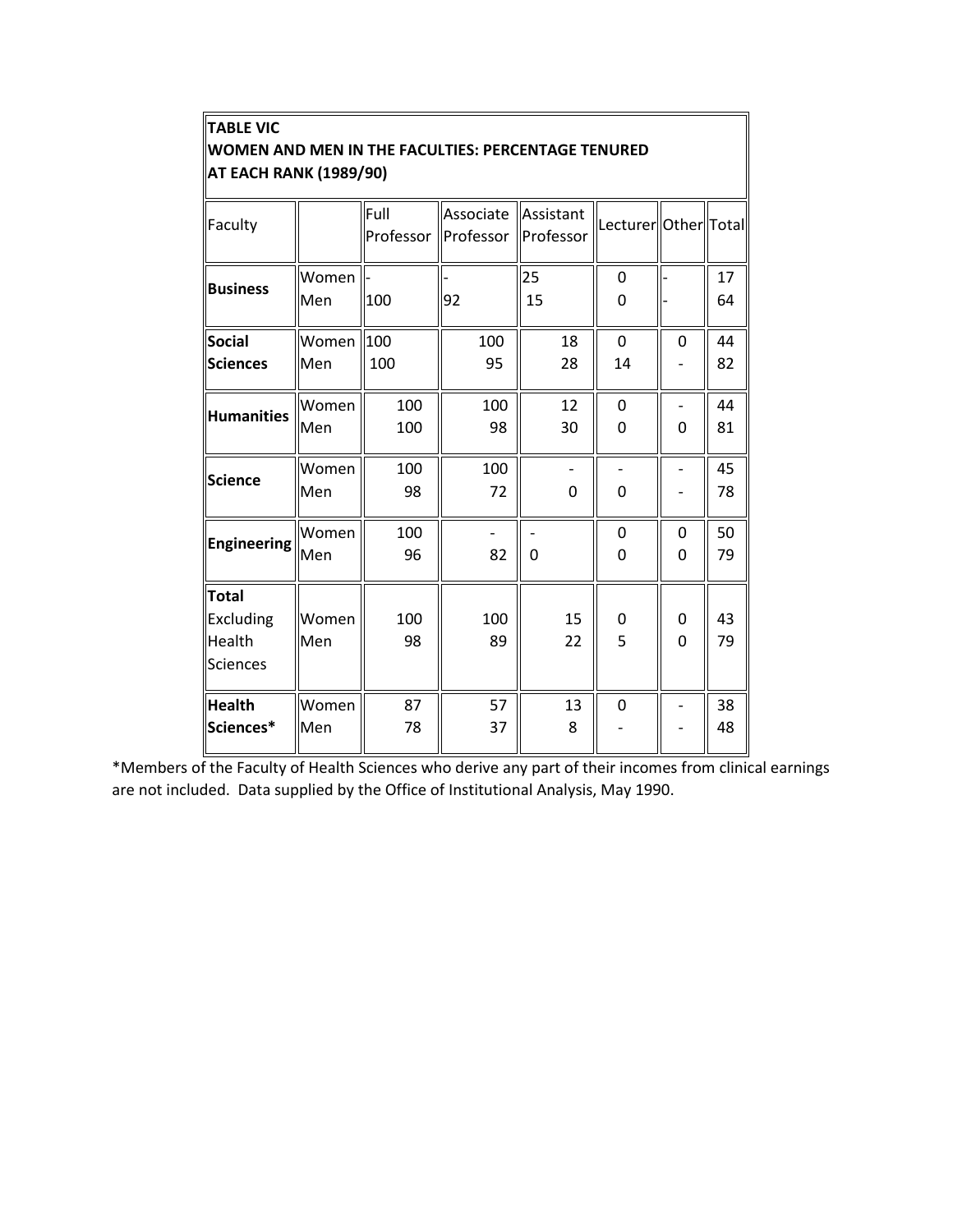**TABLE VIC**
**WOMEN AND MEN IN THE FACULTIES: PERCENTAGE TENURED AT EACH RANK (1989/90)**

| Faculty | | Full Professor | Associate Professor | Assistant Professor | Lecturer | Other | Total |
|---|---|---|---|---|---|---|---|
| **Business** | Women | - | - | 25 | 0 | - | 17 |
| | Men | 100 | 92 | 15 | 0 | - | 64 |
| **Social Sciences** | Women | 100 | 100 | 18 | 0 | 0 | 44 |
| | Men | 100 | 95 | 28 | 14 | - | 82 |
| **Humanities** | Women | 100 | 100 | 12 | 0 | - | 44 |
| | Men | 100 | 98 | 30 | 0 | 0 | 81 |
| **Science** | Women | 100 | 100 | - | - | - | 45 |
| | Men | 98 | 72 | 0 | 0 | - | 78 |
| **Engineering** | Women | 100 | - | - | 0 | 0 | 50 |
| | Men | 96 | 82 | 0 | 0 | 0 | 79 |
| **Total** Excluding Health Sciences | Women | 100 | 100 | 15 | 0 | 0 | 43 |
| | Men | 98 | 89 | 22 | 5 | 0 | 79 |
| **Health Sciences*** | Women | 87 | 57 | 13 | 0 | - | 38 |
| | Men | 78 | 37 | 8 | - | - | 48 |

*Members of the Faculty of Health Sciences who derive any part of their incomes from clinical earnings are not included. Data supplied by the Office of Institutional Analysis, May 1990.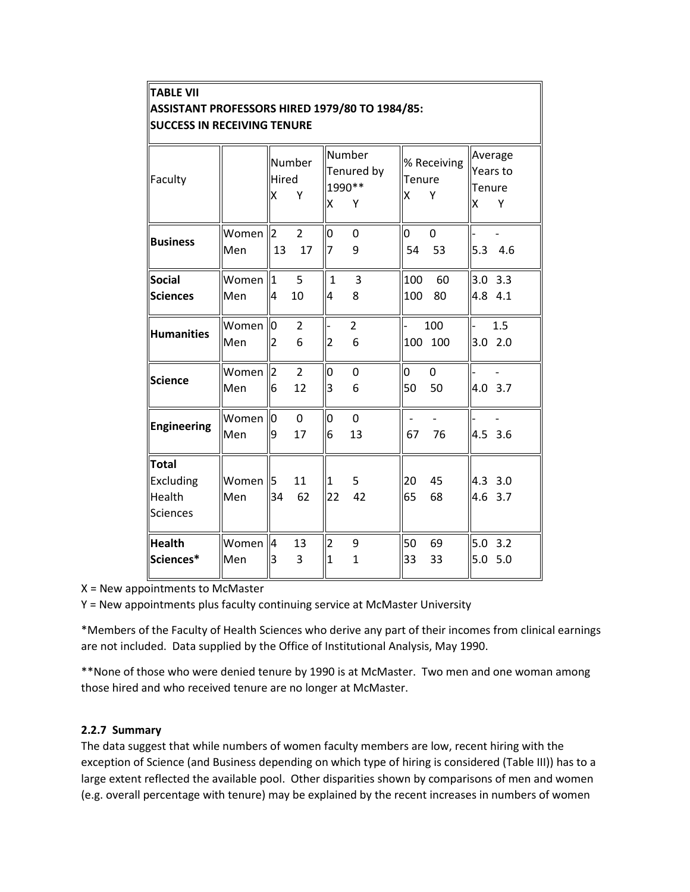**TABLE VII**
**ASSISTANT PROFESSORS HIRED 1979/80 TO 1984/85:**
**SUCCESS IN RECEIVING TENURE**

| Faculty | | Number Hired X | Number Hired Y | Number Tenured by 1990** X | Number Tenured by 1990** Y | % Receiving Tenure X | % Receiving Tenure Y | Average Years to Tenure X | Average Years to Tenure Y |
|---|---|---|---|---|---|---|---|---|---|
| **Business** | Women | 2 | 2 | 0 | 0 | 0 | 0 | - | - |
| | Men | 13 | 17 | 7 | 9 | 54 | 53 | 5.3 | 4.6 |
| **Social Sciences** | Women | 1 | 5 | 1 | 3 | 100 | 60 | 3.0 | 3.3 |
| | Men | 4 | 10 | 4 | 8 | 100 | 80 | 4.8 | 4.1 |
| **Humanities** | Women | 0 | 2 | - | 2 | - | 100 | - | 1.5 |
| | Men | 2 | 6 | 2 | 6 | 100 | 100 | 3.0 | 2.0 |
| **Science** | Women | 2 | 2 | 0 | 0 | 0 | 0 | - | - |
| | Men | 6 | 12 | 3 | 6 | 50 | 50 | 4.0 | 3.7 |
| **Engineering** | Women | 0 | 0 | 0 | 0 | - | - | - | - |
| | Men | 9 | 17 | 6 | 13 | 67 | 76 | 4.5 | 3.6 |
| **Total** Excluding Health Sciences | Women | 5 | 11 | 1 | 5 | 20 | 45 | 4.3 | 3.0 |
| | Men | 34 | 62 | 22 | 42 | 65 | 68 | 4.6 | 3.7 |
| **Health Sciences*** | Women | 4 | 13 | 2 | 9 | 50 | 69 | 5.0 | 3.2 |
| | Men | 3 | 3 | 1 | 1 | 33 | 33 | 5.0 | 5.0 |

X = New appointments to McMaster

Y = New appointments plus faculty continuing service at McMaster University

*Members of the Faculty of Health Sciences who derive any part of their incomes from clinical earnings are not included. Data supplied by the Office of Institutional Analysis, May 1990.

**None of those who were denied tenure by 1990 is at McMaster. Two men and one woman among those hired and who received tenure are no longer at McMaster.

#### 2.2.7 Summary

The data suggest that while numbers of women faculty members are low, recent hiring with the exception of Science (and Business depending on which type of hiring is considered (Table III)) has to a large extent reflected the available pool. Other disparities shown by comparisons of men and women (e.g. overall percentage with tenure) may be explained by the recent increases in numbers of women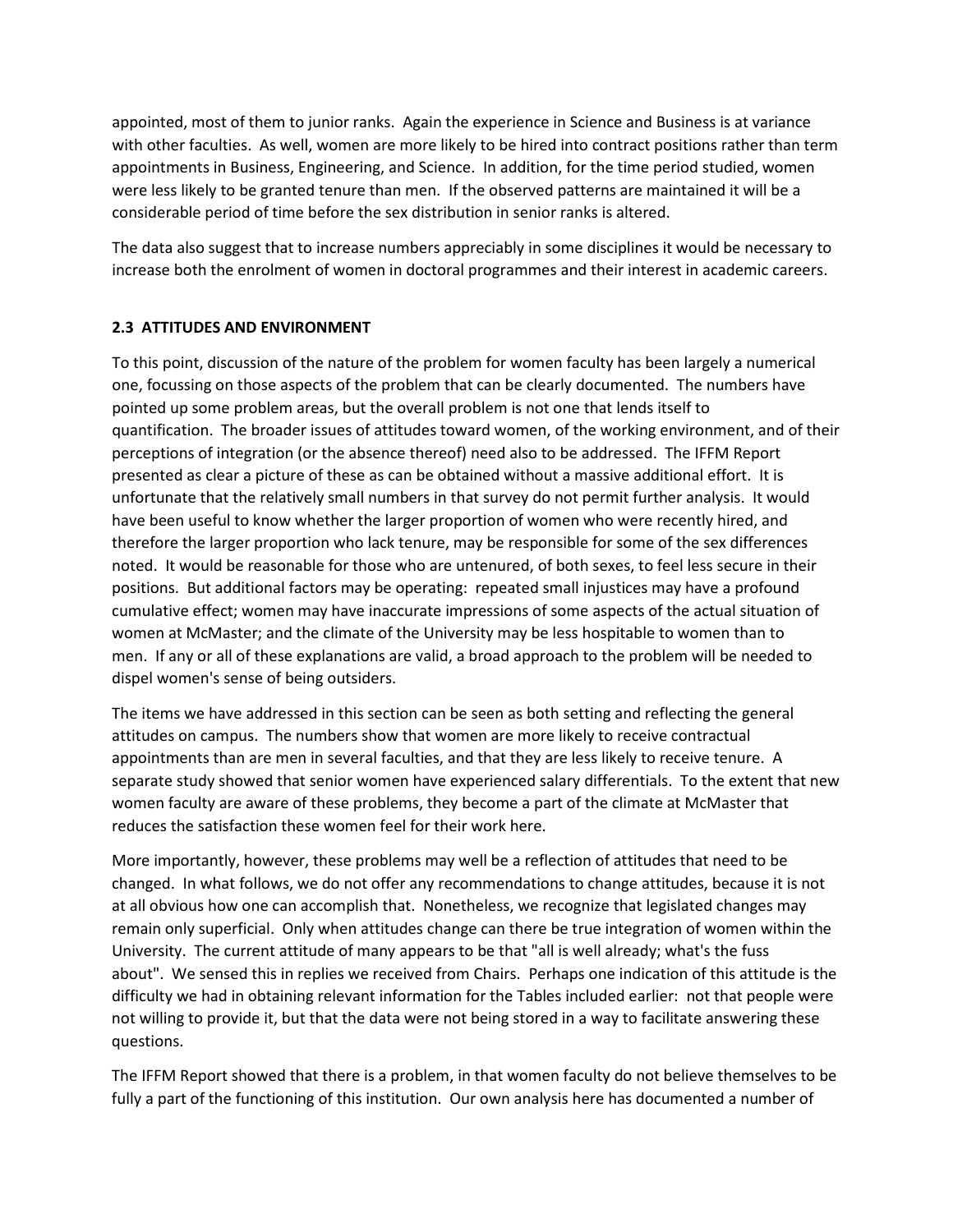appointed, most of them to junior ranks. Again the experience in Science and Business is at variance with other faculties. As well, women are more likely to be hired into contract positions rather than term appointments in Business, Engineering, and Science. In addition, for the time period studied, women were less likely to be granted tenure than men. If the observed patterns are maintained it will be a considerable period of time before the sex distribution in senior ranks is altered.

The data also suggest that to increase numbers appreciably in some disciplines it would be necessary to increase both the enrolment of women in doctoral programmes and their interest in academic careers.

### 2.3 ATTITUDES AND ENVIRONMENT

To this point, discussion of the nature of the problem for women faculty has been largely a numerical one, focussing on those aspects of the problem that can be clearly documented. The numbers have pointed up some problem areas, but the overall problem is not one that lends itself to quantification. The broader issues of attitudes toward women, of the working environment, and of their perceptions of integration (or the absence thereof) need also to be addressed. The IFFM Report presented as clear a picture of these as can be obtained without a massive additional effort. It is unfortunate that the relatively small numbers in that survey do not permit further analysis. It would have been useful to know whether the larger proportion of women who were recently hired, and therefore the larger proportion who lack tenure, may be responsible for some of the sex differences noted. It would be reasonable for those who are untenured, of both sexes, to feel less secure in their positions. But additional factors may be operating: repeated small injustices may have a profound cumulative effect; women may have inaccurate impressions of some aspects of the actual situation of women at McMaster; and the climate of the University may be less hospitable to women than to men. If any or all of these explanations are valid, a broad approach to the problem will be needed to dispel women's sense of being outsiders.

The items we have addressed in this section can be seen as both setting and reflecting the general attitudes on campus. The numbers show that women are more likely to receive contractual appointments than are men in several faculties, and that they are less likely to receive tenure. A separate study showed that senior women have experienced salary differentials. To the extent that new women faculty are aware of these problems, they become a part of the climate at McMaster that reduces the satisfaction these women feel for their work here.

More importantly, however, these problems may well be a reflection of attitudes that need to be changed. In what follows, we do not offer any recommendations to change attitudes, because it is not at all obvious how one can accomplish that. Nonetheless, we recognize that legislated changes may remain only superficial. Only when attitudes change can there be true integration of women within the University. The current attitude of many appears to be that "all is well already; what's the fuss about". We sensed this in replies we received from Chairs. Perhaps one indication of this attitude is the difficulty we had in obtaining relevant information for the Tables included earlier: not that people were not willing to provide it, but that the data were not being stored in a way to facilitate answering these questions.

The IFFM Report showed that there is a problem, in that women faculty do not believe themselves to be fully a part of the functioning of this institution. Our own analysis here has documented a number of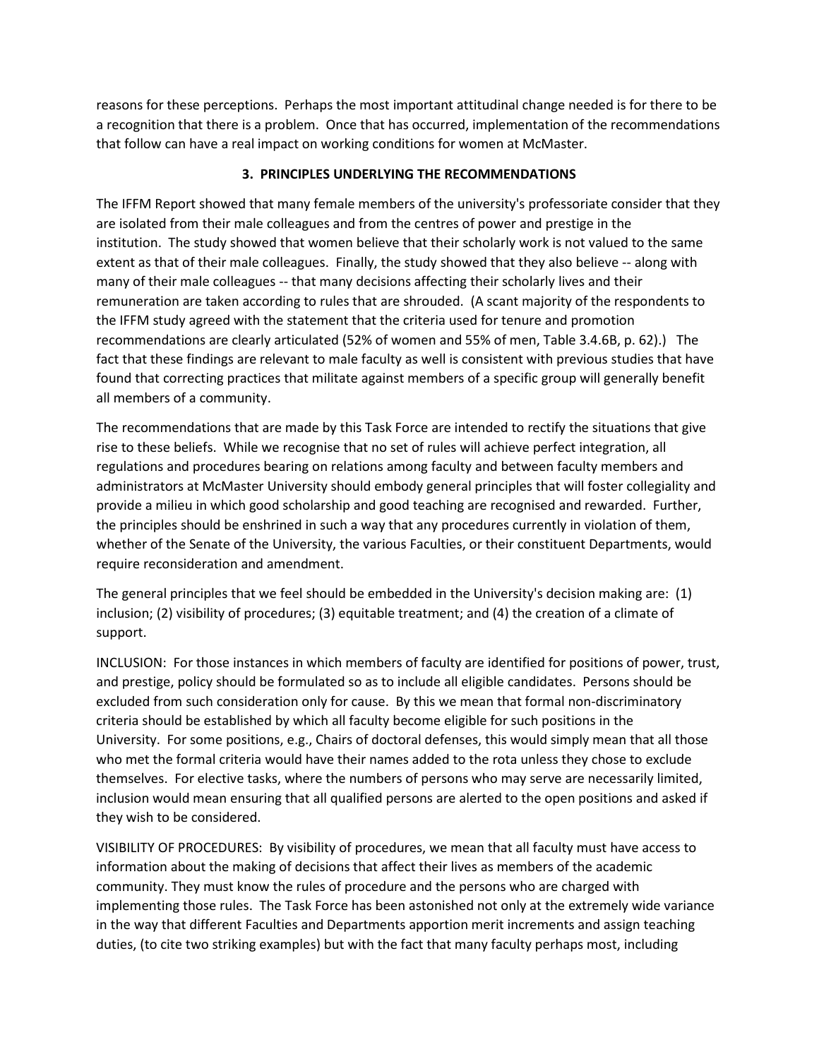reasons for these perceptions. Perhaps the most important attitudinal change needed is for there to be a recognition that there is a problem. Once that has occurred, implementation of the recommendations that follow can have a real impact on working conditions for women at McMaster.

## 3. PRINCIPLES UNDERLYING THE RECOMMENDATIONS

The IFFM Report showed that many female members of the university's professoriate consider that they are isolated from their male colleagues and from the centres of power and prestige in the institution. The study showed that women believe that their scholarly work is not valued to the same extent as that of their male colleagues. Finally, the study showed that they also believe -- along with many of their male colleagues -- that many decisions affecting their scholarly lives and their remuneration are taken according to rules that are shrouded. (A scant majority of the respondents to the IFFM study agreed with the statement that the criteria used for tenure and promotion recommendations are clearly articulated (52% of women and 55% of men, Table 3.4.6B, p. 62).) The fact that these findings are relevant to male faculty as well is consistent with previous studies that have found that correcting practices that militate against members of a specific group will generally benefit all members of a community.

The recommendations that are made by this Task Force are intended to rectify the situations that give rise to these beliefs. While we recognise that no set of rules will achieve perfect integration, all regulations and procedures bearing on relations among faculty and between faculty members and administrators at McMaster University should embody general principles that will foster collegiality and provide a milieu in which good scholarship and good teaching are recognised and rewarded. Further, the principles should be enshrined in such a way that any procedures currently in violation of them, whether of the Senate of the University, the various Faculties, or their constituent Departments, would require reconsideration and amendment.

The general principles that we feel should be embedded in the University's decision making are: (1) inclusion; (2) visibility of procedures; (3) equitable treatment; and (4) the creation of a climate of support.

INCLUSION: For those instances in which members of faculty are identified for positions of power, trust, and prestige, policy should be formulated so as to include all eligible candidates. Persons should be excluded from such consideration only for cause. By this we mean that formal non-discriminatory criteria should be established by which all faculty become eligible for such positions in the University. For some positions, e.g., Chairs of doctoral defenses, this would simply mean that all those who met the formal criteria would have their names added to the rota unless they chose to exclude themselves. For elective tasks, where the numbers of persons who may serve are necessarily limited, inclusion would mean ensuring that all qualified persons are alerted to the open positions and asked if they wish to be considered.

VISIBILITY OF PROCEDURES: By visibility of procedures, we mean that all faculty must have access to information about the making of decisions that affect their lives as members of the academic community. They must know the rules of procedure and the persons who are charged with implementing those rules. The Task Force has been astonished not only at the extremely wide variance in the way that different Faculties and Departments apportion merit increments and assign teaching duties, (to cite two striking examples) but with the fact that many faculty perhaps most, including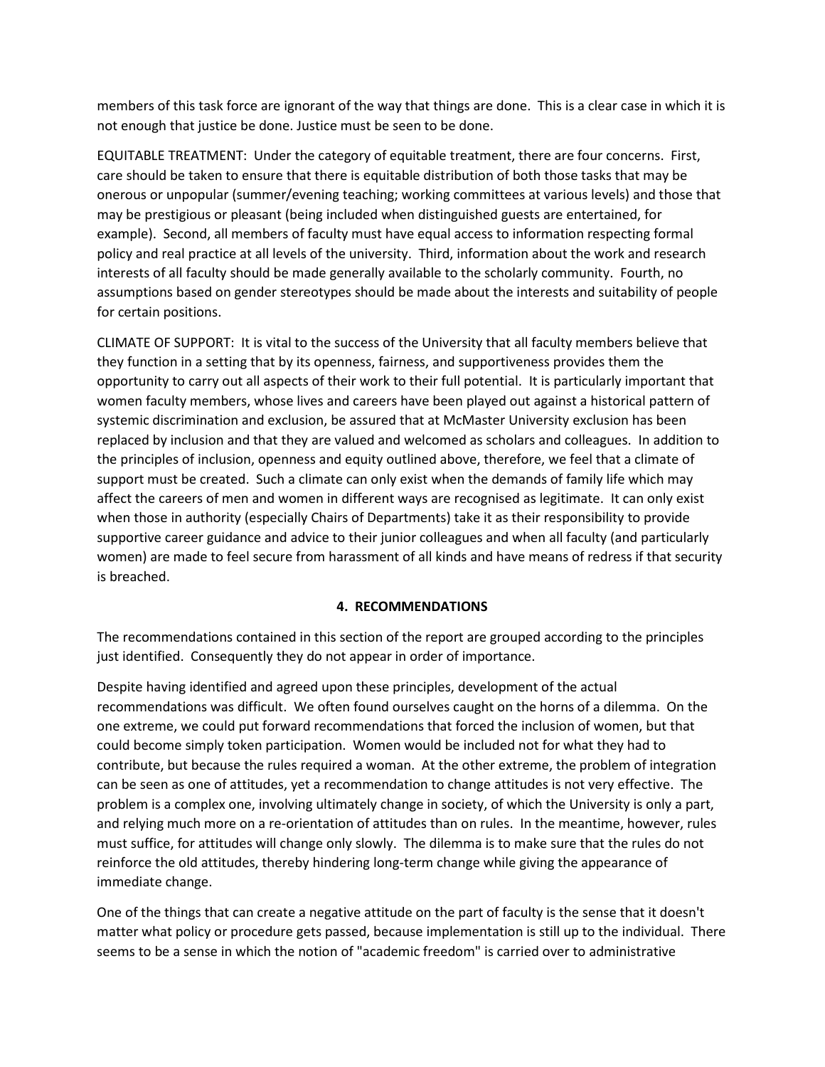members of this task force are ignorant of the way that things are done. This is a clear case in which it is not enough that justice be done. Justice must be seen to be done.

EQUITABLE TREATMENT: Under the category of equitable treatment, there are four concerns. First, care should be taken to ensure that there is equitable distribution of both those tasks that may be onerous or unpopular (summer/evening teaching; working committees at various levels) and those that may be prestigious or pleasant (being included when distinguished guests are entertained, for example). Second, all members of faculty must have equal access to information respecting formal policy and real practice at all levels of the university. Third, information about the work and research interests of all faculty should be made generally available to the scholarly community. Fourth, no assumptions based on gender stereotypes should be made about the interests and suitability of people for certain positions.

CLIMATE OF SUPPORT: It is vital to the success of the University that all faculty members believe that they function in a setting that by its openness, fairness, and supportiveness provides them the opportunity to carry out all aspects of their work to their full potential. It is particularly important that women faculty members, whose lives and careers have been played out against a historical pattern of systemic discrimination and exclusion, be assured that at McMaster University exclusion has been replaced by inclusion and that they are valued and welcomed as scholars and colleagues. In addition to the principles of inclusion, openness and equity outlined above, therefore, we feel that a climate of support must be created. Such a climate can only exist when the demands of family life which may affect the careers of men and women in different ways are recognised as legitimate. It can only exist when those in authority (especially Chairs of Departments) take it as their responsibility to provide supportive career guidance and advice to their junior colleagues and when all faculty (and particularly women) are made to feel secure from harassment of all kinds and have means of redress if that security is breached.

## 4. RECOMMENDATIONS

The recommendations contained in this section of the report are grouped according to the principles just identified. Consequently they do not appear in order of importance.

Despite having identified and agreed upon these principles, development of the actual recommendations was difficult. We often found ourselves caught on the horns of a dilemma. On the one extreme, we could put forward recommendations that forced the inclusion of women, but that could become simply token participation. Women would be included not for what they had to contribute, but because the rules required a woman. At the other extreme, the problem of integration can be seen as one of attitudes, yet a recommendation to change attitudes is not very effective. The problem is a complex one, involving ultimately change in society, of which the University is only a part, and relying much more on a re-orientation of attitudes than on rules. In the meantime, however, rules must suffice, for attitudes will change only slowly. The dilemma is to make sure that the rules do not reinforce the old attitudes, thereby hindering long-term change while giving the appearance of immediate change.

One of the things that can create a negative attitude on the part of faculty is the sense that it doesn't matter what policy or procedure gets passed, because implementation is still up to the individual. There seems to be a sense in which the notion of "academic freedom" is carried over to administrative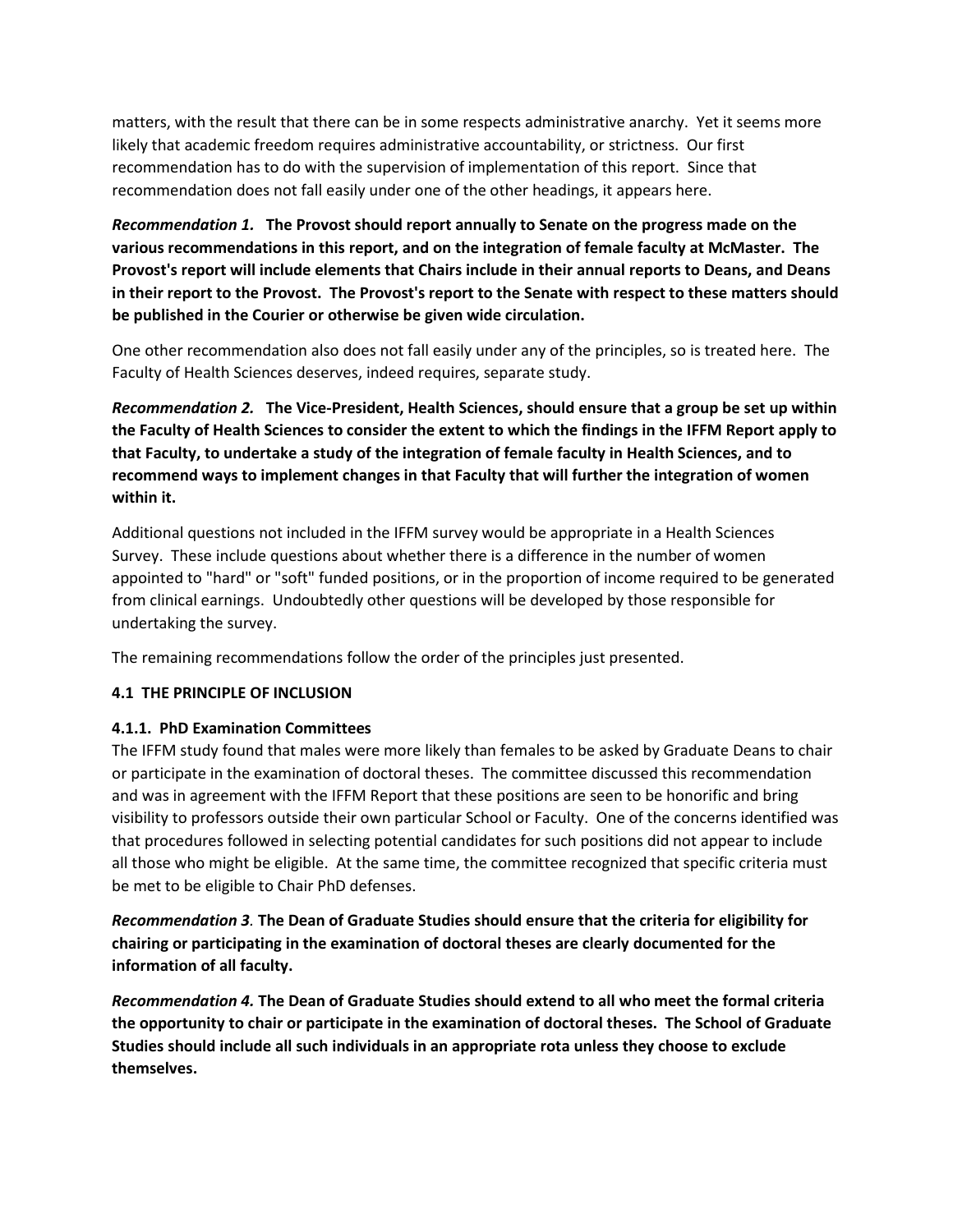matters, with the result that there can be in some respects administrative anarchy. Yet it seems more likely that academic freedom requires administrative accountability, or strictness. Our first recommendation has to do with the supervision of implementation of this report. Since that recommendation does not fall easily under one of the other headings, it appears here.

***Recommendation 1.*** **The Provost should report annually to Senate on the progress made on the various recommendations in this report, and on the integration of female faculty at McMaster. The Provost's report will include elements that Chairs include in their annual reports to Deans, and Deans in their report to the Provost. The Provost's report to the Senate with respect to these matters should be published in the Courier or otherwise be given wide circulation.**

One other recommendation also does not fall easily under any of the principles, so is treated here. The Faculty of Health Sciences deserves, indeed requires, separate study.

***Recommendation 2.*** **The Vice-President, Health Sciences, should ensure that a group be set up within the Faculty of Health Sciences to consider the extent to which the findings in the IFFM Report apply to that Faculty, to undertake a study of the integration of female faculty in Health Sciences, and to recommend ways to implement changes in that Faculty that will further the integration of women within it.**

Additional questions not included in the IFFM survey would be appropriate in a Health Sciences Survey. These include questions about whether there is a difference in the number of women appointed to "hard" or "soft" funded positions, or in the proportion of income required to be generated from clinical earnings. Undoubtedly other questions will be developed by those responsible for undertaking the survey.

The remaining recommendations follow the order of the principles just presented.

### 4.1 THE PRINCIPLE OF INCLUSION

#### 4.1.1. PhD Examination Committees

The IFFM study found that males were more likely than females to be asked by Graduate Deans to chair or participate in the examination of doctoral theses. The committee discussed this recommendation and was in agreement with the IFFM Report that these positions are seen to be honorific and bring visibility to professors outside their own particular School or Faculty. One of the concerns identified was that procedures followed in selecting potential candidates for such positions did not appear to include all those who might be eligible. At the same time, the committee recognized that specific criteria must be met to be eligible to Chair PhD defenses.

***Recommendation 3.*** **The Dean of Graduate Studies should ensure that the criteria for eligibility for chairing or participating in the examination of doctoral theses are clearly documented for the information of all faculty.**

***Recommendation 4.*** **The Dean of Graduate Studies should extend to all who meet the formal criteria the opportunity to chair or participate in the examination of doctoral theses. The School of Graduate Studies should include all such individuals in an appropriate rota unless they choose to exclude themselves.**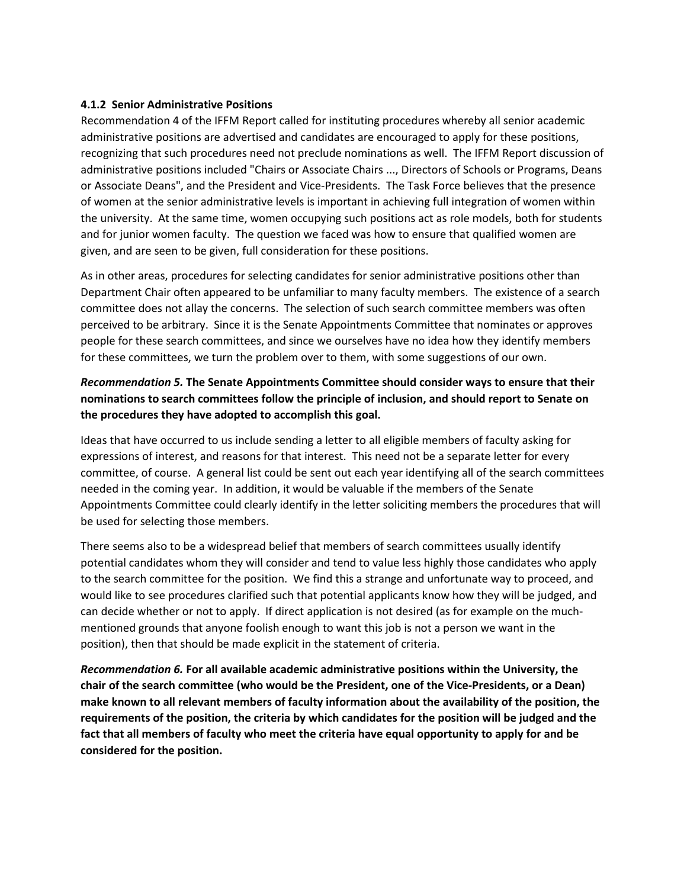#### 4.1.2 Senior Administrative Positions

Recommendation 4 of the IFFM Report called for instituting procedures whereby all senior academic administrative positions are advertised and candidates are encouraged to apply for these positions, recognizing that such procedures need not preclude nominations as well. The IFFM Report discussion of administrative positions included "Chairs or Associate Chairs ..., Directors of Schools or Programs, Deans or Associate Deans", and the President and Vice-Presidents. The Task Force believes that the presence of women at the senior administrative levels is important in achieving full integration of women within the university. At the same time, women occupying such positions act as role models, both for students and for junior women faculty. The question we faced was how to ensure that qualified women are given, and are seen to be given, full consideration for these positions.

As in other areas, procedures for selecting candidates for senior administrative positions other than Department Chair often appeared to be unfamiliar to many faculty members. The existence of a search committee does not allay the concerns. The selection of such search committee members was often perceived to be arbitrary. Since it is the Senate Appointments Committee that nominates or approves people for these search committees, and since we ourselves have no idea how they identify members for these committees, we turn the problem over to them, with some suggestions of our own.

***Recommendation 5.* The Senate Appointments Committee should consider ways to ensure that their nominations to search committees follow the principle of inclusion, and should report to Senate on the procedures they have adopted to accomplish this goal.**

Ideas that have occurred to us include sending a letter to all eligible members of faculty asking for expressions of interest, and reasons for that interest. This need not be a separate letter for every committee, of course. A general list could be sent out each year identifying all of the search committees needed in the coming year. In addition, it would be valuable if the members of the Senate Appointments Committee could clearly identify in the letter soliciting members the procedures that will be used for selecting those members.

There seems also to be a widespread belief that members of search committees usually identify potential candidates whom they will consider and tend to value less highly those candidates who apply to the search committee for the position. We find this a strange and unfortunate way to proceed, and would like to see procedures clarified such that potential applicants know how they will be judged, and can decide whether or not to apply. If direct application is not desired (as for example on the much-mentioned grounds that anyone foolish enough to want this job is not a person we want in the position), then that should be made explicit in the statement of criteria.

***Recommendation 6.* For all available academic administrative positions within the University, the chair of the search committee (who would be the President, one of the Vice-Presidents, or a Dean) make known to all relevant members of faculty information about the availability of the position, the requirements of the position, the criteria by which candidates for the position will be judged and the fact that all members of faculty who meet the criteria have equal opportunity to apply for and be considered for the position.**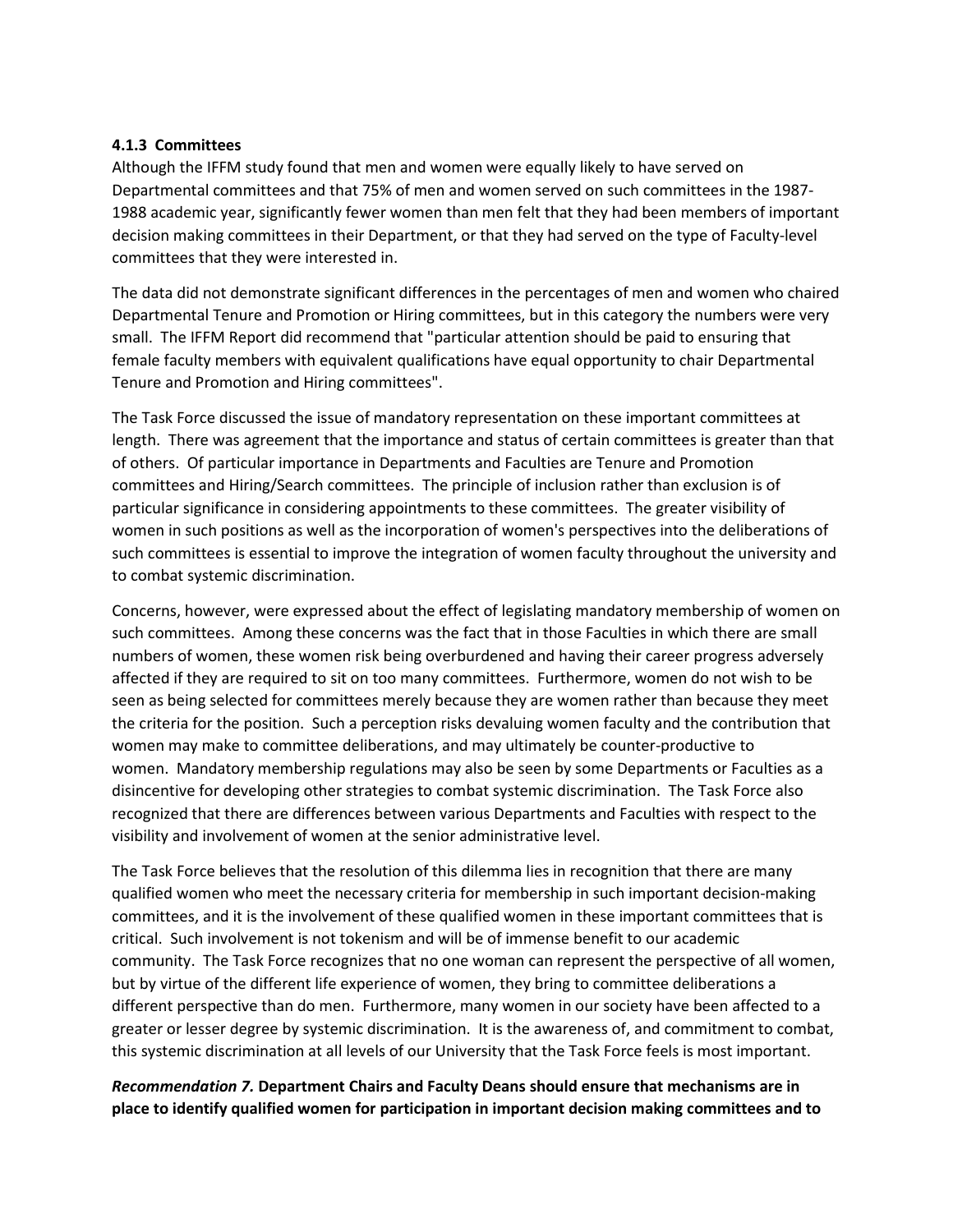#### 4.1.3 Committees

Although the IFFM study found that men and women were equally likely to have served on Departmental committees and that 75% of men and women served on such committees in the 1987-1988 academic year, significantly fewer women than men felt that they had been members of important decision making committees in their Department, or that they had served on the type of Faculty-level committees that they were interested in.

The data did not demonstrate significant differences in the percentages of men and women who chaired Departmental Tenure and Promotion or Hiring committees, but in this category the numbers were very small. The IFFM Report did recommend that "particular attention should be paid to ensuring that female faculty members with equivalent qualifications have equal opportunity to chair Departmental Tenure and Promotion and Hiring committees".

The Task Force discussed the issue of mandatory representation on these important committees at length. There was agreement that the importance and status of certain committees is greater than that of others. Of particular importance in Departments and Faculties are Tenure and Promotion committees and Hiring/Search committees. The principle of inclusion rather than exclusion is of particular significance in considering appointments to these committees. The greater visibility of women in such positions as well as the incorporation of women's perspectives into the deliberations of such committees is essential to improve the integration of women faculty throughout the university and to combat systemic discrimination.

Concerns, however, were expressed about the effect of legislating mandatory membership of women on such committees. Among these concerns was the fact that in those Faculties in which there are small numbers of women, these women risk being overburdened and having their career progress adversely affected if they are required to sit on too many committees. Furthermore, women do not wish to be seen as being selected for committees merely because they are women rather than because they meet the criteria for the position. Such a perception risks devaluing women faculty and the contribution that women may make to committee deliberations, and may ultimately be counter-productive to women. Mandatory membership regulations may also be seen by some Departments or Faculties as a disincentive for developing other strategies to combat systemic discrimination. The Task Force also recognized that there are differences between various Departments and Faculties with respect to the visibility and involvement of women at the senior administrative level.

The Task Force believes that the resolution of this dilemma lies in recognition that there are many qualified women who meet the necessary criteria for membership in such important decision-making committees, and it is the involvement of these qualified women in these important committees that is critical. Such involvement is not tokenism and will be of immense benefit to our academic community. The Task Force recognizes that no one woman can represent the perspective of all women, but by virtue of the different life experience of women, they bring to committee deliberations a different perspective than do men. Furthermore, many women in our society have been affected to a greater or lesser degree by systemic discrimination. It is the awareness of, and commitment to combat, this systemic discrimination at all levels of our University that the Task Force feels is most important.

***Recommendation 7.*** **Department Chairs and Faculty Deans should ensure that mechanisms are in place to identify qualified women for participation in important decision making committees and to**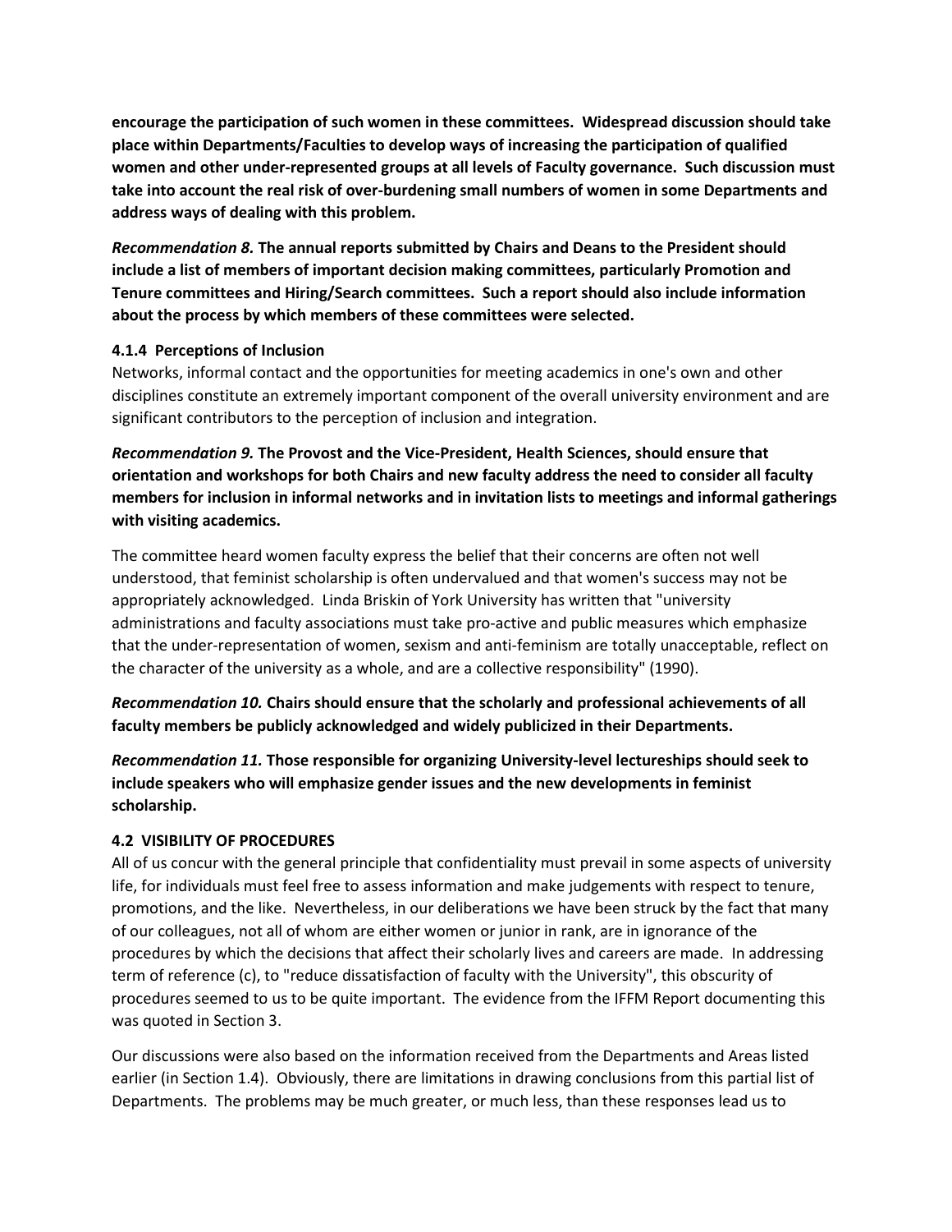**encourage the participation of such women in these committees. Widespread discussion should take place within Departments/Faculties to develop ways of increasing the participation of qualified women and other under-represented groups at all levels of Faculty governance. Such discussion must take into account the real risk of over-burdening small numbers of women in some Departments and address ways of dealing with this problem.**

***Recommendation 8.*** **The annual reports submitted by Chairs and Deans to the President should include a list of members of important decision making committees, particularly Promotion and Tenure committees and Hiring/Search committees. Such a report should also include information about the process by which members of these committees were selected.**

#### 4.1.4 Perceptions of Inclusion

Networks, informal contact and the opportunities for meeting academics in one's own and other disciplines constitute an extremely important component of the overall university environment and are significant contributors to the perception of inclusion and integration.

***Recommendation 9.*** **The Provost and the Vice-President, Health Sciences, should ensure that orientation and workshops for both Chairs and new faculty address the need to consider all faculty members for inclusion in informal networks and in invitation lists to meetings and informal gatherings with visiting academics.**

The committee heard women faculty express the belief that their concerns are often not well understood, that feminist scholarship is often undervalued and that women's success may not be appropriately acknowledged. Linda Briskin of York University has written that "university administrations and faculty associations must take pro-active and public measures which emphasize that the under-representation of women, sexism and anti-feminism are totally unacceptable, reflect on the character of the university as a whole, and are a collective responsibility" (1990).

***Recommendation 10.*** **Chairs should ensure that the scholarly and professional achievements of all faculty members be publicly acknowledged and widely publicized in their Departments.**

***Recommendation 11.*** **Those responsible for organizing University-level lectureships should seek to include speakers who will emphasize gender issues and the new developments in feminist scholarship.**

### 4.2 VISIBILITY OF PROCEDURES

All of us concur with the general principle that confidentiality must prevail in some aspects of university life, for individuals must feel free to assess information and make judgements with respect to tenure, promotions, and the like. Nevertheless, in our deliberations we have been struck by the fact that many of our colleagues, not all of whom are either women or junior in rank, are in ignorance of the procedures by which the decisions that affect their scholarly lives and careers are made. In addressing term of reference (c), to "reduce dissatisfaction of faculty with the University", this obscurity of procedures seemed to us to be quite important. The evidence from the IFFM Report documenting this was quoted in Section 3.

Our discussions were also based on the information received from the Departments and Areas listed earlier (in Section 1.4). Obviously, there are limitations in drawing conclusions from this partial list of Departments. The problems may be much greater, or much less, than these responses lead us to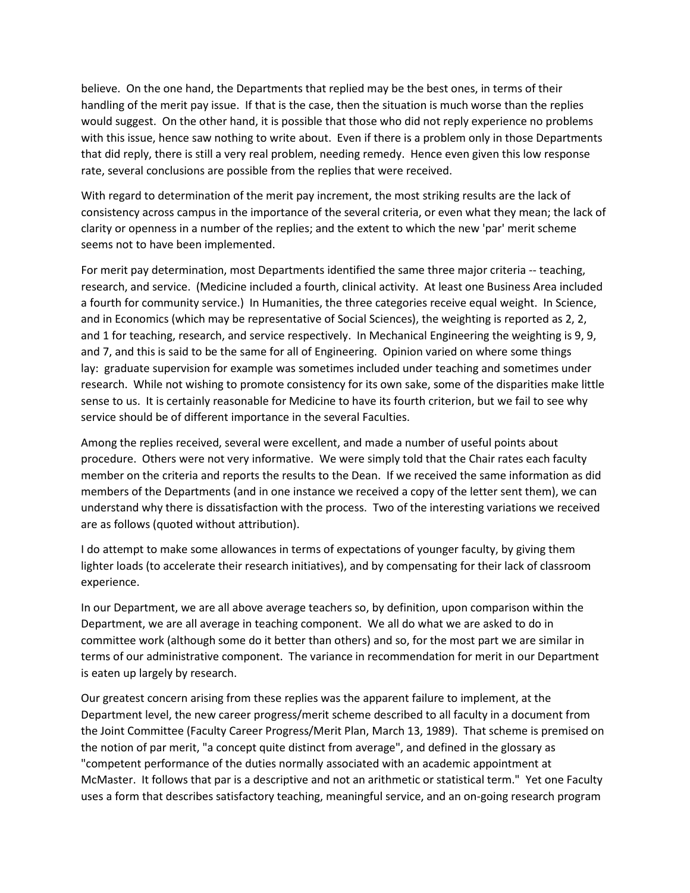believe. On the one hand, the Departments that replied may be the best ones, in terms of their handling of the merit pay issue. If that is the case, then the situation is much worse than the replies would suggest. On the other hand, it is possible that those who did not reply experience no problems with this issue, hence saw nothing to write about. Even if there is a problem only in those Departments that did reply, there is still a very real problem, needing remedy. Hence even given this low response rate, several conclusions are possible from the replies that were received.

With regard to determination of the merit pay increment, the most striking results are the lack of consistency across campus in the importance of the several criteria, or even what they mean; the lack of clarity or openness in a number of the replies; and the extent to which the new 'par' merit scheme seems not to have been implemented.

For merit pay determination, most Departments identified the same three major criteria -- teaching, research, and service. (Medicine included a fourth, clinical activity. At least one Business Area included a fourth for community service.) In Humanities, the three categories receive equal weight. In Science, and in Economics (which may be representative of Social Sciences), the weighting is reported as 2, 2, and 1 for teaching, research, and service respectively. In Mechanical Engineering the weighting is 9, 9, and 7, and this is said to be the same for all of Engineering. Opinion varied on where some things lay: graduate supervision for example was sometimes included under teaching and sometimes under research. While not wishing to promote consistency for its own sake, some of the disparities make little sense to us. It is certainly reasonable for Medicine to have its fourth criterion, but we fail to see why service should be of different importance in the several Faculties.

Among the replies received, several were excellent, and made a number of useful points about procedure. Others were not very informative. We were simply told that the Chair rates each faculty member on the criteria and reports the results to the Dean. If we received the same information as did members of the Departments (and in one instance we received a copy of the letter sent them), we can understand why there is dissatisfaction with the process. Two of the interesting variations we received are as follows (quoted without attribution).

I do attempt to make some allowances in terms of expectations of younger faculty, by giving them lighter loads (to accelerate their research initiatives), and by compensating for their lack of classroom experience.

In our Department, we are all above average teachers so, by definition, upon comparison within the Department, we are all average in teaching component. We all do what we are asked to do in committee work (although some do it better than others) and so, for the most part we are similar in terms of our administrative component. The variance in recommendation for merit in our Department is eaten up largely by research.

Our greatest concern arising from these replies was the apparent failure to implement, at the Department level, the new career progress/merit scheme described to all faculty in a document from the Joint Committee (Faculty Career Progress/Merit Plan, March 13, 1989). That scheme is premised on the notion of par merit, "a concept quite distinct from average", and defined in the glossary as "competent performance of the duties normally associated with an academic appointment at McMaster. It follows that par is a descriptive and not an arithmetic or statistical term." Yet one Faculty uses a form that describes satisfactory teaching, meaningful service, and an on-going research program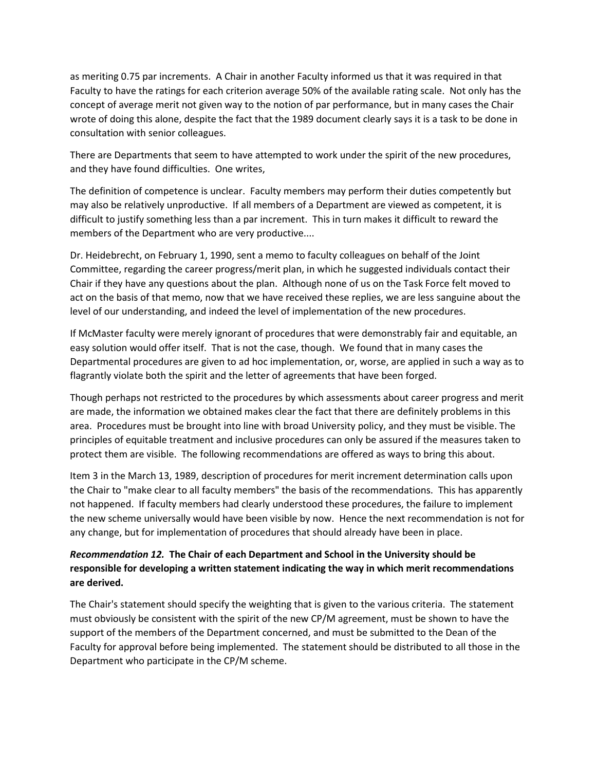as meriting 0.75 par increments. A Chair in another Faculty informed us that it was required in that Faculty to have the ratings for each criterion average 50% of the available rating scale. Not only has the concept of average merit not given way to the notion of par performance, but in many cases the Chair wrote of doing this alone, despite the fact that the 1989 document clearly says it is a task to be done in consultation with senior colleagues.

There are Departments that seem to have attempted to work under the spirit of the new procedures, and they have found difficulties. One writes,

The definition of competence is unclear. Faculty members may perform their duties competently but may also be relatively unproductive. If all members of a Department are viewed as competent, it is difficult to justify something less than a par increment. This in turn makes it difficult to reward the members of the Department who are very productive....

Dr. Heidebrecht, on February 1, 1990, sent a memo to faculty colleagues on behalf of the Joint Committee, regarding the career progress/merit plan, in which he suggested individuals contact their Chair if they have any questions about the plan. Although none of us on the Task Force felt moved to act on the basis of that memo, now that we have received these replies, we are less sanguine about the level of our understanding, and indeed the level of implementation of the new procedures.

If McMaster faculty were merely ignorant of procedures that were demonstrably fair and equitable, an easy solution would offer itself. That is not the case, though. We found that in many cases the Departmental procedures are given to ad hoc implementation, or, worse, are applied in such a way as to flagrantly violate both the spirit and the letter of agreements that have been forged.

Though perhaps not restricted to the procedures by which assessments about career progress and merit are made, the information we obtained makes clear the fact that there are definitely problems in this area. Procedures must be brought into line with broad University policy, and they must be visible. The principles of equitable treatment and inclusive procedures can only be assured if the measures taken to protect them are visible. The following recommendations are offered as ways to bring this about.

Item 3 in the March 13, 1989, description of procedures for merit increment determination calls upon the Chair to "make clear to all faculty members" the basis of the recommendations. This has apparently not happened. If faculty members had clearly understood these procedures, the failure to implement the new scheme universally would have been visible by now. Hence the next recommendation is not for any change, but for implementation of procedures that should already have been in place.

***Recommendation 12.* The Chair of each Department and School in the University should be responsible for developing a written statement indicating the way in which merit recommendations are derived.**

The Chair's statement should specify the weighting that is given to the various criteria. The statement must obviously be consistent with the spirit of the new CP/M agreement, must be shown to have the support of the members of the Department concerned, and must be submitted to the Dean of the Faculty for approval before being implemented. The statement should be distributed to all those in the Department who participate in the CP/M scheme.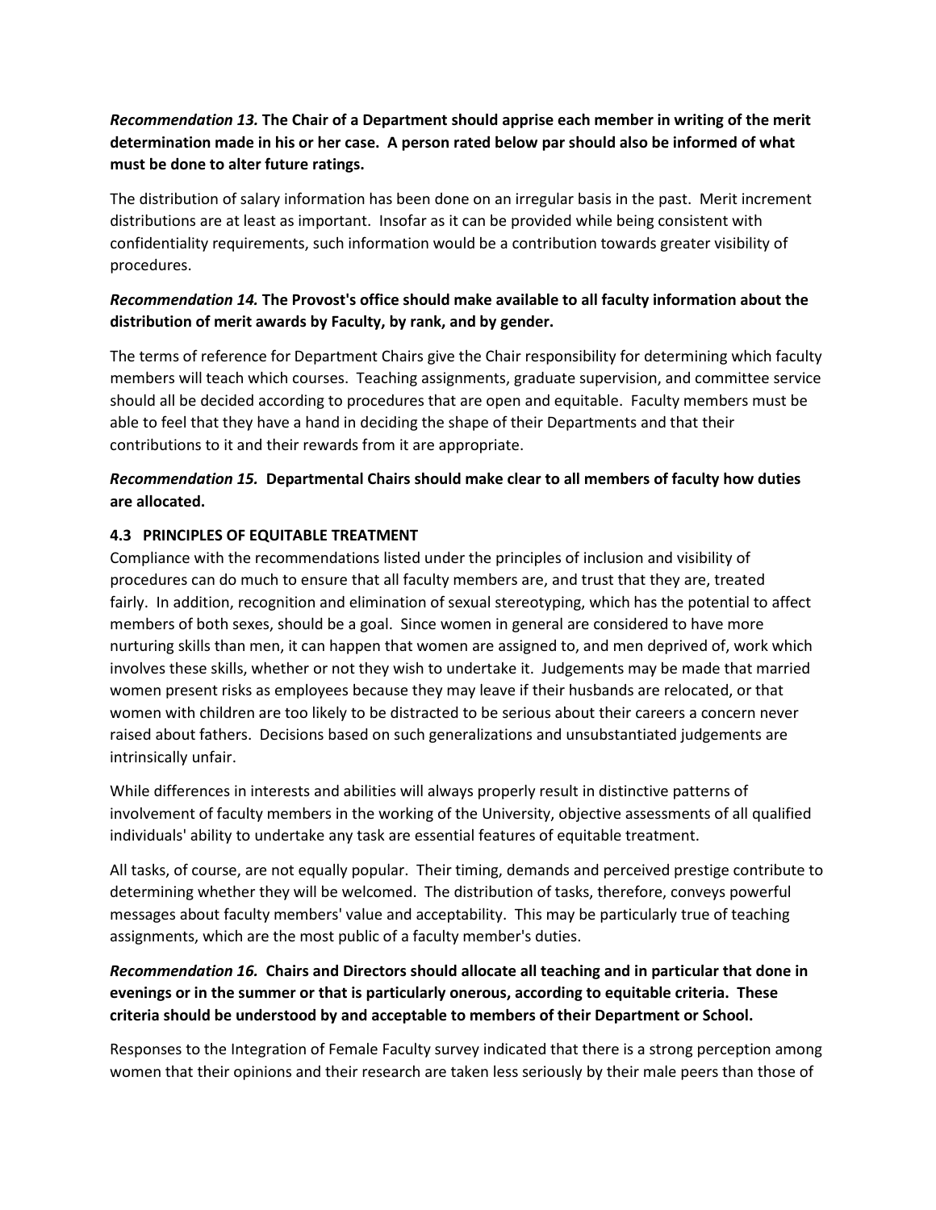***Recommendation 13.*** **The Chair of a Department should apprise each member in writing of the merit determination made in his or her case. A person rated below par should also be informed of what must be done to alter future ratings.**

The distribution of salary information has been done on an irregular basis in the past. Merit increment distributions are at least as important. Insofar as it can be provided while being consistent with confidentiality requirements, such information would be a contribution towards greater visibility of procedures.

***Recommendation 14.*** **The Provost's office should make available to all faculty information about the distribution of merit awards by Faculty, by rank, and by gender.**

The terms of reference for Department Chairs give the Chair responsibility for determining which faculty members will teach which courses. Teaching assignments, graduate supervision, and committee service should all be decided according to procedures that are open and equitable. Faculty members must be able to feel that they have a hand in deciding the shape of their Departments and that their contributions to it and their rewards from it are appropriate.

***Recommendation 15.*** **Departmental Chairs should make clear to all members of faculty how duties are allocated.**

### 4.3 PRINCIPLES OF EQUITABLE TREATMENT

Compliance with the recommendations listed under the principles of inclusion and visibility of procedures can do much to ensure that all faculty members are, and trust that they are, treated fairly. In addition, recognition and elimination of sexual stereotyping, which has the potential to affect members of both sexes, should be a goal. Since women in general are considered to have more nurturing skills than men, it can happen that women are assigned to, and men deprived of, work which involves these skills, whether or not they wish to undertake it. Judgements may be made that married women present risks as employees because they may leave if their husbands are relocated, or that women with children are too likely to be distracted to be serious about their careers a concern never raised about fathers. Decisions based on such generalizations and unsubstantiated judgements are intrinsically unfair.

While differences in interests and abilities will always properly result in distinctive patterns of involvement of faculty members in the working of the University, objective assessments of all qualified individuals' ability to undertake any task are essential features of equitable treatment.

All tasks, of course, are not equally popular. Their timing, demands and perceived prestige contribute to determining whether they will be welcomed. The distribution of tasks, therefore, conveys powerful messages about faculty members' value and acceptability. This may be particularly true of teaching assignments, which are the most public of a faculty member's duties.

***Recommendation 16.*** **Chairs and Directors should allocate all teaching and in particular that done in evenings or in the summer or that is particularly onerous, according to equitable criteria. These criteria should be understood by and acceptable to members of their Department or School.**

Responses to the Integration of Female Faculty survey indicated that there is a strong perception among women that their opinions and their research are taken less seriously by their male peers than those of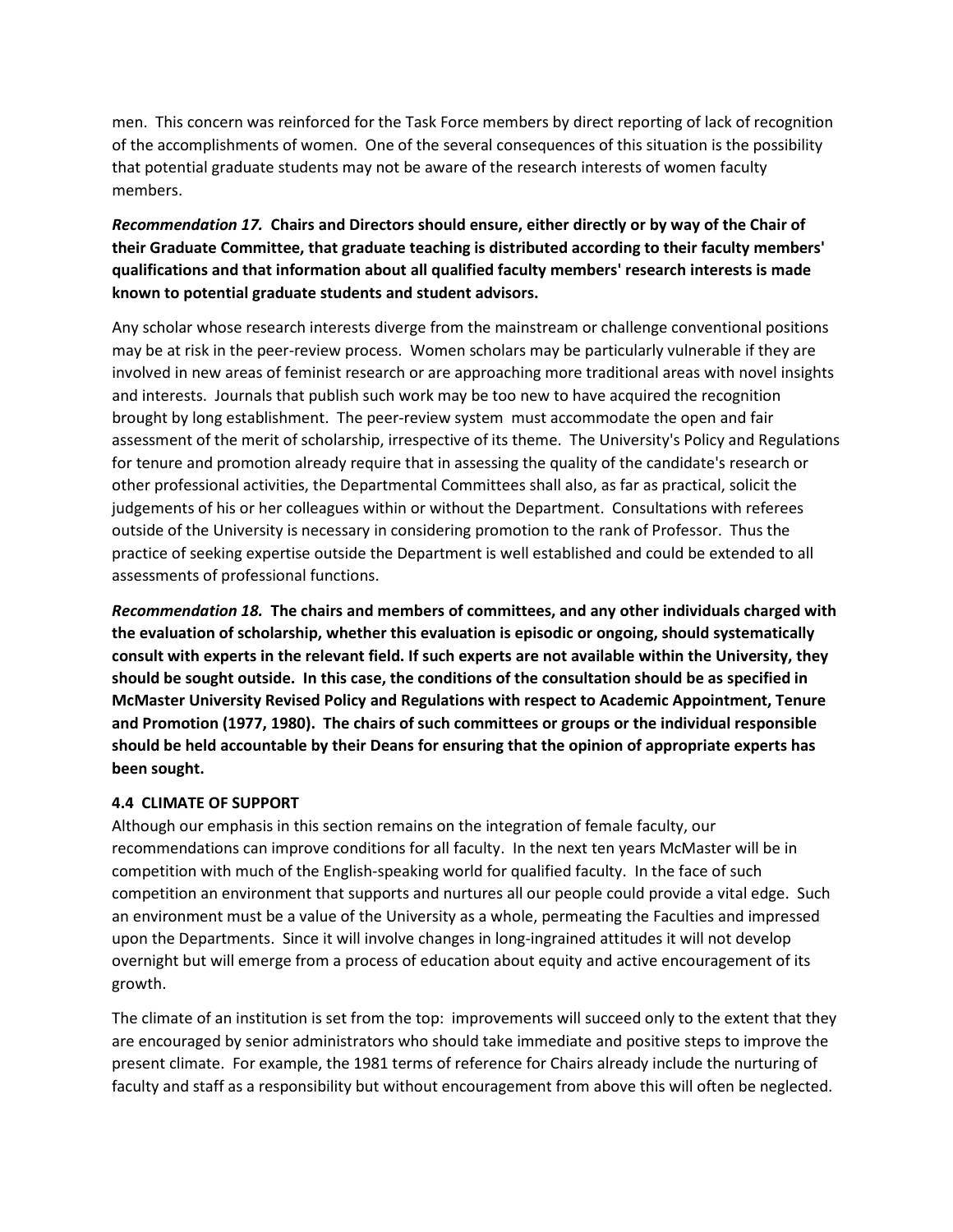men. This concern was reinforced for the Task Force members by direct reporting of lack of recognition of the accomplishments of women. One of the several consequences of this situation is the possibility that potential graduate students may not be aware of the research interests of women faculty members.

***Recommendation 17.*** **Chairs and Directors should ensure, either directly or by way of the Chair of their Graduate Committee, that graduate teaching is distributed according to their faculty members' qualifications and that information about all qualified faculty members' research interests is made known to potential graduate students and student advisors.**

Any scholar whose research interests diverge from the mainstream or challenge conventional positions may be at risk in the peer-review process. Women scholars may be particularly vulnerable if they are involved in new areas of feminist research or are approaching more traditional areas with novel insights and interests. Journals that publish such work may be too new to have acquired the recognition brought by long establishment. The peer-review system must accommodate the open and fair assessment of the merit of scholarship, irrespective of its theme. The University's Policy and Regulations for tenure and promotion already require that in assessing the quality of the candidate's research or other professional activities, the Departmental Committees shall also, as far as practical, solicit the judgements of his or her colleagues within or without the Department. Consultations with referees outside of the University is necessary in considering promotion to the rank of Professor. Thus the practice of seeking expertise outside the Department is well established and could be extended to all assessments of professional functions.

***Recommendation 18.*** **The chairs and members of committees, and any other individuals charged with the evaluation of scholarship, whether this evaluation is episodic or ongoing, should systematically consult with experts in the relevant field. If such experts are not available within the University, they should be sought outside. In this case, the conditions of the consultation should be as specified in McMaster University Revised Policy and Regulations with respect to Academic Appointment, Tenure and Promotion (1977, 1980). The chairs of such committees or groups or the individual responsible should be held accountable by their Deans for ensuring that the opinion of appropriate experts has been sought.**

### 4.4 CLIMATE OF SUPPORT

Although our emphasis in this section remains on the integration of female faculty, our recommendations can improve conditions for all faculty. In the next ten years McMaster will be in competition with much of the English-speaking world for qualified faculty. In the face of such competition an environment that supports and nurtures all our people could provide a vital edge. Such an environment must be a value of the University as a whole, permeating the Faculties and impressed upon the Departments. Since it will involve changes in long-ingrained attitudes it will not develop overnight but will emerge from a process of education about equity and active encouragement of its growth.

The climate of an institution is set from the top: improvements will succeed only to the extent that they are encouraged by senior administrators who should take immediate and positive steps to improve the present climate. For example, the 1981 terms of reference for Chairs already include the nurturing of faculty and staff as a responsibility but without encouragement from above this will often be neglected.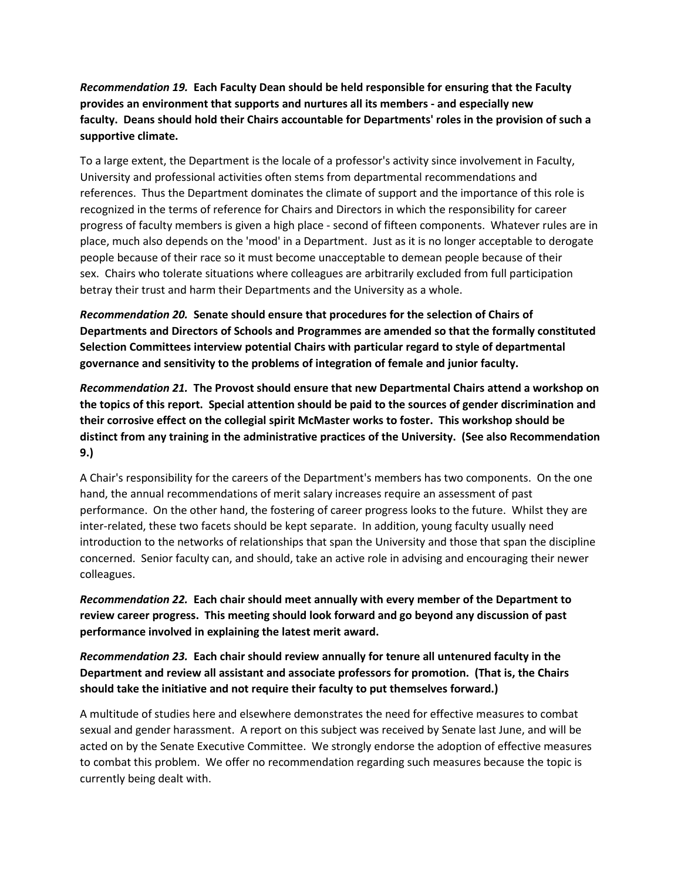***Recommendation 19.* Each Faculty Dean should be held responsible for ensuring that the Faculty provides an environment that supports and nurtures all its members - and especially new faculty. Deans should hold their Chairs accountable for Departments' roles in the provision of such a supportive climate.**

To a large extent, the Department is the locale of a professor's activity since involvement in Faculty, University and professional activities often stems from departmental recommendations and references. Thus the Department dominates the climate of support and the importance of this role is recognized in the terms of reference for Chairs and Directors in which the responsibility for career progress of faculty members is given a high place - second of fifteen components. Whatever rules are in place, much also depends on the 'mood' in a Department. Just as it is no longer acceptable to derogate people because of their race so it must become unacceptable to demean people because of their sex. Chairs who tolerate situations where colleagues are arbitrarily excluded from full participation betray their trust and harm their Departments and the University as a whole.

***Recommendation 20.* Senate should ensure that procedures for the selection of Chairs of Departments and Directors of Schools and Programmes are amended so that the formally constituted Selection Committees interview potential Chairs with particular regard to style of departmental governance and sensitivity to the problems of integration of female and junior faculty.**

***Recommendation 21.* The Provost should ensure that new Departmental Chairs attend a workshop on the topics of this report. Special attention should be paid to the sources of gender discrimination and their corrosive effect on the collegial spirit McMaster works to foster. This workshop should be distinct from any training in the administrative practices of the University. (See also Recommendation 9.)**

A Chair's responsibility for the careers of the Department's members has two components. On the one hand, the annual recommendations of merit salary increases require an assessment of past performance. On the other hand, the fostering of career progress looks to the future. Whilst they are inter-related, these two facets should be kept separate. In addition, young faculty usually need introduction to the networks of relationships that span the University and those that span the discipline concerned. Senior faculty can, and should, take an active role in advising and encouraging their newer colleagues.

***Recommendation 22.* Each chair should meet annually with every member of the Department to review career progress. This meeting should look forward and go beyond any discussion of past performance involved in explaining the latest merit award.**

***Recommendation 23.* Each chair should review annually for tenure all untenured faculty in the Department and review all assistant and associate professors for promotion. (That is, the Chairs should take the initiative and not require their faculty to put themselves forward.)**

A multitude of studies here and elsewhere demonstrates the need for effective measures to combat sexual and gender harassment. A report on this subject was received by Senate last June, and will be acted on by the Senate Executive Committee. We strongly endorse the adoption of effective measures to combat this problem. We offer no recommendation regarding such measures because the topic is currently being dealt with.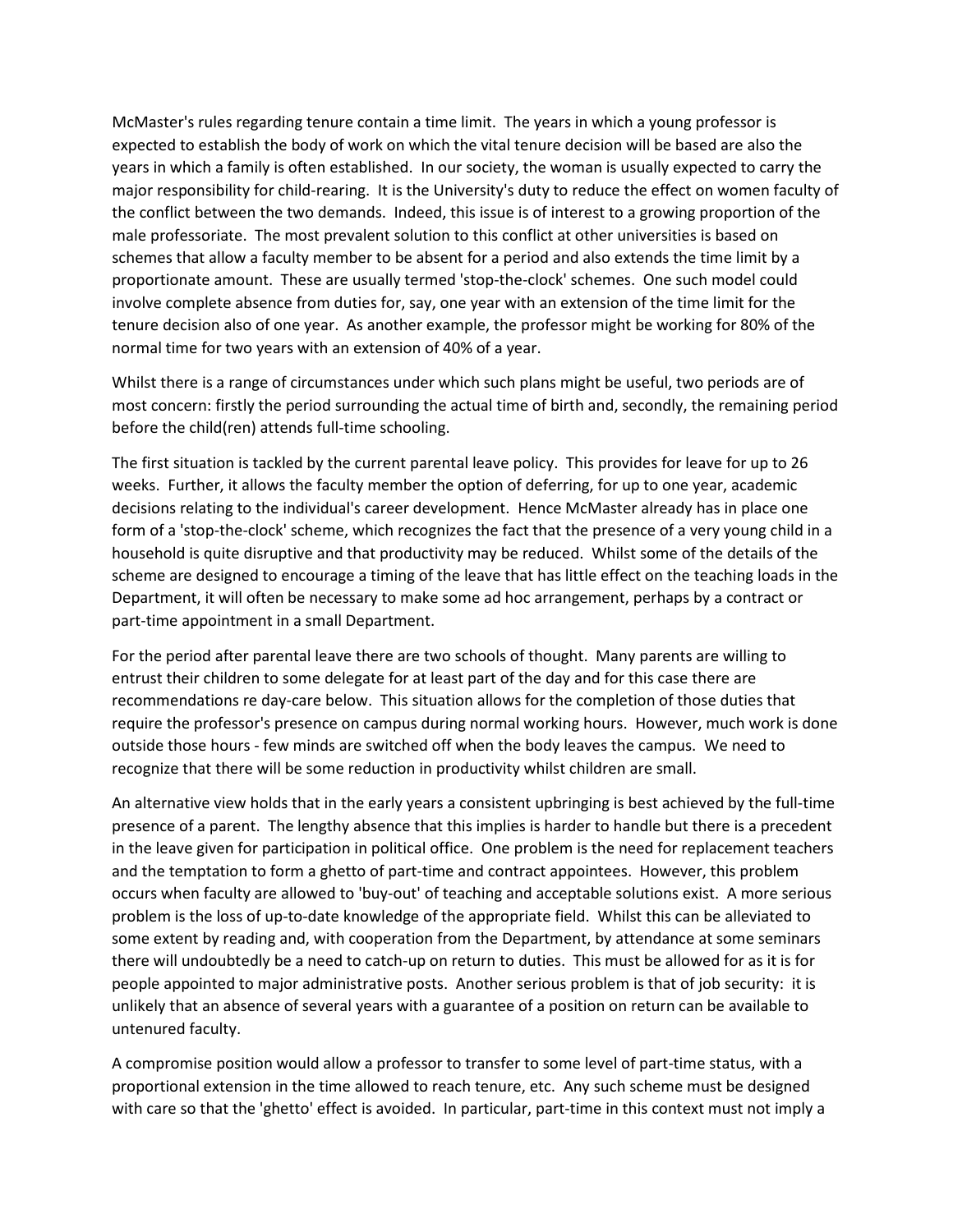McMaster's rules regarding tenure contain a time limit. The years in which a young professor is expected to establish the body of work on which the vital tenure decision will be based are also the years in which a family is often established. In our society, the woman is usually expected to carry the major responsibility for child-rearing. It is the University's duty to reduce the effect on women faculty of the conflict between the two demands. Indeed, this issue is of interest to a growing proportion of the male professoriate. The most prevalent solution to this conflict at other universities is based on schemes that allow a faculty member to be absent for a period and also extends the time limit by a proportionate amount. These are usually termed 'stop-the-clock' schemes. One such model could involve complete absence from duties for, say, one year with an extension of the time limit for the tenure decision also of one year. As another example, the professor might be working for 80% of the normal time for two years with an extension of 40% of a year.

Whilst there is a range of circumstances under which such plans might be useful, two periods are of most concern: firstly the period surrounding the actual time of birth and, secondly, the remaining period before the child(ren) attends full-time schooling.

The first situation is tackled by the current parental leave policy. This provides for leave for up to 26 weeks. Further, it allows the faculty member the option of deferring, for up to one year, academic decisions relating to the individual's career development. Hence McMaster already has in place one form of a 'stop-the-clock' scheme, which recognizes the fact that the presence of a very young child in a household is quite disruptive and that productivity may be reduced. Whilst some of the details of the scheme are designed to encourage a timing of the leave that has little effect on the teaching loads in the Department, it will often be necessary to make some ad hoc arrangement, perhaps by a contract or part-time appointment in a small Department.

For the period after parental leave there are two schools of thought. Many parents are willing to entrust their children to some delegate for at least part of the day and for this case there are recommendations re day-care below. This situation allows for the completion of those duties that require the professor's presence on campus during normal working hours. However, much work is done outside those hours - few minds are switched off when the body leaves the campus. We need to recognize that there will be some reduction in productivity whilst children are small.

An alternative view holds that in the early years a consistent upbringing is best achieved by the full-time presence of a parent. The lengthy absence that this implies is harder to handle but there is a precedent in the leave given for participation in political office. One problem is the need for replacement teachers and the temptation to form a ghetto of part-time and contract appointees. However, this problem occurs when faculty are allowed to 'buy-out' of teaching and acceptable solutions exist. A more serious problem is the loss of up-to-date knowledge of the appropriate field. Whilst this can be alleviated to some extent by reading and, with cooperation from the Department, by attendance at some seminars there will undoubtedly be a need to catch-up on return to duties. This must be allowed for as it is for people appointed to major administrative posts. Another serious problem is that of job security: it is unlikely that an absence of several years with a guarantee of a position on return can be available to untenured faculty.

A compromise position would allow a professor to transfer to some level of part-time status, with a proportional extension in the time allowed to reach tenure, etc. Any such scheme must be designed with care so that the 'ghetto' effect is avoided. In particular, part-time in this context must not imply a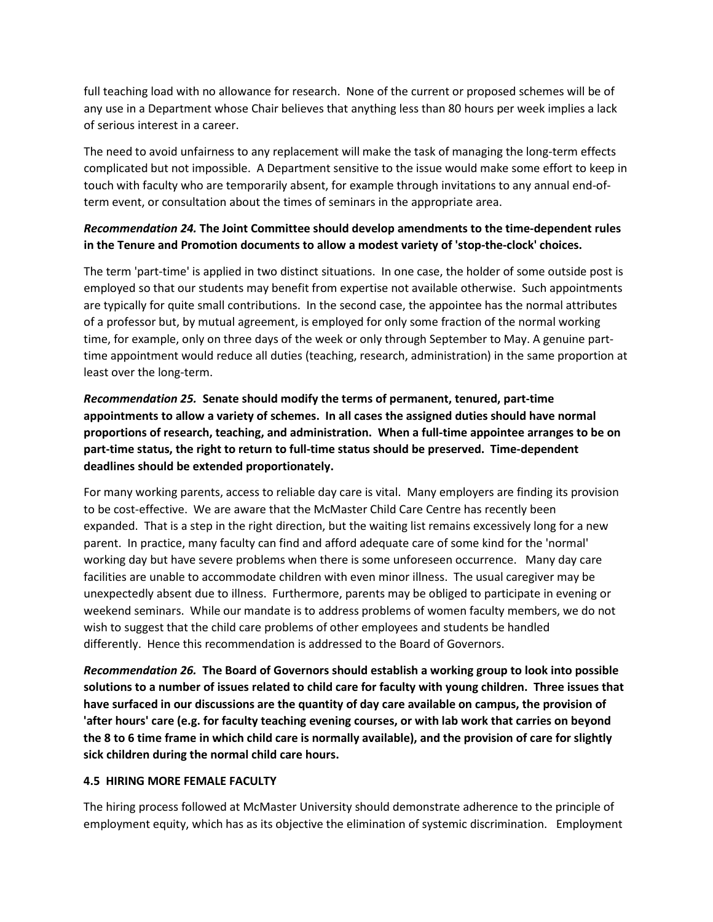full teaching load with no allowance for research. None of the current or proposed schemes will be of any use in a Department whose Chair believes that anything less than 80 hours per week implies a lack of serious interest in a career.

The need to avoid unfairness to any replacement will make the task of managing the long-term effects complicated but not impossible. A Department sensitive to the issue would make some effort to keep in touch with faculty who are temporarily absent, for example through invitations to any annual end-of-term event, or consultation about the times of seminars in the appropriate area.

***Recommendation 24.* The Joint Committee should develop amendments to the time-dependent rules in the Tenure and Promotion documents to allow a modest variety of 'stop-the-clock' choices.**

The term 'part-time' is applied in two distinct situations. In one case, the holder of some outside post is employed so that our students may benefit from expertise not available otherwise. Such appointments are typically for quite small contributions. In the second case, the appointee has the normal attributes of a professor but, by mutual agreement, is employed for only some fraction of the normal working time, for example, only on three days of the week or only through September to May. A genuine part-time appointment would reduce all duties (teaching, research, administration) in the same proportion at least over the long-term.

***Recommendation 25.* Senate should modify the terms of permanent, tenured, part-time appointments to allow a variety of schemes. In all cases the assigned duties should have normal proportions of research, teaching, and administration. When a full-time appointee arranges to be on part-time status, the right to return to full-time status should be preserved. Time-dependent deadlines should be extended proportionately.**

For many working parents, access to reliable day care is vital. Many employers are finding its provision to be cost-effective. We are aware that the McMaster Child Care Centre has recently been expanded. That is a step in the right direction, but the waiting list remains excessively long for a new parent. In practice, many faculty can find and afford adequate care of some kind for the 'normal' working day but have severe problems when there is some unforeseen occurrence. Many day care facilities are unable to accommodate children with even minor illness. The usual caregiver may be unexpectedly absent due to illness. Furthermore, parents may be obliged to participate in evening or weekend seminars. While our mandate is to address problems of women faculty members, we do not wish to suggest that the child care problems of other employees and students be handled differently. Hence this recommendation is addressed to the Board of Governors.

***Recommendation 26.* The Board of Governors should establish a working group to look into possible solutions to a number of issues related to child care for faculty with young children. Three issues that have surfaced in our discussions are the quantity of day care available on campus, the provision of 'after hours' care (e.g. for faculty teaching evening courses, or with lab work that carries on beyond the 8 to 6 time frame in which child care is normally available), and the provision of care for slightly sick children during the normal child care hours.**

### 4.5 HIRING MORE FEMALE FACULTY

The hiring process followed at McMaster University should demonstrate adherence to the principle of employment equity, which has as its objective the elimination of systemic discrimination. Employment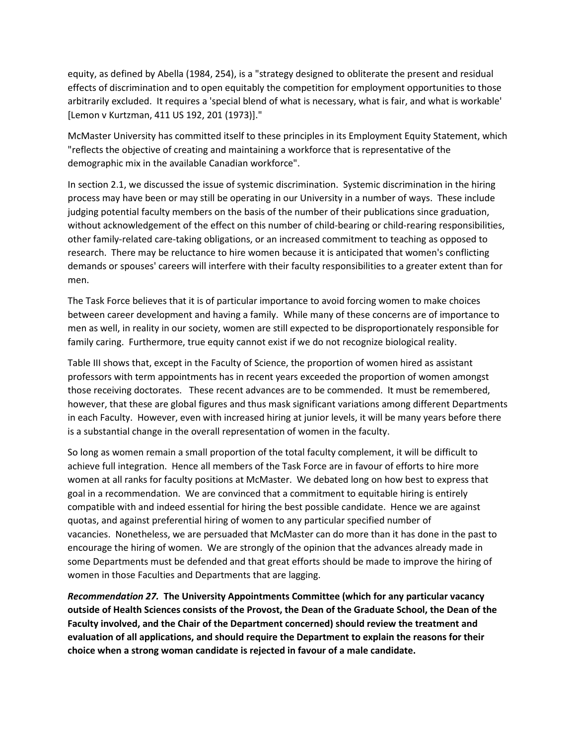equity, as defined by Abella (1984, 254), is a "strategy designed to obliterate the present and residual effects of discrimination and to open equitably the competition for employment opportunities to those arbitrarily excluded. It requires a 'special blend of what is necessary, what is fair, and what is workable' [Lemon v Kurtzman, 411 US 192, 201 (1973)]."

McMaster University has committed itself to these principles in its Employment Equity Statement, which "reflects the objective of creating and maintaining a workforce that is representative of the demographic mix in the available Canadian workforce".

In section 2.1, we discussed the issue of systemic discrimination. Systemic discrimination in the hiring process may have been or may still be operating in our University in a number of ways. These include judging potential faculty members on the basis of the number of their publications since graduation, without acknowledgement of the effect on this number of child-bearing or child-rearing responsibilities, other family-related care-taking obligations, or an increased commitment to teaching as opposed to research. There may be reluctance to hire women because it is anticipated that women's conflicting demands or spouses' careers will interfere with their faculty responsibilities to a greater extent than for men.

The Task Force believes that it is of particular importance to avoid forcing women to make choices between career development and having a family. While many of these concerns are of importance to men as well, in reality in our society, women are still expected to be disproportionately responsible for family caring. Furthermore, true equity cannot exist if we do not recognize biological reality.

Table III shows that, except in the Faculty of Science, the proportion of women hired as assistant professors with term appointments has in recent years exceeded the proportion of women amongst those receiving doctorates. These recent advances are to be commended. It must be remembered, however, that these are global figures and thus mask significant variations among different Departments in each Faculty. However, even with increased hiring at junior levels, it will be many years before there is a substantial change in the overall representation of women in the faculty.

So long as women remain a small proportion of the total faculty complement, it will be difficult to achieve full integration. Hence all members of the Task Force are in favour of efforts to hire more women at all ranks for faculty positions at McMaster. We debated long on how best to express that goal in a recommendation. We are convinced that a commitment to equitable hiring is entirely compatible with and indeed essential for hiring the best possible candidate. Hence we are against quotas, and against preferential hiring of women to any particular specified number of vacancies. Nonetheless, we are persuaded that McMaster can do more than it has done in the past to encourage the hiring of women. We are strongly of the opinion that the advances already made in some Departments must be defended and that great efforts should be made to improve the hiring of women in those Faculties and Departments that are lagging.

***Recommendation 27.*** **The University Appointments Committee (which for any particular vacancy outside of Health Sciences consists of the Provost, the Dean of the Graduate School, the Dean of the Faculty involved, and the Chair of the Department concerned) should review the treatment and evaluation of all applications, and should require the Department to explain the reasons for their choice when a strong woman candidate is rejected in favour of a male candidate.**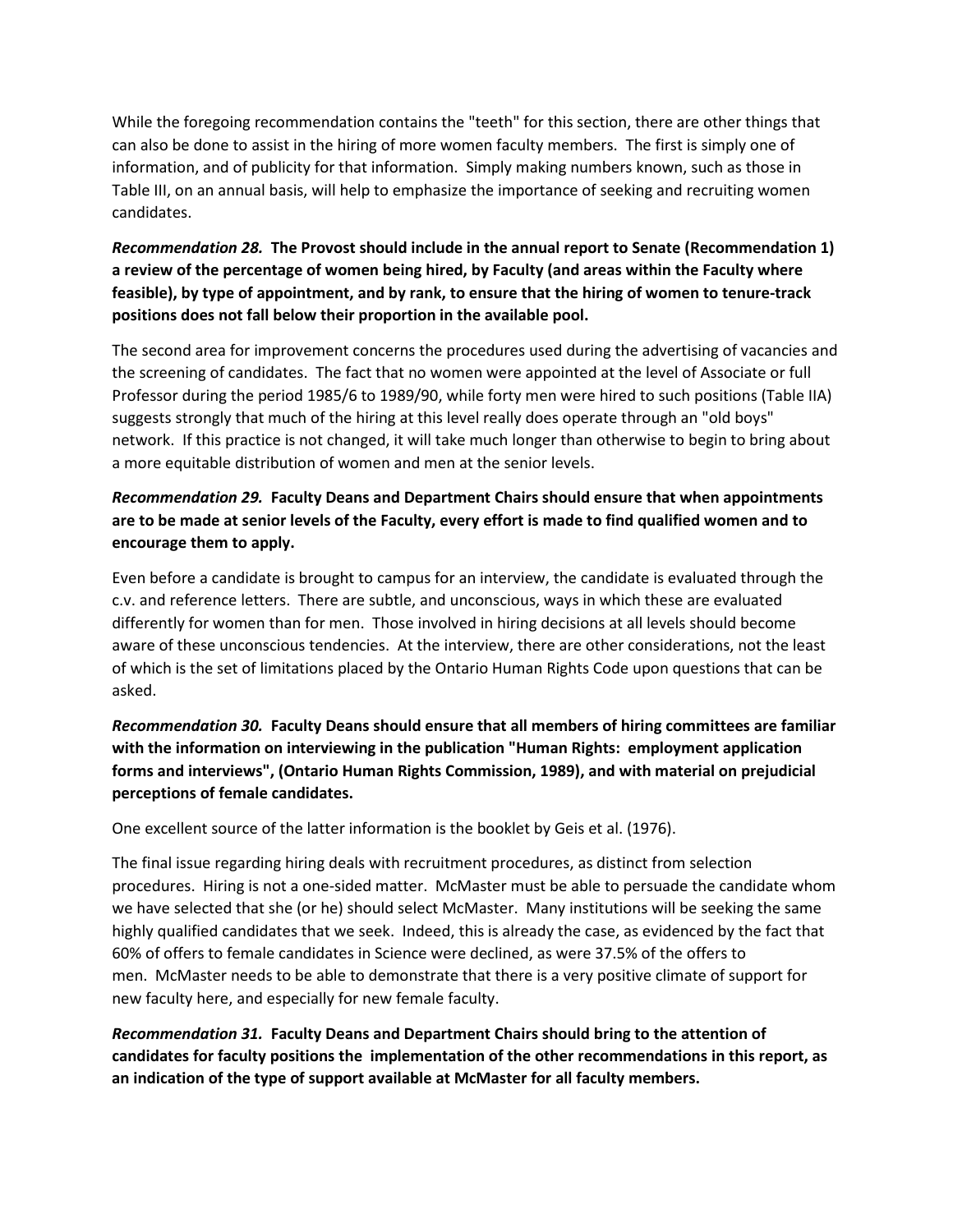While the foregoing recommendation contains the "teeth" for this section, there are other things that can also be done to assist in the hiring of more women faculty members. The first is simply one of information, and of publicity for that information. Simply making numbers known, such as those in Table III, on an annual basis, will help to emphasize the importance of seeking and recruiting women candidates.

***Recommendation 28.*** **The Provost should include in the annual report to Senate (Recommendation 1) a review of the percentage of women being hired, by Faculty (and areas within the Faculty where feasible), by type of appointment, and by rank, to ensure that the hiring of women to tenure-track positions does not fall below their proportion in the available pool.**

The second area for improvement concerns the procedures used during the advertising of vacancies and the screening of candidates. The fact that no women were appointed at the level of Associate or full Professor during the period 1985/6 to 1989/90, while forty men were hired to such positions (Table IIA) suggests strongly that much of the hiring at this level really does operate through an "old boys" network. If this practice is not changed, it will take much longer than otherwise to begin to bring about a more equitable distribution of women and men at the senior levels.

***Recommendation 29.*** **Faculty Deans and Department Chairs should ensure that when appointments are to be made at senior levels of the Faculty, every effort is made to find qualified women and to encourage them to apply.**

Even before a candidate is brought to campus for an interview, the candidate is evaluated through the c.v. and reference letters. There are subtle, and unconscious, ways in which these are evaluated differently for women than for men. Those involved in hiring decisions at all levels should become aware of these unconscious tendencies. At the interview, there are other considerations, not the least of which is the set of limitations placed by the Ontario Human Rights Code upon questions that can be asked.

***Recommendation 30.*** **Faculty Deans should ensure that all members of hiring committees are familiar with the information on interviewing in the publication "Human Rights: employment application forms and interviews", (Ontario Human Rights Commission, 1989), and with material on prejudicial perceptions of female candidates.**

One excellent source of the latter information is the booklet by Geis et al. (1976).

The final issue regarding hiring deals with recruitment procedures, as distinct from selection procedures. Hiring is not a one-sided matter. McMaster must be able to persuade the candidate whom we have selected that she (or he) should select McMaster. Many institutions will be seeking the same highly qualified candidates that we seek. Indeed, this is already the case, as evidenced by the fact that 60% of offers to female candidates in Science were declined, as were 37.5% of the offers to men. McMaster needs to be able to demonstrate that there is a very positive climate of support for new faculty here, and especially for new female faculty.

***Recommendation 31.*** **Faculty Deans and Department Chairs should bring to the attention of candidates for faculty positions the implementation of the other recommendations in this report, as an indication of the type of support available at McMaster for all faculty members.**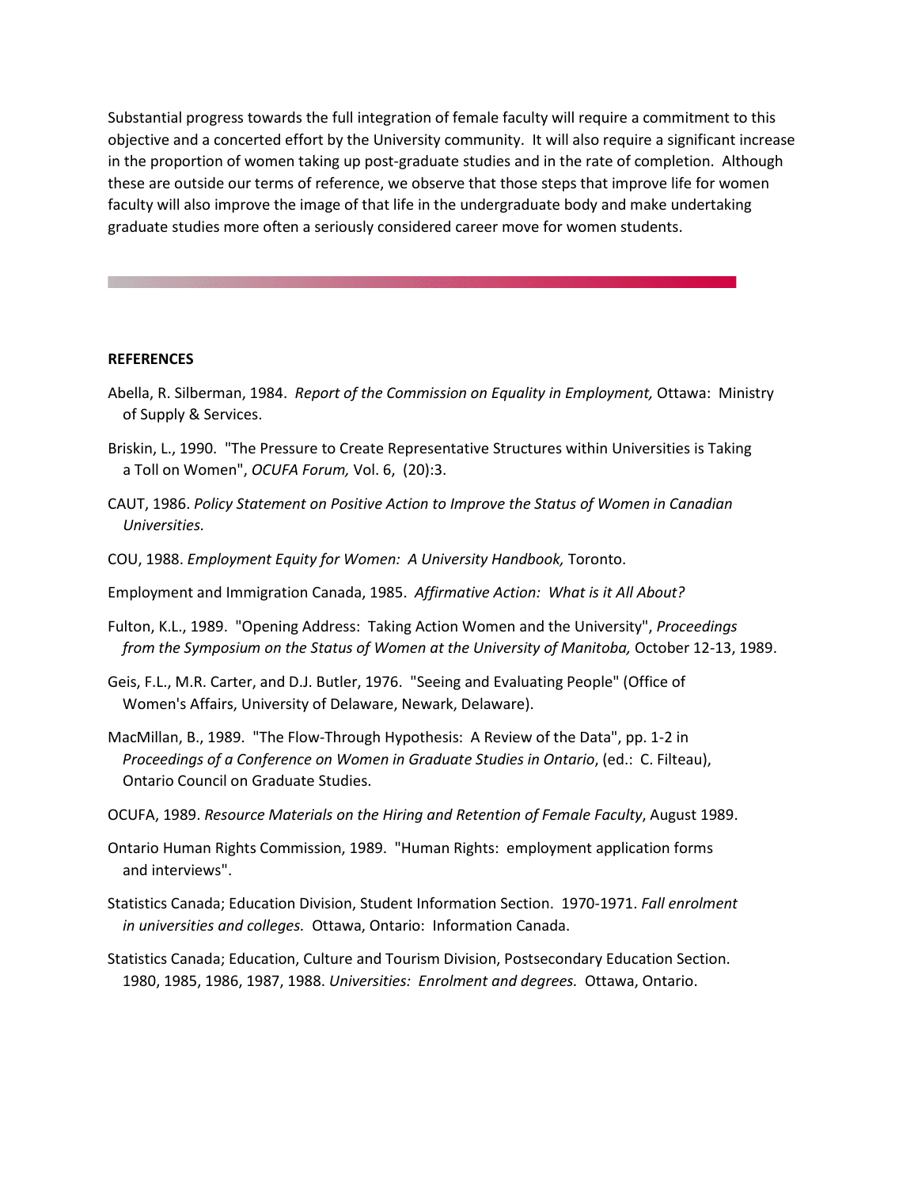Substantial progress towards the full integration of female faculty will require a commitment to this objective and a concerted effort by the University community. It will also require a significant increase in the proportion of women taking up post-graduate studies and in the rate of completion. Although these are outside our terms of reference, we observe that those steps that improve life for women faculty will also improve the image of that life in the undergraduate body and make undertaking graduate studies more often a seriously considered career move for women students.

**REFERENCES**

Abella, R. Silberman, 1984. *Report of the Commission on Equality in Employment,* Ottawa: Ministry of Supply & Services.

Briskin, L., 1990. "The Pressure to Create Representative Structures within Universities is Taking a Toll on Women", *OCUFA Forum,* Vol. 6, (20):3.

CAUT, 1986. *Policy Statement on Positive Action to Improve the Status of Women in Canadian Universities.*

COU, 1988. *Employment Equity for Women: A University Handbook,* Toronto.

Employment and Immigration Canada, 1985. *Affirmative Action: What is it All About?*

Fulton, K.L., 1989. "Opening Address: Taking Action Women and the University", *Proceedings from the Symposium on the Status of Women at the University of Manitoba,* October 12-13, 1989.

Geis, F.L., M.R. Carter, and D.J. Butler, 1976. "Seeing and Evaluating People" (Office of Women's Affairs, University of Delaware, Newark, Delaware).

MacMillan, B., 1989. "The Flow-Through Hypothesis: A Review of the Data", pp. 1-2 in *Proceedings of a Conference on Women in Graduate Studies in Ontario*, (ed.: C. Filteau), Ontario Council on Graduate Studies.

OCUFA, 1989. *Resource Materials on the Hiring and Retention of Female Faculty*, August 1989.

Ontario Human Rights Commission, 1989. "Human Rights: employment application forms and interviews".

Statistics Canada; Education Division, Student Information Section. 1970-1971. *Fall enrolment in universities and colleges.* Ottawa, Ontario: Information Canada.

Statistics Canada; Education, Culture and Tourism Division, Postsecondary Education Section. 1980, 1985, 1986, 1987, 1988. *Universities: Enrolment and degrees.* Ottawa, Ontario.